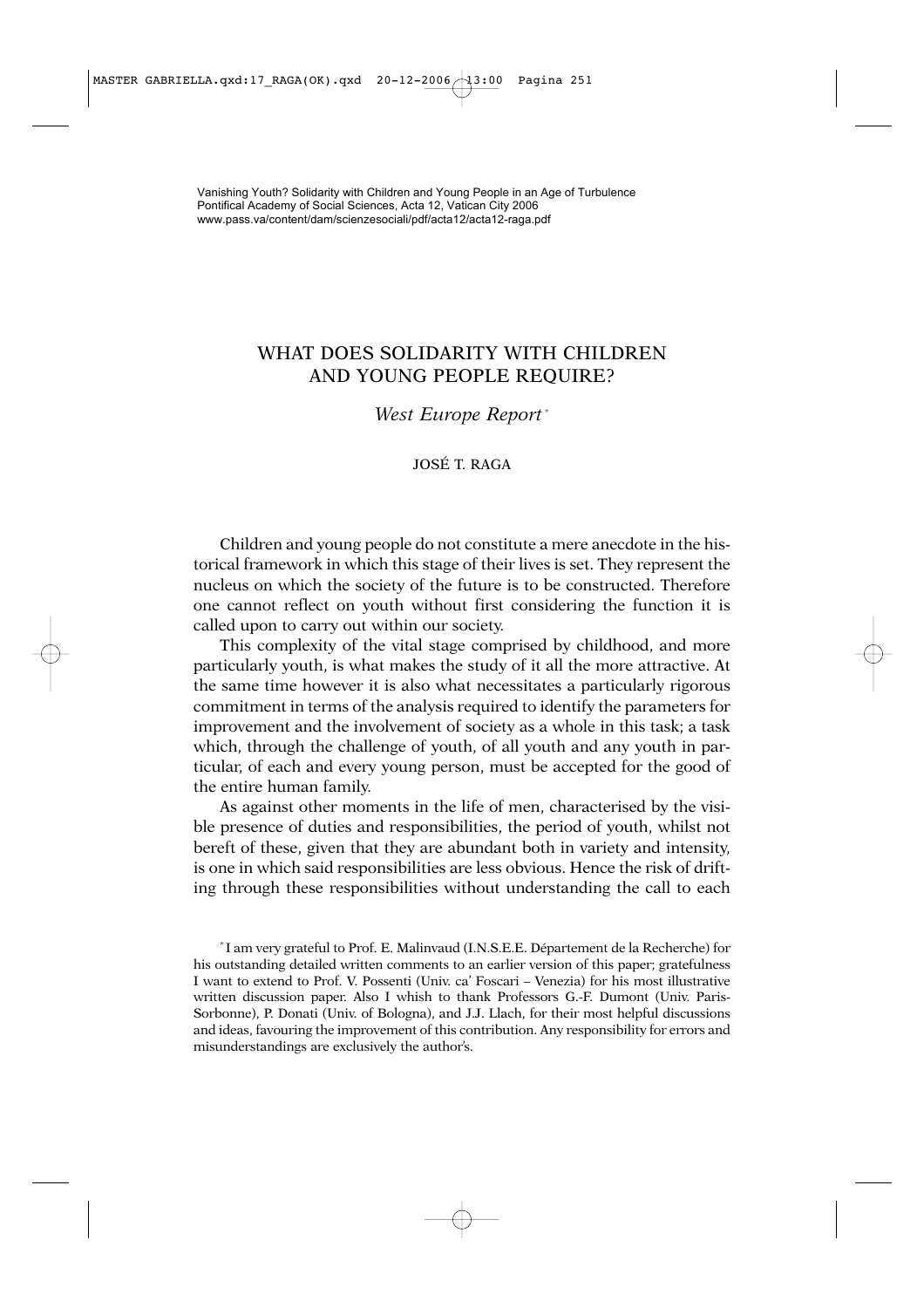Vanishing Youth? Solidarity with Children and Young People in an Age of Turbulence
Pontifical Academy of Social Sciences, Acta 12, Vatican City 2006
www.pass.va/content/dam/scienzesociali/pdf/acta12/acta12-raga.pdf

# WHAT DOES SOLIDARITY WITH CHILDREN AND YOUNG PEOPLE REQUIRE?

## *West Europe Report* *

### JOSÉ T. RAGA

Children and young people do not constitute a mere anecdote in the historical framework in which this stage of their lives is set. They represent the nucleus on which the society of the future is to be constructed. Therefore one cannot reflect on youth without first considering the function it is called upon to carry out within our society.

This complexity of the vital stage comprised by childhood, and more particularly youth, is what makes the study of it all the more attractive. At the same time however it is also what necessitates a particularly rigorous commitment in terms of the analysis required to identify the parameters for improvement and the involvement of society as a whole in this task; a task which, through the challenge of youth, of all youth and any youth in particular, of each and every young person, must be accepted for the good of the entire human family.

As against other moments in the life of men, characterised by the visible presence of duties and responsibilities, the period of youth, whilst not bereft of these, given that they are abundant both in variety and intensity, is one in which said responsibilities are less obvious. Hence the risk of drifting through these responsibilities without understanding the call to each

---

* I am very grateful to Prof. E. Malinvaud (I.N.S.E.E. Département de la Recherche) for his outstanding detailed written comments to an earlier version of this paper; gratefulness I want to extend to Prof. V. Possenti (Univ. ca' Foscari – Venezia) for his most illustrative written discussion paper. Also I whish to thank Professors G.-F. Dumont (Univ. Paris-Sorbonne), P. Donati (Univ. of Bologna), and J.J. Llach, for their most helpful discussions and ideas, favouring the improvement of this contribution. Any responsibility for errors and misunderstandings are exclusively the author's.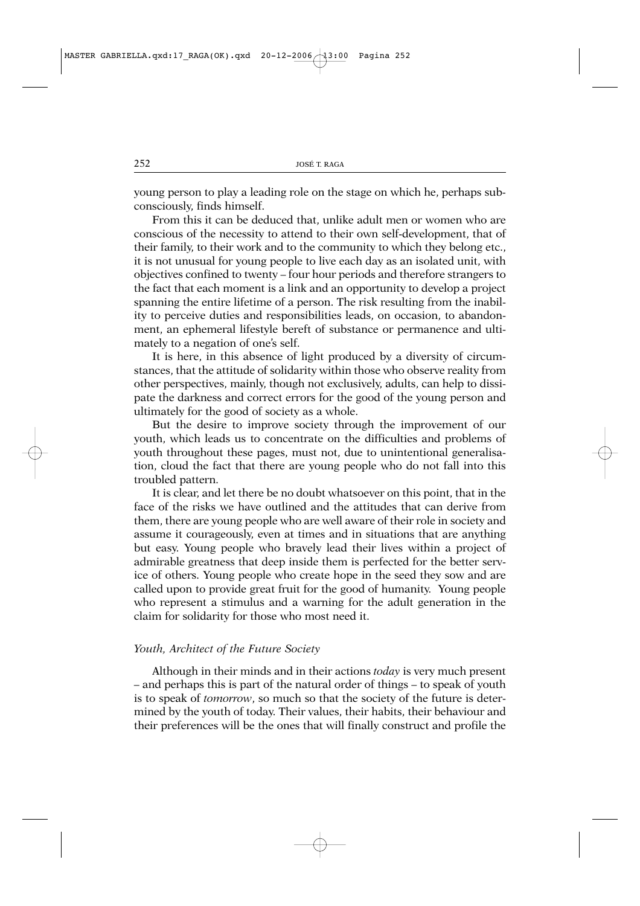young person to play a leading role on the stage on which he, perhaps subconsciously, finds himself.

From this it can be deduced that, unlike adult men or women who are conscious of the necessity to attend to their own self-development, that of their family, to their work and to the community to which they belong etc., it is not unusual for young people to live each day as an isolated unit, with objectives confined to twenty – four hour periods and therefore strangers to the fact that each moment is a link and an opportunity to develop a project spanning the entire lifetime of a person. The risk resulting from the inability to perceive duties and responsibilities leads, on occasion, to abandonment, an ephemeral lifestyle bereft of substance or permanence and ultimately to a negation of one's self.

It is here, in this absence of light produced by a diversity of circumstances, that the attitude of solidarity within those who observe reality from other perspectives, mainly, though not exclusively, adults, can help to dissipate the darkness and correct errors for the good of the young person and ultimately for the good of society as a whole.

But the desire to improve society through the improvement of our youth, which leads us to concentrate on the difficulties and problems of youth throughout these pages, must not, due to unintentional generalisation, cloud the fact that there are young people who do not fall into this troubled pattern.

It is clear, and let there be no doubt whatsoever on this point, that in the face of the risks we have outlined and the attitudes that can derive from them, there are young people who are well aware of their role in society and assume it courageously, even at times and in situations that are anything but easy. Young people who bravely lead their lives within a project of admirable greatness that deep inside them is perfected for the better service of others. Young people who create hope in the seed they sow and are called upon to provide great fruit for the good of humanity. Young people who represent a stimulus and a warning for the adult generation in the claim for solidarity for those who most need it.

### *Youth, Architect of the Future Society*

Although in their minds and in their actions *today* is very much present – and perhaps this is part of the natural order of things – to speak of youth is to speak of *tomorrow*, so much so that the society of the future is determined by the youth of today. Their values, their habits, their behaviour and their preferences will be the ones that will finally construct and profile the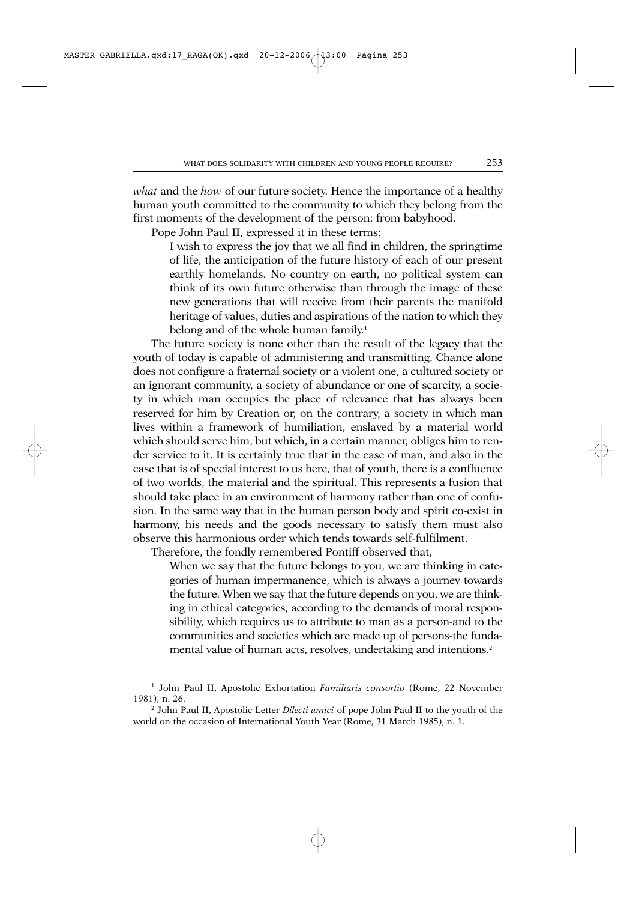*what* and the *how* of our future society. Hence the importance of a healthy human youth committed to the community to which they belong from the first moments of the development of the person: from babyhood.

Pope John Paul II, expressed it in these terms:

> I wish to express the joy that we all find in children, the springtime of life, the anticipation of the future history of each of our present earthly homelands. No country on earth, no political system can think of its own future otherwise than through the image of these new generations that will receive from their parents the manifold heritage of values, duties and aspirations of the nation to which they belong and of the whole human family.[1]

The future society is none other than the result of the legacy that the youth of today is capable of administering and transmitting. Chance alone does not configure a fraternal society or a violent one, a cultured society or an ignorant community, a society of abundance or one of scarcity, a society in which man occupies the place of relevance that has always been reserved for him by Creation or, on the contrary, a society in which man lives within a framework of humiliation, enslaved by a material world which should serve him, but which, in a certain manner, obliges him to render service to it. It is certainly true that in the case of man, and also in the case that is of special interest to us here, that of youth, there is a confluence of two worlds, the material and the spiritual. This represents a fusion that should take place in an environment of harmony rather than one of confusion. In the same way that in the human person body and spirit co-exist in harmony, his needs and the goods necessary to satisfy them must also observe this harmonious order which tends towards self-fulfilment.

Therefore, the fondly remembered Pontiff observed that,

> When we say that the future belongs to you, we are thinking in categories of human impermanence, which is always a journey towards the future. When we say that the future depends on you, we are thinking in ethical categories, according to the demands of moral responsibility, which requires us to attribute to man as a person-and to the communities and societies which are made up of persons-the fundamental value of human acts, resolves, undertaking and intentions.[2]

---

[1] John Paul II, Apostolic Exhortation *Familiaris consortio* (Rome, 22 November 1981), n. 26.

[2] John Paul II, Apostolic Letter *Dilecti amici* of pope John Paul II to the youth of the world on the occasion of International Youth Year (Rome, 31 March 1985), n. 1.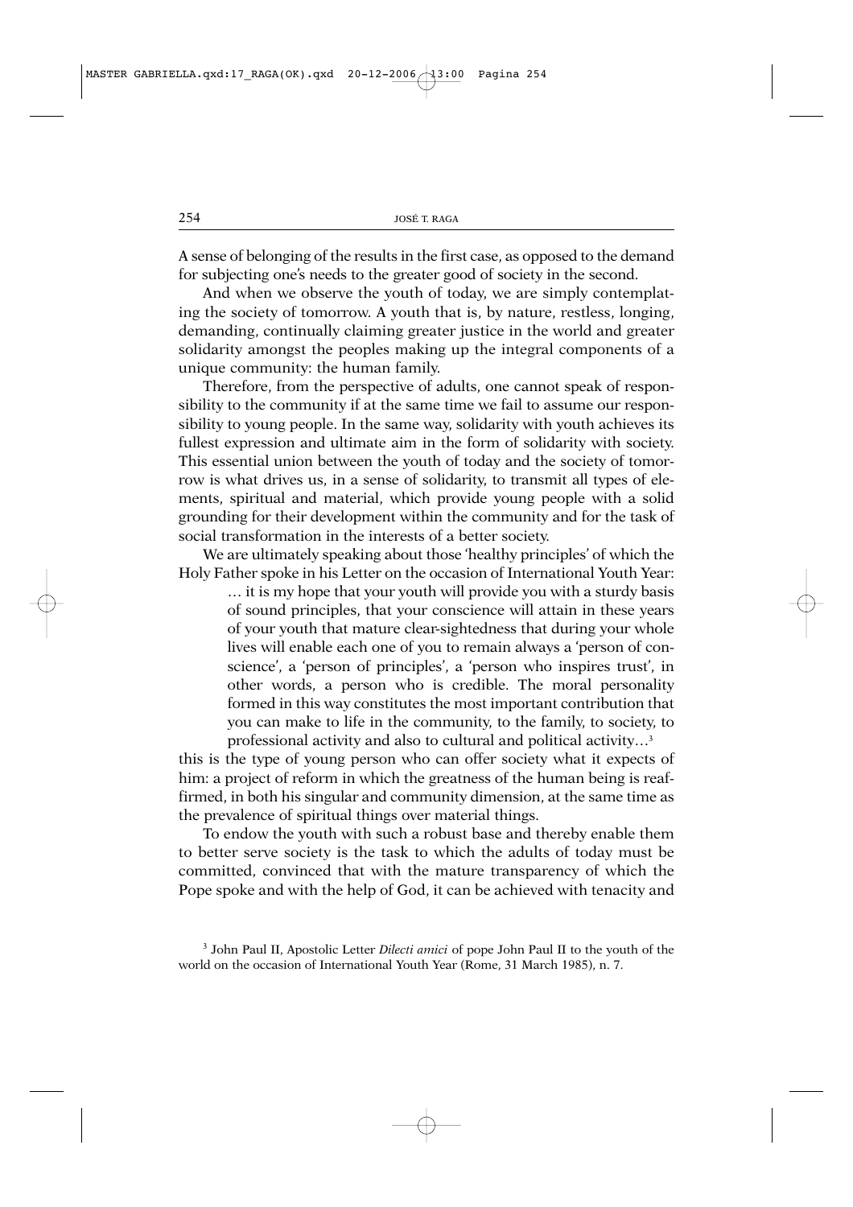A sense of belonging of the results in the first case, as opposed to the demand for subjecting one's needs to the greater good of society in the second.

And when we observe the youth of today, we are simply contemplating the society of tomorrow. A youth that is, by nature, restless, longing, demanding, continually claiming greater justice in the world and greater solidarity amongst the peoples making up the integral components of a unique community: the human family.

Therefore, from the perspective of adults, one cannot speak of responsibility to the community if at the same time we fail to assume our responsibility to young people. In the same way, solidarity with youth achieves its fullest expression and ultimate aim in the form of solidarity with society. This essential union between the youth of today and the society of tomorrow is what drives us, in a sense of solidarity, to transmit all types of elements, spiritual and material, which provide young people with a solid grounding for their development within the community and for the task of social transformation in the interests of a better society.

We are ultimately speaking about those 'healthy principles' of which the Holy Father spoke in his Letter on the occasion of International Youth Year:

> … it is my hope that your youth will provide you with a sturdy basis of sound principles, that your conscience will attain in these years of your youth that mature clear-sightedness that during your whole lives will enable each one of you to remain always a 'person of conscience', a 'person of principles', a 'person who inspires trust', in other words, a person who is credible. The moral personality formed in this way constitutes the most important contribution that you can make to life in the community, to the family, to society, to professional activity and also to cultural and political activity…[3]

this is the type of young person who can offer society what it expects of him: a project of reform in which the greatness of the human being is reaffirmed, in both his singular and community dimension, at the same time as the prevalence of spiritual things over material things.

To endow the youth with such a robust base and thereby enable them to better serve society is the task to which the adults of today must be committed, convinced that with the mature transparency of which the Pope spoke and with the help of God, it can be achieved with tenacity and

[3] John Paul II, Apostolic Letter *Dilecti amici* of pope John Paul II to the youth of the world on the occasion of International Youth Year (Rome, 31 March 1985), n. 7.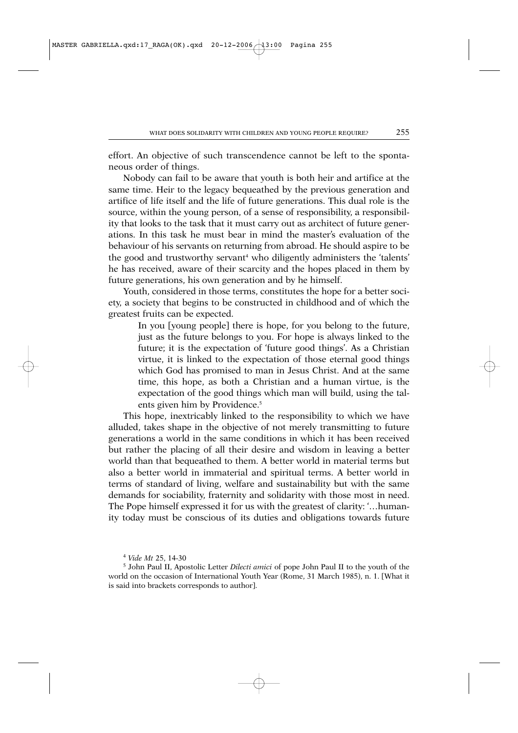effort. An objective of such transcendence cannot be left to the spontaneous order of things.

Nobody can fail to be aware that youth is both heir and artifice at the same time. Heir to the legacy bequeathed by the previous generation and artifice of life itself and the life of future generations. This dual role is the source, within the young person, of a sense of responsibility, a responsibility that looks to the task that it must carry out as architect of future generations. In this task he must bear in mind the master's evaluation of the behaviour of his servants on returning from abroad. He should aspire to be the good and trustworthy servant[4] who diligently administers the 'talents' he has received, aware of their scarcity and the hopes placed in them by future generations, his own generation and by he himself.

Youth, considered in those terms, constitutes the hope for a better society, a society that begins to be constructed in childhood and of which the greatest fruits can be expected.

> In you [young people] there is hope, for you belong to the future, just as the future belongs to you. For hope is always linked to the future; it is the expectation of 'future good things'. As a Christian virtue, it is linked to the expectation of those eternal good things which God has promised to man in Jesus Christ. And at the same time, this hope, as both a Christian and a human virtue, is the expectation of the good things which man will build, using the talents given him by Providence.[5]

This hope, inextricably linked to the responsibility to which we have alluded, takes shape in the objective of not merely transmitting to future generations a world in the same conditions in which it has been received but rather the placing of all their desire and wisdom in leaving a better world than that bequeathed to them. A better world in material terms but also a better world in immaterial and spiritual terms. A better world in terms of standard of living, welfare and sustainability but with the same demands for sociability, fraternity and solidarity with those most in need. The Pope himself expressed it for us with the greatest of clarity: '…humanity today must be conscious of its duties and obligations towards future

[4] *Vide Mt* 25, 14-30

[5] John Paul II, Apostolic Letter *Dilecti amici* of pope John Paul II to the youth of the world on the occasion of International Youth Year (Rome, 31 March 1985), n. 1. [What it is said into brackets corresponds to author].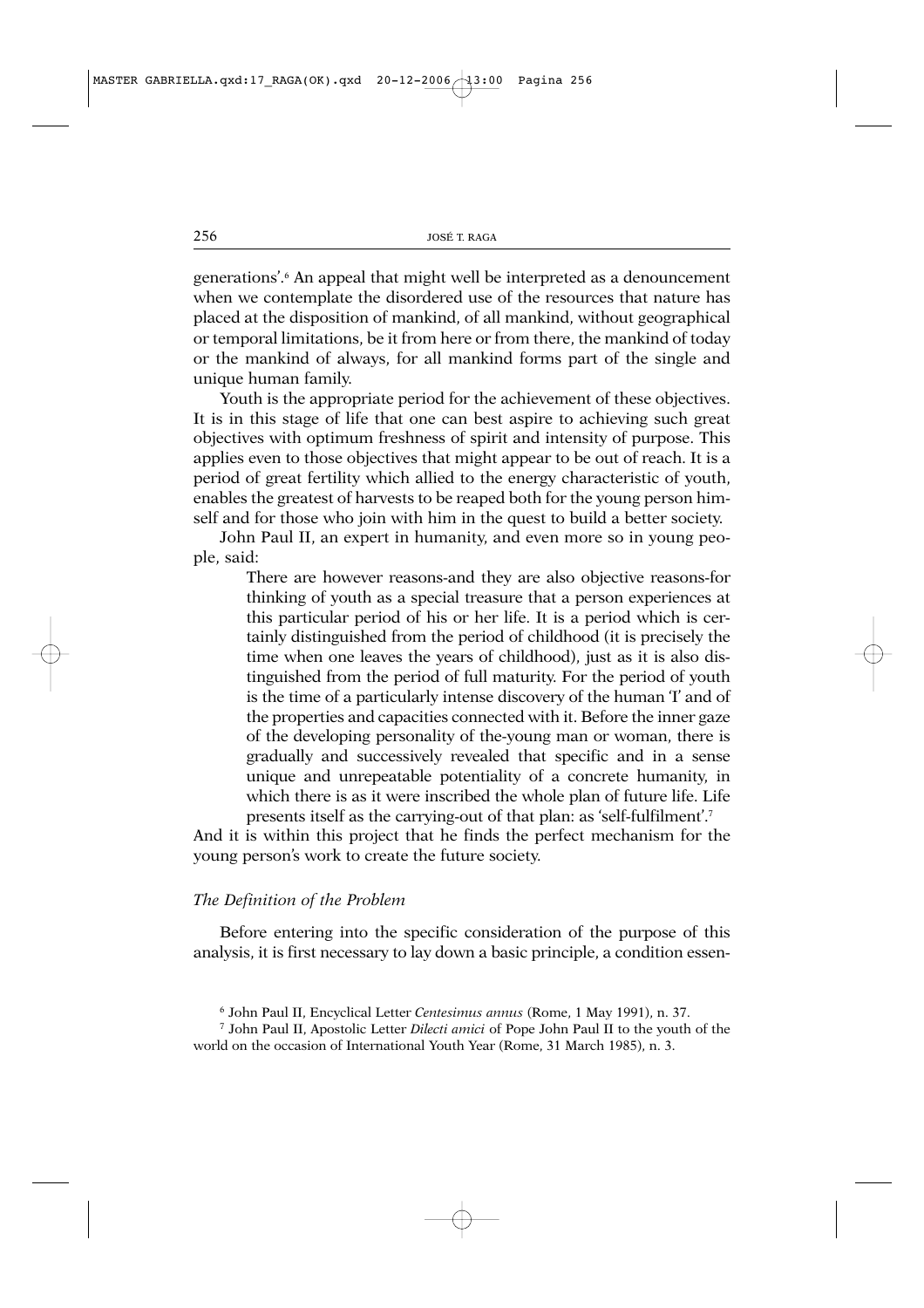generations'.[6] An appeal that might well be interpreted as a denouncement when we contemplate the disordered use of the resources that nature has placed at the disposition of mankind, of all mankind, without geographical or temporal limitations, be it from here or from there, the mankind of today or the mankind of always, for all mankind forms part of the single and unique human family.

Youth is the appropriate period for the achievement of these objectives. It is in this stage of life that one can best aspire to achieving such great objectives with optimum freshness of spirit and intensity of purpose. This applies even to those objectives that might appear to be out of reach. It is a period of great fertility which allied to the energy characteristic of youth, enables the greatest of harvests to be reaped both for the young person himself and for those who join with him in the quest to build a better society.

John Paul II, an expert in humanity, and even more so in young people, said:

> There are however reasons-and they are also objective reasons-for thinking of youth as a special treasure that a person experiences at this particular period of his or her life. It is a period which is certainly distinguished from the period of childhood (it is precisely the time when one leaves the years of childhood), just as it is also distinguished from the period of full maturity. For the period of youth is the time of a particularly intense discovery of the human 'I' and of the properties and capacities connected with it. Before the inner gaze of the developing personality of the-young man or woman, there is gradually and successively revealed that specific and in a sense unique and unrepeatable potentiality of a concrete humanity, in which there is as it were inscribed the whole plan of future life. Life presents itself as the carrying-out of that plan: as 'self-fulfilment'.[7]

And it is within this project that he finds the perfect mechanism for the young person's work to create the future society.

### *The Definition of the Problem*

Before entering into the specific consideration of the purpose of this analysis, it is first necessary to lay down a basic principle, a condition essen-

[6] John Paul II, Encyclical Letter *Centesimus annus* (Rome, 1 May 1991), n. 37.

[7] John Paul II, Apostolic Letter *Dilecti amici* of Pope John Paul II to the youth of the world on the occasion of International Youth Year (Rome, 31 March 1985), n. 3.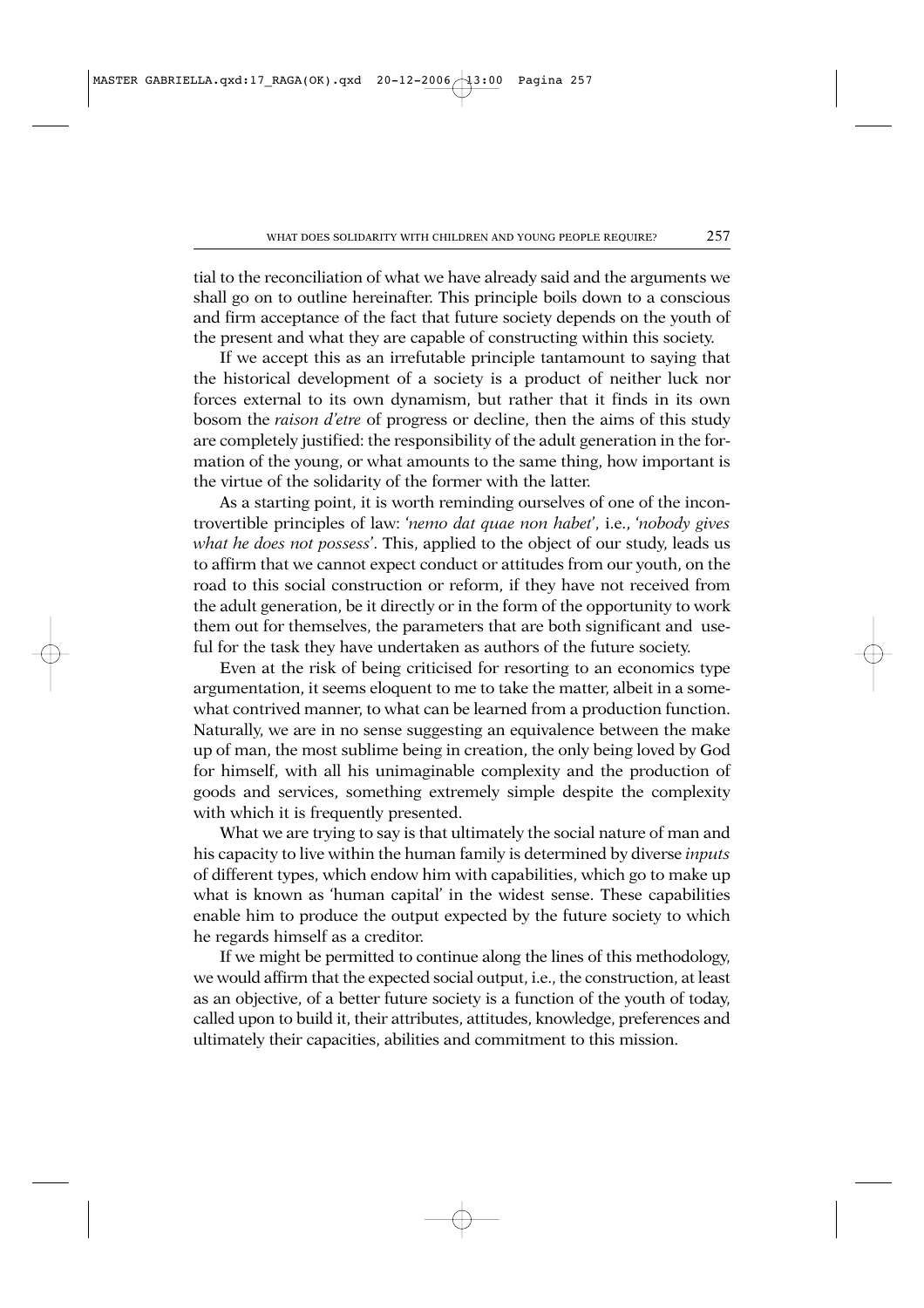tial to the reconciliation of what we have already said and the arguments we shall go on to outline hereinafter. This principle boils down to a conscious and firm acceptance of the fact that future society depends on the youth of the present and what they are capable of constructing within this society.

If we accept this as an irrefutable principle tantamount to saying that the historical development of a society is a product of neither luck nor forces external to its own dynamism, but rather that it finds in its own bosom the *raison d'etre* of progress or decline, then the aims of this study are completely justified: the responsibility of the adult generation in the formation of the young, or what amounts to the same thing, how important is the virtue of the solidarity of the former with the latter.

As a starting point, it is worth reminding ourselves of one of the incontrovertible principles of law: '*nemo dat quae non habet*', i.e., '*nobody gives what he does not possess*'. This, applied to the object of our study, leads us to affirm that we cannot expect conduct or attitudes from our youth, on the road to this social construction or reform, if they have not received from the adult generation, be it directly or in the form of the opportunity to work them out for themselves, the parameters that are both significant and useful for the task they have undertaken as authors of the future society.

Even at the risk of being criticised for resorting to an economics type argumentation, it seems eloquent to me to take the matter, albeit in a somewhat contrived manner, to what can be learned from a production function. Naturally, we are in no sense suggesting an equivalence between the make up of man, the most sublime being in creation, the only being loved by God for himself, with all his unimaginable complexity and the production of goods and services, something extremely simple despite the complexity with which it is frequently presented.

What we are trying to say is that ultimately the social nature of man and his capacity to live within the human family is determined by diverse *inputs* of different types, which endow him with capabilities, which go to make up what is known as 'human capital' in the widest sense. These capabilities enable him to produce the output expected by the future society to which he regards himself as a creditor.

If we might be permitted to continue along the lines of this methodology, we would affirm that the expected social output, i.e., the construction, at least as an objective, of a better future society is a function of the youth of today, called upon to build it, their attributes, attitudes, knowledge, preferences and ultimately their capacities, abilities and commitment to this mission.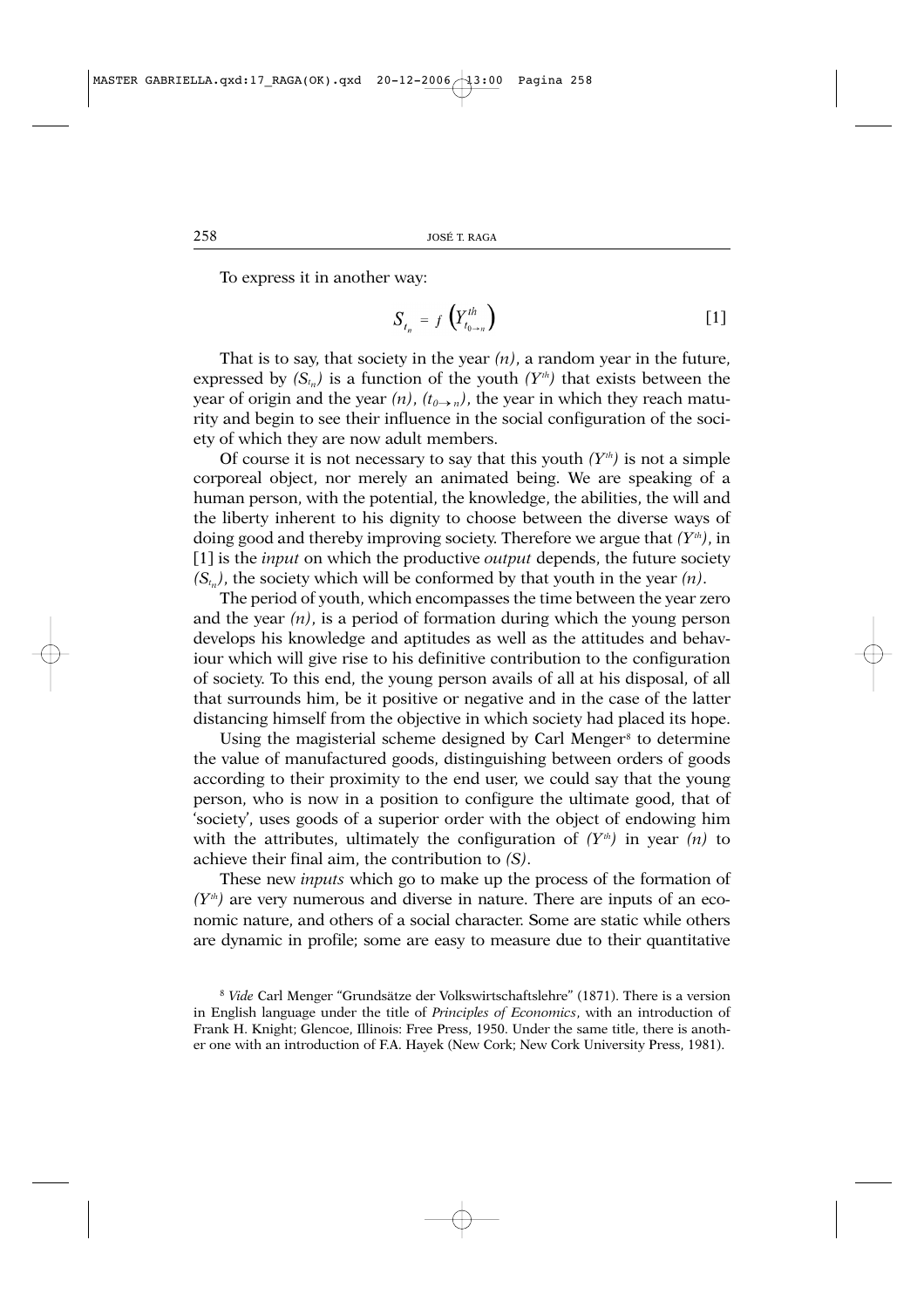To express it in another way:

$$S_{t_n} = f\left(Y^{th}_{t_{0\rightarrow n}}\right) \qquad [1]$$

That is to say, that society in the year *(n)*, a random year in the future, expressed by $(S_{t_n})$ is a function of the youth $(Y^{th})$ that exists between the year of origin and the year *(n)*, $(t_{0\rightarrow n})$, the year in which they reach maturity and begin to see their influence in the social configuration of the society of which they are now adult members.

Of course it is not necessary to say that this youth $(Y^{th})$ is not a simple corporeal object, nor merely an animated being. We are speaking of a human person, with the potential, the knowledge, the abilities, the will and the liberty inherent to his dignity to choose between the diverse ways of doing good and thereby improving society. Therefore we argue that $(Y^{th})$, in [1] is the *input* on which the productive *output* depends, the future society $(S_{t_n})$, the society which will be conformed by that youth in the year *(n)*.

The period of youth, which encompasses the time between the year zero and the year *(n)*, is a period of formation during which the young person develops his knowledge and aptitudes as well as the attitudes and behaviour which will give rise to his definitive contribution to the configuration of society. To this end, the young person avails of all at his disposal, of all that surrounds him, be it positive or negative and in the case of the latter distancing himself from the objective in which society had placed its hope.

Using the magisterial scheme designed by Carl Menger[8] to determine the value of manufactured goods, distinguishing between orders of goods according to their proximity to the end user, we could say that the young person, who is now in a position to configure the ultimate good, that of 'society', uses goods of a superior order with the object of endowing him with the attributes, ultimately the configuration of $(Y^{th})$ in year *(n)* to achieve their final aim, the contribution to *(S)*.

These new *inputs* which go to make up the process of the formation of $(Y^{th})$ are very numerous and diverse in nature. There are inputs of an economic nature, and others of a social character. Some are static while others are dynamic in profile; some are easy to measure due to their quantitative

[8] *Vide* Carl Menger "Grundsätze der Volkswirtschaftslehre" (1871). There is a version in English language under the title of *Principles of Economics*, with an introduction of Frank H. Knight; Glencoe, Illinois: Free Press, 1950. Under the same title, there is another one with an introduction of F.A. Hayek (New Cork; New Cork University Press, 1981).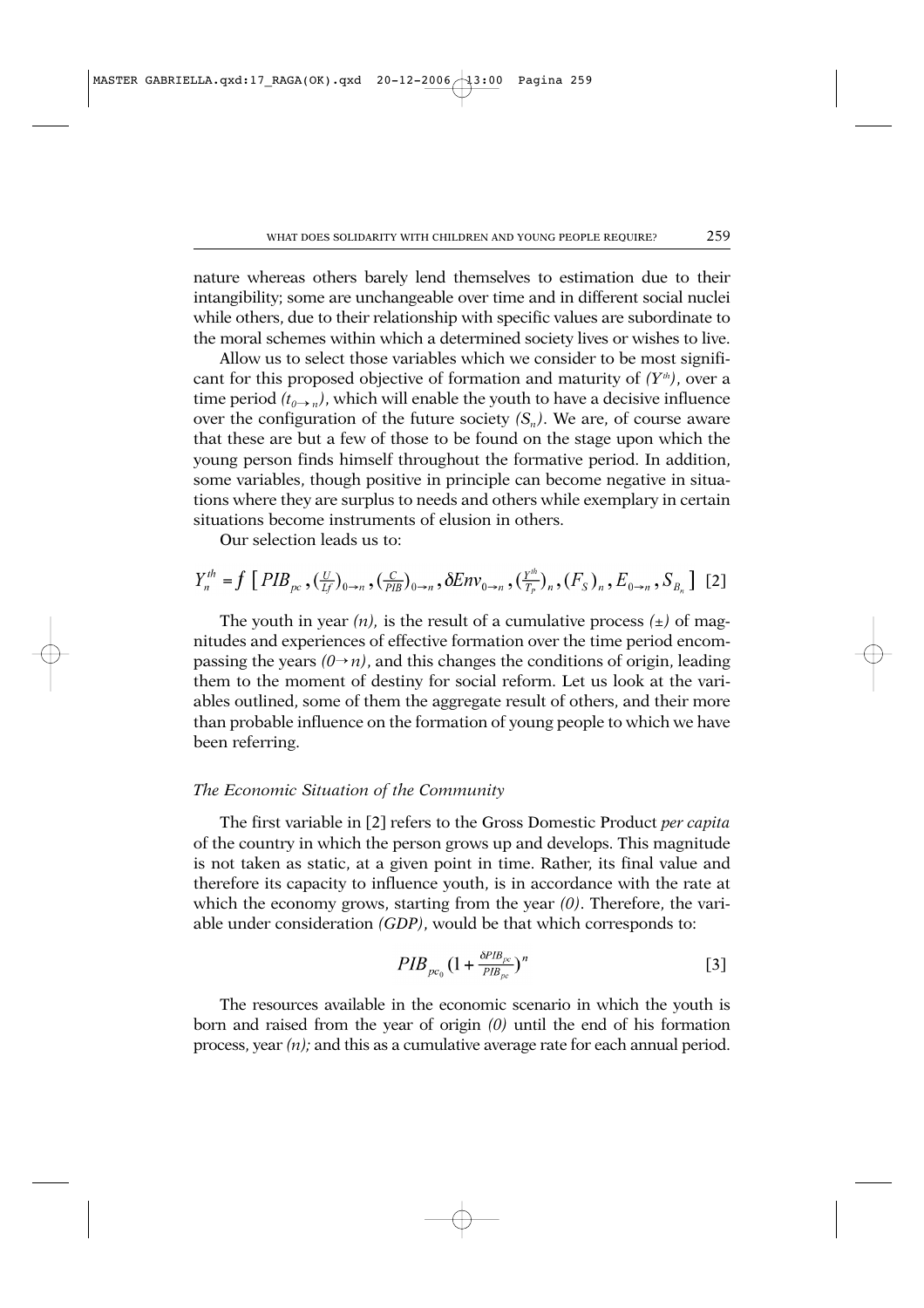nature whereas others barely lend themselves to estimation due to their intangibility; some are unchangeable over time and in different social nuclei while others, due to their relationship with specific values are subordinate to the moral schemes within which a determined society lives or wishes to live.

Allow us to select those variables which we consider to be most significant for this proposed objective of formation and maturity of *($Y^{th}$)*, over a time period *($t_{0\rightarrow n}$)*, which will enable the youth to have a decisive influence over the configuration of the future society *($S_n$)*. We are, of course aware that these are but a few of those to be found on the stage upon which the young person finds himself throughout the formative period. In addition, some variables, though positive in principle can become negative in situations where they are surplus to needs and others while exemplary in certain situations become instruments of elusion in others.

Our selection leads us to:

$$Y_n^{th} = f\left[PIB_{pc}, \left(\tfrac{U}{Lf}\right)_{0\rightarrow n}, \left(\tfrac{C}{PIB}\right)_{0\rightarrow n}, \delta Env_{0\rightarrow n}, \left(\tfrac{Y^{th}}{T_P}\right)_n, (F_S)_n, E_{0\rightarrow n}, S_{B_n}\right] \quad [2]$$

The youth in year *(n)*, is the result of a cumulative process *(±)* of magnitudes and experiences of effective formation over the time period encompassing the years *($0\rightarrow n$)*, and this changes the conditions of origin, leading them to the moment of destiny for social reform. Let us look at the variables outlined, some of them the aggregate result of others, and their more than probable influence on the formation of young people to which we have been referring.

### *The Economic Situation of the Community*

The first variable in [2] refers to the Gross Domestic Product *per capita* of the country in which the person grows up and develops. This magnitude is not taken as static, at a given point in time. Rather, its final value and therefore its capacity to influence youth, is in accordance with the rate at which the economy grows, starting from the year *(0)*. Therefore, the variable under consideration *(GDP)*, would be that which corresponds to:

$$PIB_{pc_0}\left(1+\tfrac{\delta PIB_{pc}}{PIB_{pc}}\right)^n \quad [3]$$

The resources available in the economic scenario in which the youth is born and raised from the year of origin *(0)* until the end of his formation process, year *(n)*; and this as a cumulative average rate for each annual period.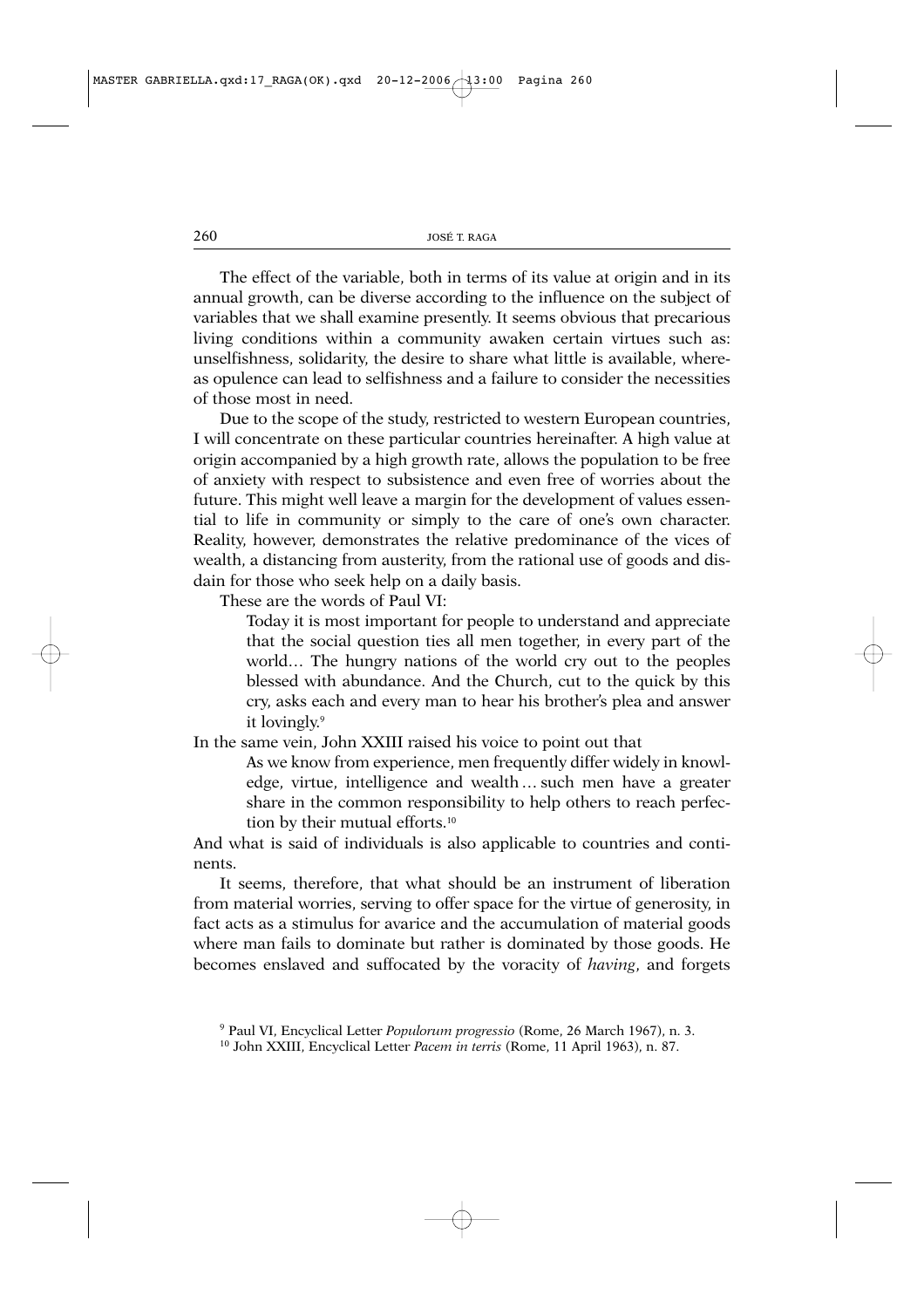The effect of the variable, both in terms of its value at origin and in its annual growth, can be diverse according to the influence on the subject of variables that we shall examine presently. It seems obvious that precarious living conditions within a community awaken certain virtues such as: unselfishness, solidarity, the desire to share what little is available, whereas opulence can lead to selfishness and a failure to consider the necessities of those most in need.

Due to the scope of the study, restricted to western European countries, I will concentrate on these particular countries hereinafter. A high value at origin accompanied by a high growth rate, allows the population to be free of anxiety with respect to subsistence and even free of worries about the future. This might well leave a margin for the development of values essential to life in community or simply to the care of one's own character. Reality, however, demonstrates the relative predominance of the vices of wealth, a distancing from austerity, from the rational use of goods and disdain for those who seek help on a daily basis.

These are the words of Paul VI:

> Today it is most important for people to understand and appreciate that the social question ties all men together, in every part of the world… The hungry nations of the world cry out to the peoples blessed with abundance. And the Church, cut to the quick by this cry, asks each and every man to hear his brother's plea and answer it lovingly.[9]

In the same vein, John XXIII raised his voice to point out that

> As we know from experience, men frequently differ widely in knowledge, virtue, intelligence and wealth… such men have a greater share in the common responsibility to help others to reach perfection by their mutual efforts.[10]

And what is said of individuals is also applicable to countries and continents.

It seems, therefore, that what should be an instrument of liberation from material worries, serving to offer space for the virtue of generosity, in fact acts as a stimulus for avarice and the accumulation of material goods where man fails to dominate but rather is dominated by those goods. He becomes enslaved and suffocated by the voracity of *having*, and forgets

---

[9] Paul VI, Encyclical Letter *Populorum progressio* (Rome, 26 March 1967), n. 3.

[10] John XXIII, Encyclical Letter *Pacem in terris* (Rome, 11 April 1963), n. 87.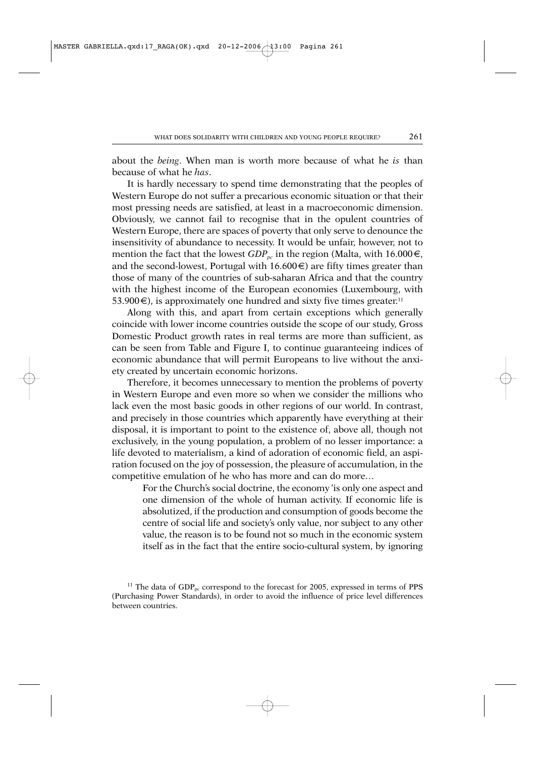about the *being*. When man is worth more because of what he *is* than because of what he *has*.

It is hardly necessary to spend time demonstrating that the peoples of Western Europe do not suffer a precarious economic situation or that their most pressing needs are satisfied, at least in a macroeconomic dimension. Obviously, we cannot fail to recognise that in the opulent countries of Western Europe, there are spaces of poverty that only serve to denounce the insensitivity of abundance to necessity. It would be unfair, however, not to mention the fact that the lowest $GDP_{pc}$ in the region (Malta, with 16.000€, and the second-lowest, Portugal with 16.600€) are fifty times greater than those of many of the countries of sub-saharan Africa and that the country with the highest income of the European economies (Luxembourg, with 53.900€), is approximately one hundred and sixty five times greater.[11]

Along with this, and apart from certain exceptions which generally coincide with lower income countries outside the scope of our study, Gross Domestic Product growth rates in real terms are more than sufficient, as can be seen from Table and Figure I, to continue guaranteeing indices of economic abundance that will permit Europeans to live without the anxiety created by uncertain economic horizons.

Therefore, it becomes unnecessary to mention the problems of poverty in Western Europe and even more so when we consider the millions who lack even the most basic goods in other regions of our world. In contrast, and precisely in those countries which apparently have everything at their disposal, it is important to point to the existence of, above all, though not exclusively, in the young population, a problem of no lesser importance: a life devoted to materialism, a kind of adoration of economic field, an aspiration focused on the joy of possession, the pleasure of accumulation, in the competitive emulation of he who has more and can do more…

> For the Church's social doctrine, the economy 'is only one aspect and one dimension of the whole of human activity. If economic life is absolutized, if the production and consumption of goods become the centre of social life and society's only value, nor subject to any other value, the reason is to be found not so much in the economic system itself as in the fact that the entire socio-cultural system, by ignoring

[11] The data of $GDP_{pc}$ correspond to the forecast for 2005, expressed in terms of PPS (Purchasing Power Standards), in order to avoid the influence of price level differences between countries.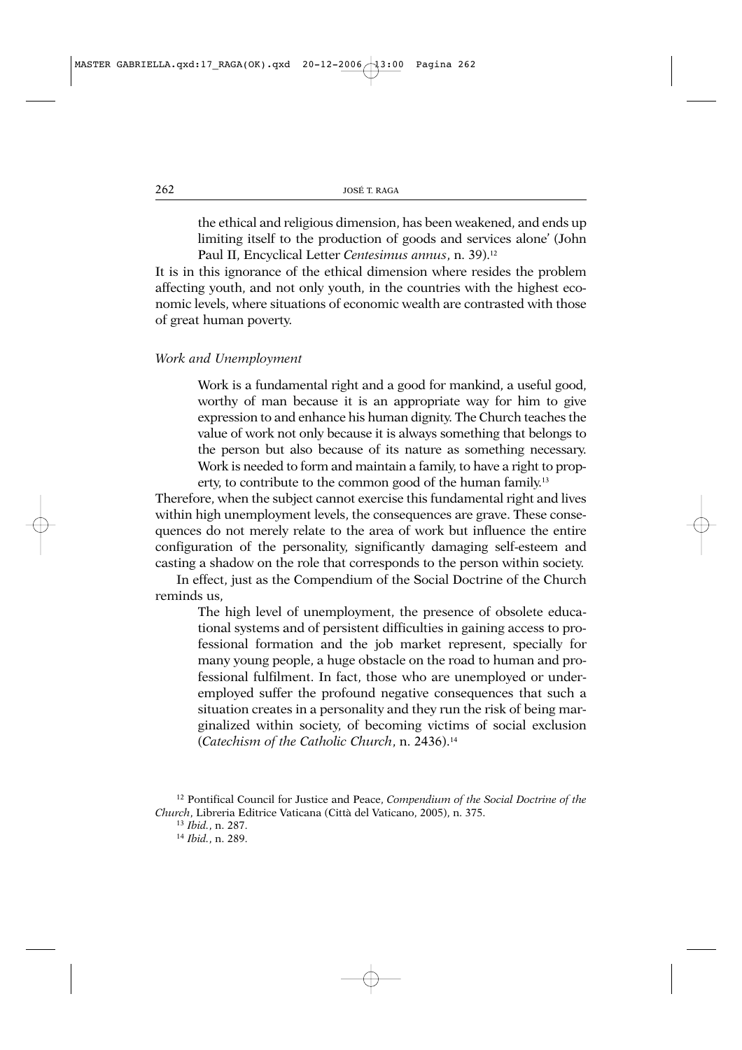> the ethical and religious dimension, has been weakened, and ends up limiting itself to the production of goods and services alone' (John Paul II, Encyclical Letter *Centesimus annus*, n. 39).[12]

It is in this ignorance of the ethical dimension where resides the problem affecting youth, and not only youth, in the countries with the highest economic levels, where situations of economic wealth are contrasted with those of great human poverty.

*Work and Unemployment*

> Work is a fundamental right and a good for mankind, a useful good, worthy of man because it is an appropriate way for him to give expression to and enhance his human dignity. The Church teaches the value of work not only because it is always something that belongs to the person but also because of its nature as something necessary. Work is needed to form and maintain a family, to have a right to property, to contribute to the common good of the human family.[13]

Therefore, when the subject cannot exercise this fundamental right and lives within high unemployment levels, the consequences are grave. These consequences do not merely relate to the area of work but influence the entire configuration of the personality, significantly damaging self-esteem and casting a shadow on the role that corresponds to the person within society.

In effect, just as the Compendium of the Social Doctrine of the Church reminds us,

> The high level of unemployment, the presence of obsolete educational systems and of persistent difficulties in gaining access to professional formation and the job market represent, specially for many young people, a huge obstacle on the road to human and professional fulfilment. In fact, those who are unemployed or underemployed suffer the profound negative consequences that such a situation creates in a personality and they run the risk of being marginalized within society, of becoming victims of social exclusion (*Catechism of the Catholic Church*, n. 2436).[14]

---

[12] Pontifical Council for Justice and Peace, *Compendium of the Social Doctrine of the Church*, Libreria Editrice Vaticana (Città del Vaticano, 2005), n. 375.

[13] *Ibid.*, n. 287.

[14] *Ibid.*, n. 289.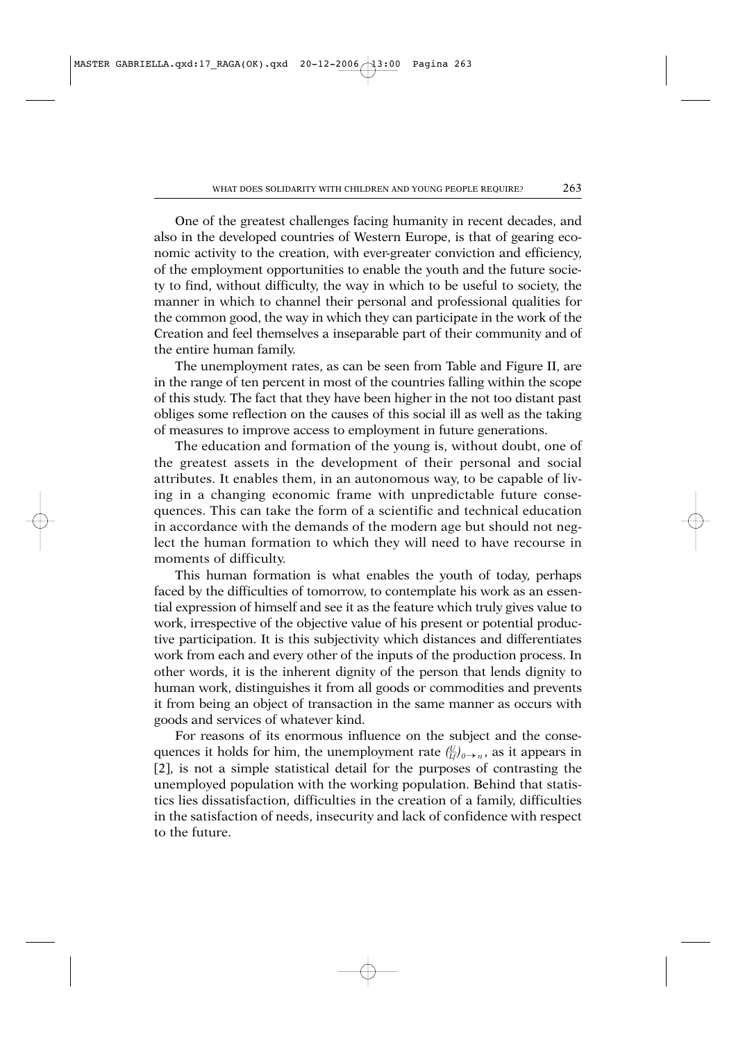One of the greatest challenges facing humanity in recent decades, and also in the developed countries of Western Europe, is that of gearing economic activity to the creation, with ever-greater conviction and efficiency, of the employment opportunities to enable the youth and the future society to find, without difficulty, the way in which to be useful to society, the manner in which to channel their personal and professional qualities for the common good, the way in which they can participate in the work of the Creation and feel themselves a inseparable part of their community and of the entire human family.

The unemployment rates, as can be seen from Table and Figure II, are in the range of ten percent in most of the countries falling within the scope of this study. The fact that they have been higher in the not too distant past obliges some reflection on the causes of this social ill as well as the taking of measures to improve access to employment in future generations.

The education and formation of the young is, without doubt, one of the greatest assets in the development of their personal and social attributes. It enables them, in an autonomous way, to be capable of living in a changing economic frame with unpredictable future consequences. This can take the form of a scientific and technical education in accordance with the demands of the modern age but should not neglect the human formation to which they will need to have recourse in moments of difficulty.

This human formation is what enables the youth of today, perhaps faced by the difficulties of tomorrow, to contemplate his work as an essential expression of himself and see it as the feature which truly gives value to work, irrespective of the objective value of his present or potential productive participation. It is this subjectivity which distances and differentiates work from each and every other of the inputs of the production process. In other words, it is the inherent dignity of the person that lends dignity to human work, distinguishes it from all goods or commodities and prevents it from being an object of transaction in the same manner as occurs with goods and services of whatever kind.

For reasons of its enormous influence on the subject and the consequences it holds for him, the unemployment rate $(\frac{U}{Lf})_{0\rightarrow n}$, as it appears in [2], is not a simple statistical detail for the purposes of contrasting the unemployed population with the working population. Behind that statistics lies dissatisfaction, difficulties in the creation of a family, difficulties in the satisfaction of needs, insecurity and lack of confidence with respect to the future.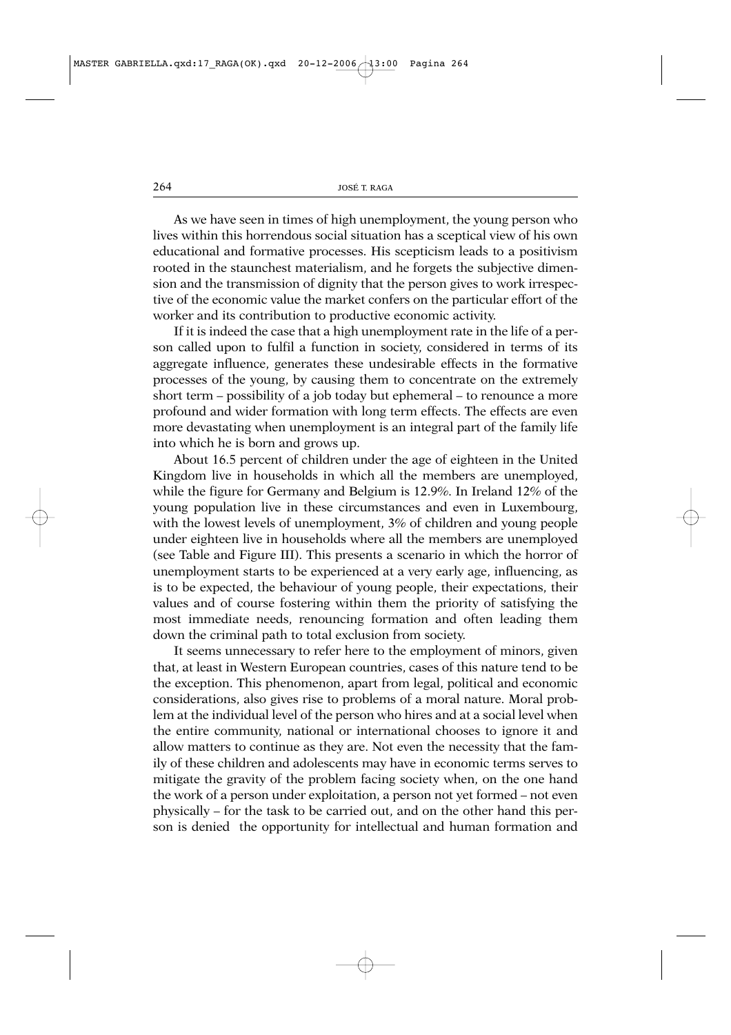As we have seen in times of high unemployment, the young person who lives within this horrendous social situation has a sceptical view of his own educational and formative processes. His scepticism leads to a positivism rooted in the staunchest materialism, and he forgets the subjective dimension and the transmission of dignity that the person gives to work irrespective of the economic value the market confers on the particular effort of the worker and its contribution to productive economic activity.

If it is indeed the case that a high unemployment rate in the life of a person called upon to fulfil a function in society, considered in terms of its aggregate influence, generates these undesirable effects in the formative processes of the young, by causing them to concentrate on the extremely short term – possibility of a job today but ephemeral – to renounce a more profound and wider formation with long term effects. The effects are even more devastating when unemployment is an integral part of the family life into which he is born and grows up.

About 16.5 percent of children under the age of eighteen in the United Kingdom live in households in which all the members are unemployed, while the figure for Germany and Belgium is 12.9%. In Ireland 12% of the young population live in these circumstances and even in Luxembourg, with the lowest levels of unemployment, 3% of children and young people under eighteen live in households where all the members are unemployed (see Table and Figure III). This presents a scenario in which the horror of unemployment starts to be experienced at a very early age, influencing, as is to be expected, the behaviour of young people, their expectations, their values and of course fostering within them the priority of satisfying the most immediate needs, renouncing formation and often leading them down the criminal path to total exclusion from society.

It seems unnecessary to refer here to the employment of minors, given that, at least in Western European countries, cases of this nature tend to be the exception. This phenomenon, apart from legal, political and economic considerations, also gives rise to problems of a moral nature. Moral problem at the individual level of the person who hires and at a social level when the entire community, national or international chooses to ignore it and allow matters to continue as they are. Not even the necessity that the family of these children and adolescents may have in economic terms serves to mitigate the gravity of the problem facing society when, on the one hand the work of a person under exploitation, a person not yet formed – not even physically – for the task to be carried out, and on the other hand this person is denied the opportunity for intellectual and human formation and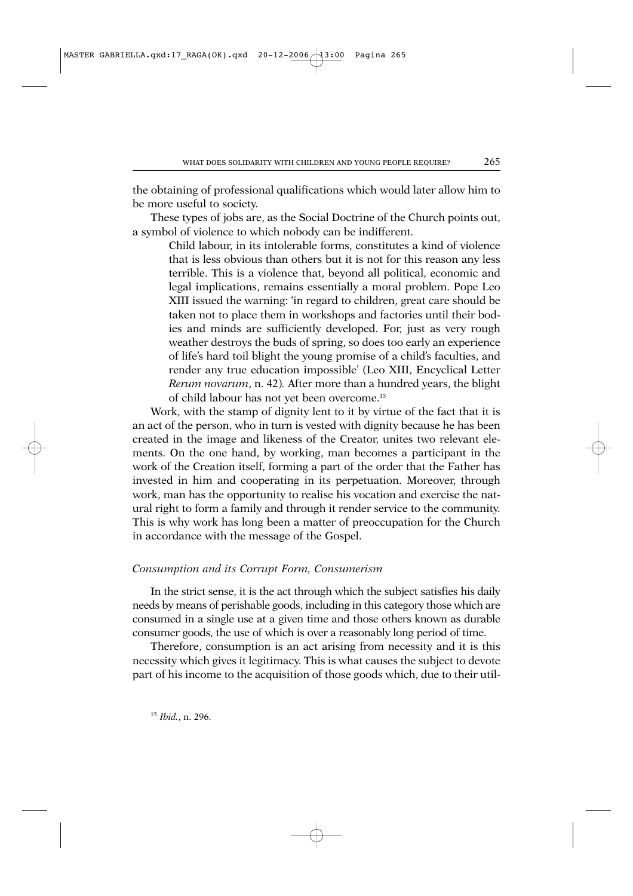the obtaining of professional qualifications which would later allow him to be more useful to society.

These types of jobs are, as the Social Doctrine of the Church points out, a symbol of violence to which nobody can be indifferent.

> Child labour, in its intolerable forms, constitutes a kind of violence that is less obvious than others but it is not for this reason any less terrible. This is a violence that, beyond all political, economic and legal implications, remains essentially a moral problem. Pope Leo XIII issued the warning: 'in regard to children, great care should be taken not to place them in workshops and factories until their bodies and minds are sufficiently developed. For, just as very rough weather destroys the buds of spring, so does too early an experience of life's hard toil blight the young promise of a child's faculties, and render any true education impossible' (Leo XIII, Encyclical Letter *Rerum novarum*, n. 42). After more than a hundred years, the blight of child labour has not yet been overcome.[15]

Work, with the stamp of dignity lent to it by virtue of the fact that it is an act of the person, who in turn is vested with dignity because he has been created in the image and likeness of the Creator, unites two relevant elements. On the one hand, by working, man becomes a participant in the work of the Creation itself, forming a part of the order that the Father has invested in him and cooperating in its perpetuation. Moreover, through work, man has the opportunity to realise his vocation and exercise the natural right to form a family and through it render service to the community. This is why work has long been a matter of preoccupation for the Church in accordance with the message of the Gospel.

### *Consumption and its Corrupt Form, Consumerism*

In the strict sense, it is the act through which the subject satisfies his daily needs by means of perishable goods, including in this category those which are consumed in a single use at a given time and those others known as durable consumer goods, the use of which is over a reasonably long period of time.

Therefore, consumption is an act arising from necessity and it is this necessity which gives it legitimacy. This is what causes the subject to devote part of his income to the acquisition of those goods which, due to their util-

[15] *Ibid.*, n. 296.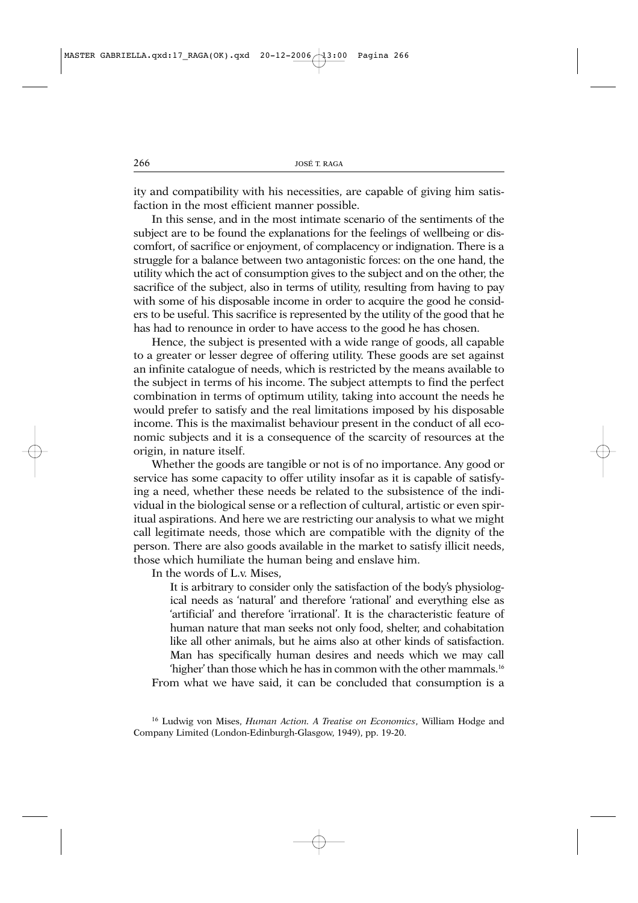ity and compatibility with his necessities, are capable of giving him satisfaction in the most efficient manner possible.

In this sense, and in the most intimate scenario of the sentiments of the subject are to be found the explanations for the feelings of wellbeing or discomfort, of sacrifice or enjoyment, of complacency or indignation. There is a struggle for a balance between two antagonistic forces: on the one hand, the utility which the act of consumption gives to the subject and on the other, the sacrifice of the subject, also in terms of utility, resulting from having to pay with some of his disposable income in order to acquire the good he considers to be useful. This sacrifice is represented by the utility of the good that he has had to renounce in order to have access to the good he has chosen.

Hence, the subject is presented with a wide range of goods, all capable to a greater or lesser degree of offering utility. These goods are set against an infinite catalogue of needs, which is restricted by the means available to the subject in terms of his income. The subject attempts to find the perfect combination in terms of optimum utility, taking into account the needs he would prefer to satisfy and the real limitations imposed by his disposable income. This is the maximalist behaviour present in the conduct of all economic subjects and it is a consequence of the scarcity of resources at the origin, in nature itself.

Whether the goods are tangible or not is of no importance. Any good or service has some capacity to offer utility insofar as it is capable of satisfying a need, whether these needs be related to the subsistence of the individual in the biological sense or a reflection of cultural, artistic or even spiritual aspirations. And here we are restricting our analysis to what we might call legitimate needs, those which are compatible with the dignity of the person. There are also goods available in the market to satisfy illicit needs, those which humiliate the human being and enslave him.

In the words of L.v. Mises,

> It is arbitrary to consider only the satisfaction of the body's physiological needs as 'natural' and therefore 'rational' and everything else as 'artificial' and therefore 'irrational'. It is the characteristic feature of human nature that man seeks not only food, shelter, and cohabitation like all other animals, but he aims also at other kinds of satisfaction. Man has specifically human desires and needs which we may call 'higher' than those which he has in common with the other mammals.[16]

From what we have said, it can be concluded that consumption is a

[16] Ludwig von Mises, *Human Action. A Treatise on Economics*, William Hodge and Company Limited (London-Edinburgh-Glasgow, 1949), pp. 19-20.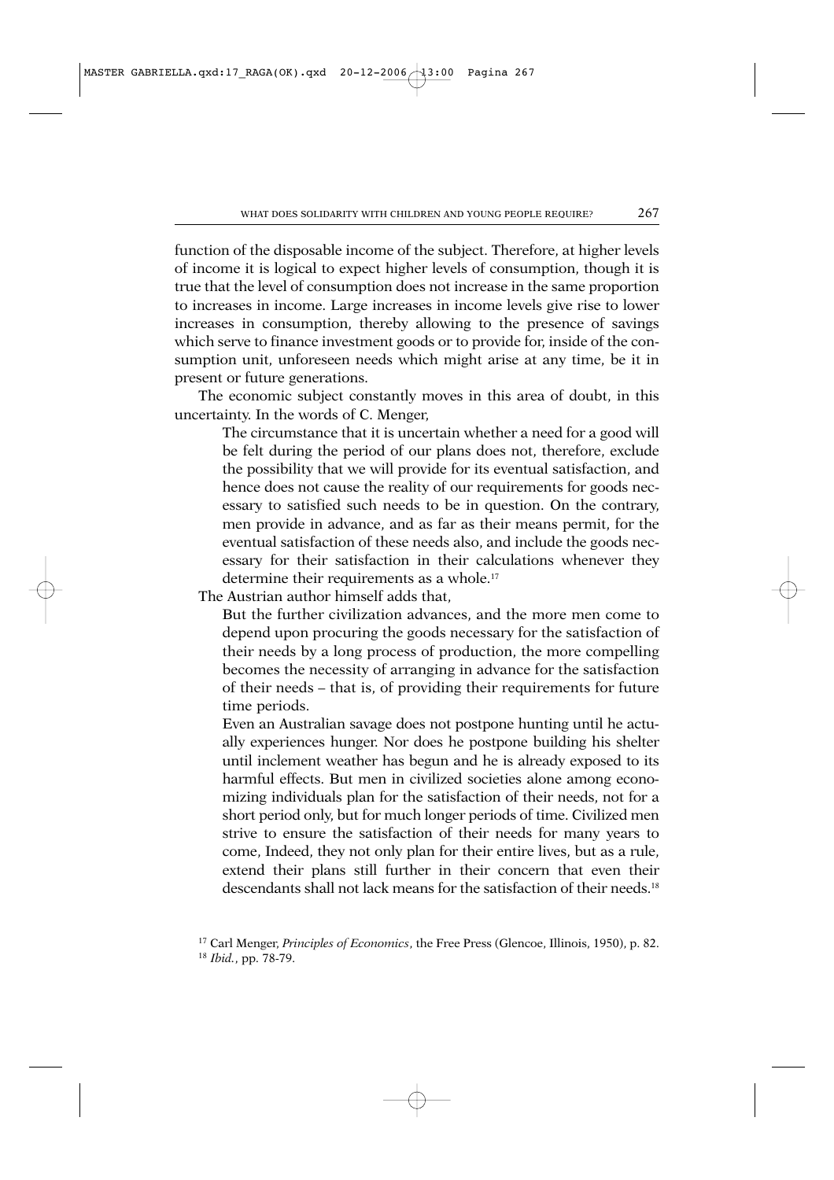function of the disposable income of the subject. Therefore, at higher levels of income it is logical to expect higher levels of consumption, though it is true that the level of consumption does not increase in the same proportion to increases in income. Large increases in income levels give rise to lower increases in consumption, thereby allowing to the presence of savings which serve to finance investment goods or to provide for, inside of the consumption unit, unforeseen needs which might arise at any time, be it in present or future generations.

The economic subject constantly moves in this area of doubt, in this uncertainty. In the words of C. Menger,

> The circumstance that it is uncertain whether a need for a good will be felt during the period of our plans does not, therefore, exclude the possibility that we will provide for its eventual satisfaction, and hence does not cause the reality of our requirements for goods necessary to satisfied such needs to be in question. On the contrary, men provide in advance, and as far as their means permit, for the eventual satisfaction of these needs also, and include the goods necessary for their satisfaction in their calculations whenever they determine their requirements as a whole.[17]

The Austrian author himself adds that,

> But the further civilization advances, and the more men come to depend upon procuring the goods necessary for the satisfaction of their needs by a long process of production, the more compelling becomes the necessity of arranging in advance for the satisfaction of their needs – that is, of providing their requirements for future time periods.
>
> Even an Australian savage does not postpone hunting until he actually experiences hunger. Nor does he postpone building his shelter until inclement weather has begun and he is already exposed to its harmful effects. But men in civilized societies alone among economizing individuals plan for the satisfaction of their needs, not for a short period only, but for much longer periods of time. Civilized men strive to ensure the satisfaction of their needs for many years to come, Indeed, they not only plan for their entire lives, but as a rule, extend their plans still further in their concern that even their descendants shall not lack means for the satisfaction of their needs.[18]

[17] Carl Menger, *Principles of Economics*, the Free Press (Glencoe, Illinois, 1950), p. 82.
[18] *Ibid.*, pp. 78-79.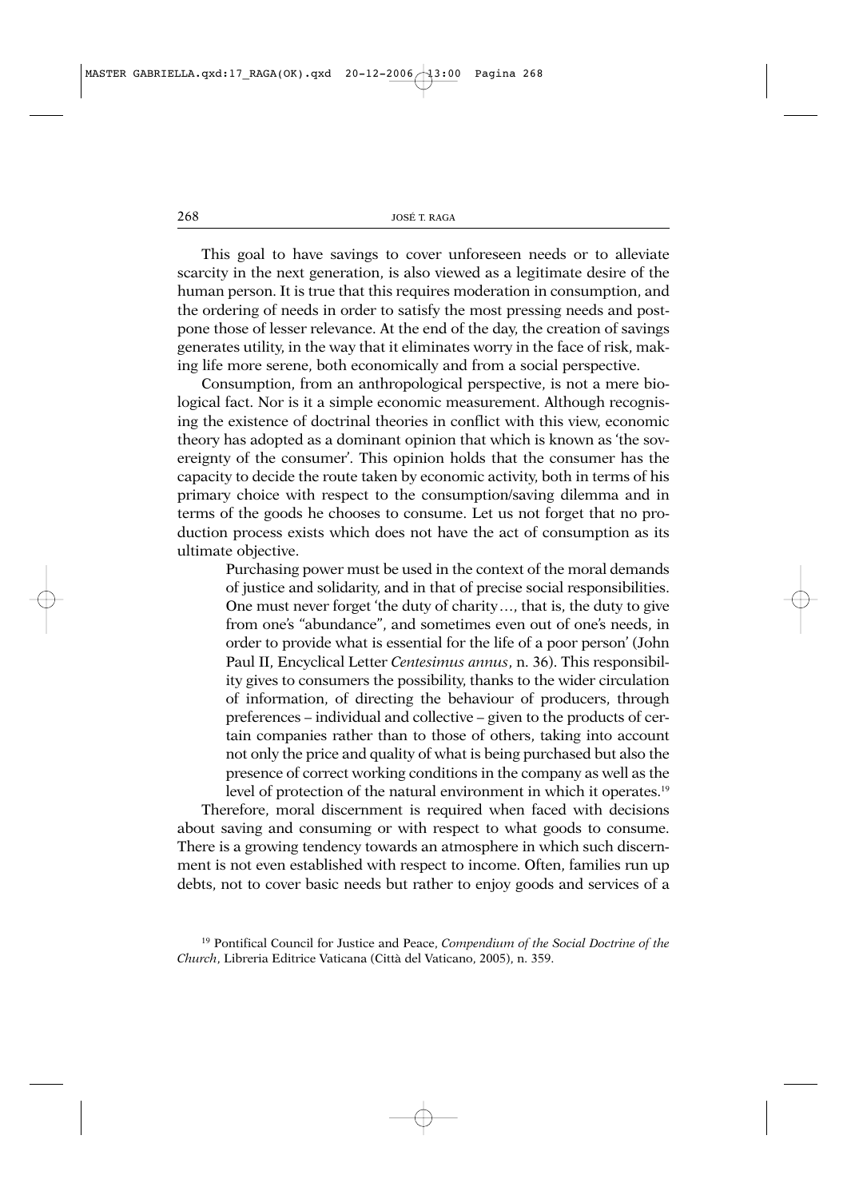This goal to have savings to cover unforeseen needs or to alleviate scarcity in the next generation, is also viewed as a legitimate desire of the human person. It is true that this requires moderation in consumption, and the ordering of needs in order to satisfy the most pressing needs and postpone those of lesser relevance. At the end of the day, the creation of savings generates utility, in the way that it eliminates worry in the face of risk, making life more serene, both economically and from a social perspective.

Consumption, from an anthropological perspective, is not a mere biological fact. Nor is it a simple economic measurement. Although recognising the existence of doctrinal theories in conflict with this view, economic theory has adopted as a dominant opinion that which is known as 'the sovereignty of the consumer'. This opinion holds that the consumer has the capacity to decide the route taken by economic activity, both in terms of his primary choice with respect to the consumption/saving dilemma and in terms of the goods he chooses to consume. Let us not forget that no production process exists which does not have the act of consumption as its ultimate objective.

> Purchasing power must be used in the context of the moral demands of justice and solidarity, and in that of precise social responsibilities. One must never forget 'the duty of charity…, that is, the duty to give from one's "abundance", and sometimes even out of one's needs, in order to provide what is essential for the life of a poor person' (John Paul II, Encyclical Letter *Centesimus annus*, n. 36). This responsibility gives to consumers the possibility, thanks to the wider circulation of information, of directing the behaviour of producers, through preferences – individual and collective – given to the products of certain companies rather than to those of others, taking into account not only the price and quality of what is being purchased but also the presence of correct working conditions in the company as well as the level of protection of the natural environment in which it operates.[19]

Therefore, moral discernment is required when faced with decisions about saving and consuming or with respect to what goods to consume. There is a growing tendency towards an atmosphere in which such discernment is not even established with respect to income. Often, families run up debts, not to cover basic needs but rather to enjoy goods and services of a

[19] Pontifical Council for Justice and Peace, *Compendium of the Social Doctrine of the Church*, Libreria Editrice Vaticana (Città del Vaticano, 2005), n. 359.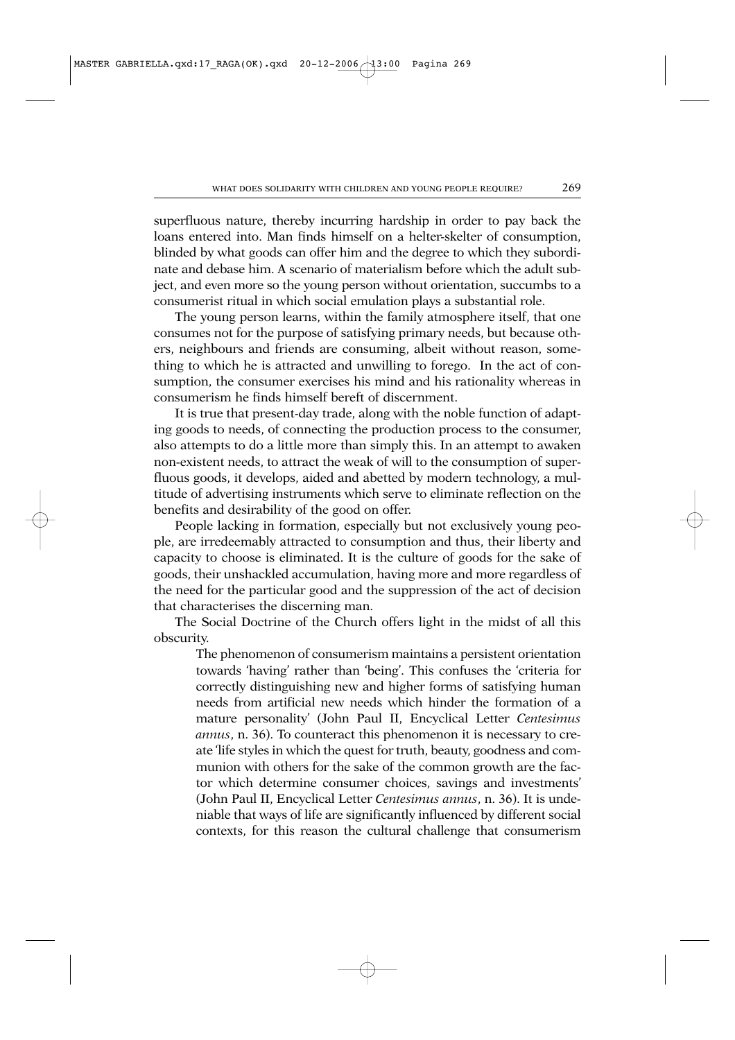superfluous nature, thereby incurring hardship in order to pay back the loans entered into. Man finds himself on a helter-skelter of consumption, blinded by what goods can offer him and the degree to which they subordinate and debase him. A scenario of materialism before which the adult subject, and even more so the young person without orientation, succumbs to a consumerist ritual in which social emulation plays a substantial role.

The young person learns, within the family atmosphere itself, that one consumes not for the purpose of satisfying primary needs, but because others, neighbours and friends are consuming, albeit without reason, something to which he is attracted and unwilling to forego. In the act of consumption, the consumer exercises his mind and his rationality whereas in consumerism he finds himself bereft of discernment.

It is true that present-day trade, along with the noble function of adapting goods to needs, of connecting the production process to the consumer, also attempts to do a little more than simply this. In an attempt to awaken non-existent needs, to attract the weak of will to the consumption of superfluous goods, it develops, aided and abetted by modern technology, a multitude of advertising instruments which serve to eliminate reflection on the benefits and desirability of the good on offer.

People lacking in formation, especially but not exclusively young people, are irredeemably attracted to consumption and thus, their liberty and capacity to choose is eliminated. It is the culture of goods for the sake of goods, their unshackled accumulation, having more and more regardless of the need for the particular good and the suppression of the act of decision that characterises the discerning man.

The Social Doctrine of the Church offers light in the midst of all this obscurity.

> The phenomenon of consumerism maintains a persistent orientation towards 'having' rather than 'being'. This confuses the 'criteria for correctly distinguishing new and higher forms of satisfying human needs from artificial new needs which hinder the formation of a mature personality' (John Paul II, Encyclical Letter *Centesimus annus*, n. 36). To counteract this phenomenon it is necessary to create 'life styles in which the quest for truth, beauty, goodness and communion with others for the sake of the common growth are the factor which determine consumer choices, savings and investments' (John Paul II, Encyclical Letter *Centesimus annus*, n. 36). It is undeniable that ways of life are significantly influenced by different social contexts, for this reason the cultural challenge that consumerism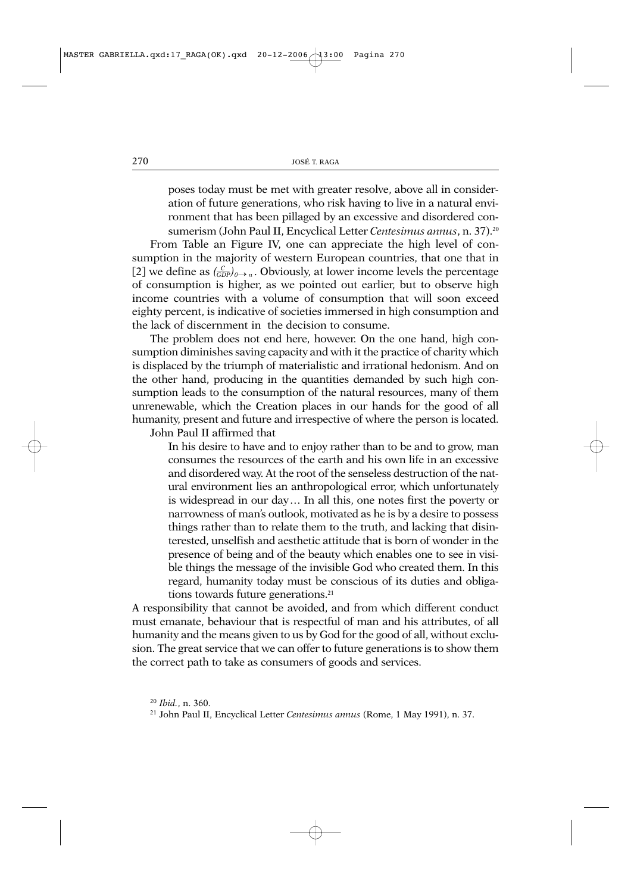poses today must be met with greater resolve, above all in consideration of future generations, who risk having to live in a natural environment that has been pillaged by an excessive and disordered consumerism (John Paul II, Encyclical Letter *Centesimus annus*, n. 37).[20]

From Table an Figure IV, one can appreciate the high level of consumption in the majority of western European countries, that one that in [2] we define as $(\frac{C}{GDP})_{0\rightarrow n}$. Obviously, at lower income levels the percentage of consumption is higher, as we pointed out earlier, but to observe high income countries with a volume of consumption that will soon exceed eighty percent, is indicative of societies immersed in high consumption and the lack of discernment in the decision to consume.

The problem does not end here, however. On the one hand, high consumption diminishes saving capacity and with it the practice of charity which is displaced by the triumph of materialistic and irrational hedonism. And on the other hand, producing in the quantities demanded by such high consumption leads to the consumption of the natural resources, many of them unrenewable, which the Creation places in our hands for the good of all humanity, present and future and irrespective of where the person is located.

John Paul II affirmed that

> In his desire to have and to enjoy rather than to be and to grow, man consumes the resources of the earth and his own life in an excessive and disordered way. At the root of the senseless destruction of the natural environment lies an anthropological error, which unfortunately is widespread in our day… In all this, one notes first the poverty or narrowness of man's outlook, motivated as he is by a desire to possess things rather than to relate them to the truth, and lacking that disinterested, unselfish and aesthetic attitude that is born of wonder in the presence of being and of the beauty which enables one to see in visible things the message of the invisible God who created them. In this regard, humanity today must be conscious of its duties and obligations towards future generations.[21]

A responsibility that cannot be avoided, and from which different conduct must emanate, behaviour that is respectful of man and his attributes, of all humanity and the means given to us by God for the good of all, without exclusion. The great service that we can offer to future generations is to show them the correct path to take as consumers of goods and services.

[20] *Ibid.*, n. 360.

[21] John Paul II, Encyclical Letter *Centesimus annus* (Rome, 1 May 1991), n. 37.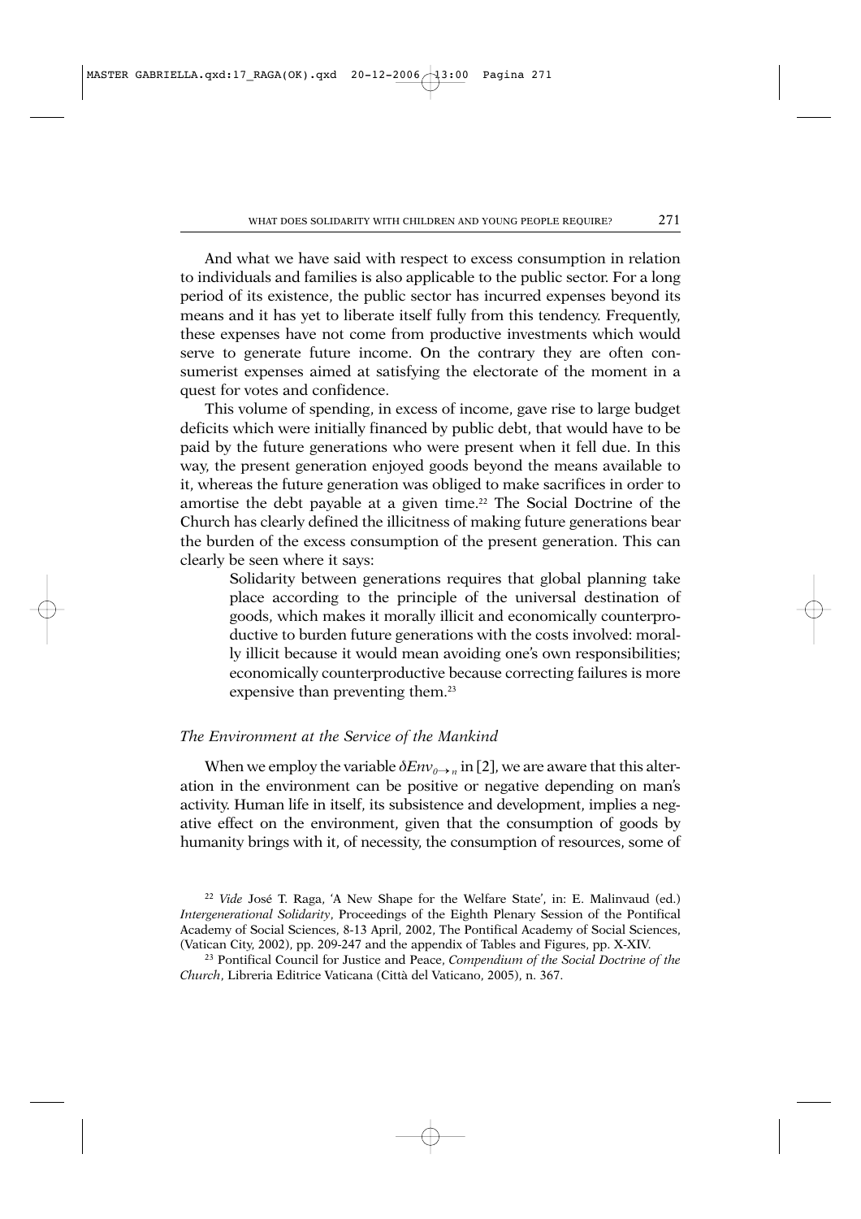And what we have said with respect to excess consumption in relation to individuals and families is also applicable to the public sector. For a long period of its existence, the public sector has incurred expenses beyond its means and it has yet to liberate itself fully from this tendency. Frequently, these expenses have not come from productive investments which would serve to generate future income. On the contrary they are often consumerist expenses aimed at satisfying the electorate of the moment in a quest for votes and confidence.

This volume of spending, in excess of income, gave rise to large budget deficits which were initially financed by public debt, that would have to be paid by the future generations who were present when it fell due. In this way, the present generation enjoyed goods beyond the means available to it, whereas the future generation was obliged to make sacrifices in order to amortise the debt payable at a given time.[22] The Social Doctrine of the Church has clearly defined the illicitness of making future generations bear the burden of the excess consumption of the present generation. This can clearly be seen where it says:

> Solidarity between generations requires that global planning take place according to the principle of the universal destination of goods, which makes it morally illicit and economically counterproductive to burden future generations with the costs involved: morally illicit because it would mean avoiding one's own responsibilities; economically counterproductive because correcting failures is more expensive than preventing them.[23]

### *The Environment at the Service of the Mankind*

When we employ the variable $\delta Env_{0 \rightarrow n}$ in [2], we are aware that this alteration in the environment can be positive or negative depending on man's activity. Human life in itself, its subsistence and development, implies a negative effect on the environment, given that the consumption of goods by humanity brings with it, of necessity, the consumption of resources, some of

---

[22] *Vide* José T. Raga, 'A New Shape for the Welfare State', in: E. Malinvaud (ed.) *Intergenerational Solidarity*, Proceedings of the Eighth Plenary Session of the Pontifical Academy of Social Sciences, 8-13 April, 2002, The Pontifical Academy of Social Sciences, (Vatican City, 2002), pp. 209-247 and the appendix of Tables and Figures, pp. X-XIV.

[23] Pontifical Council for Justice and Peace, *Compendium of the Social Doctrine of the Church*, Libreria Editrice Vaticana (Città del Vaticano, 2005), n. 367.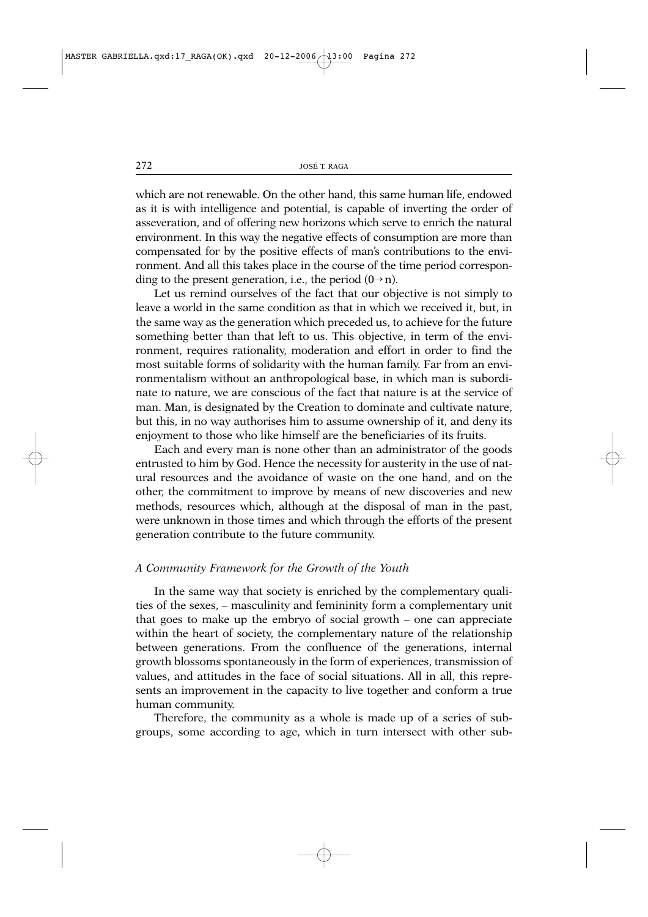which are not renewable. On the other hand, this same human life, endowed as it is with intelligence and potential, is capable of inverting the order of asseveration, and of offering new horizons which serve to enrich the natural environment. In this way the negative effects of consumption are more than compensated for by the positive effects of man's contributions to the environment. And all this takes place in the course of the time period corresponding to the present generation, i.e., the period $(0 \rightarrow n)$.

Let us remind ourselves of the fact that our objective is not simply to leave a world in the same condition as that in which we received it, but, in the same way as the generation which preceded us, to achieve for the future something better than that left to us. This objective, in term of the environment, requires rationality, moderation and effort in order to find the most suitable forms of solidarity with the human family. Far from an environmentalism without an anthropological base, in which man is subordinate to nature, we are conscious of the fact that nature is at the service of man. Man, is designated by the Creation to dominate and cultivate nature, but this, in no way authorises him to assume ownership of it, and deny its enjoyment to those who like himself are the beneficiaries of its fruits.

Each and every man is none other than an administrator of the goods entrusted to him by God. Hence the necessity for austerity in the use of natural resources and the avoidance of waste on the one hand, and on the other, the commitment to improve by means of new discoveries and new methods, resources which, although at the disposal of man in the past, were unknown in those times and which through the efforts of the present generation contribute to the future community.

### *A Community Framework for the Growth of the Youth*

In the same way that society is enriched by the complementary qualities of the sexes, – masculinity and femininity form a complementary unit that goes to make up the embryo of social growth – one can appreciate within the heart of society, the complementary nature of the relationship between generations. From the confluence of the generations, internal growth blossoms spontaneously in the form of experiences, transmission of values, and attitudes in the face of social situations. All in all, this represents an improvement in the capacity to live together and conform a true human community.

Therefore, the community as a whole is made up of a series of subgroups, some according to age, which in turn intersect with other sub-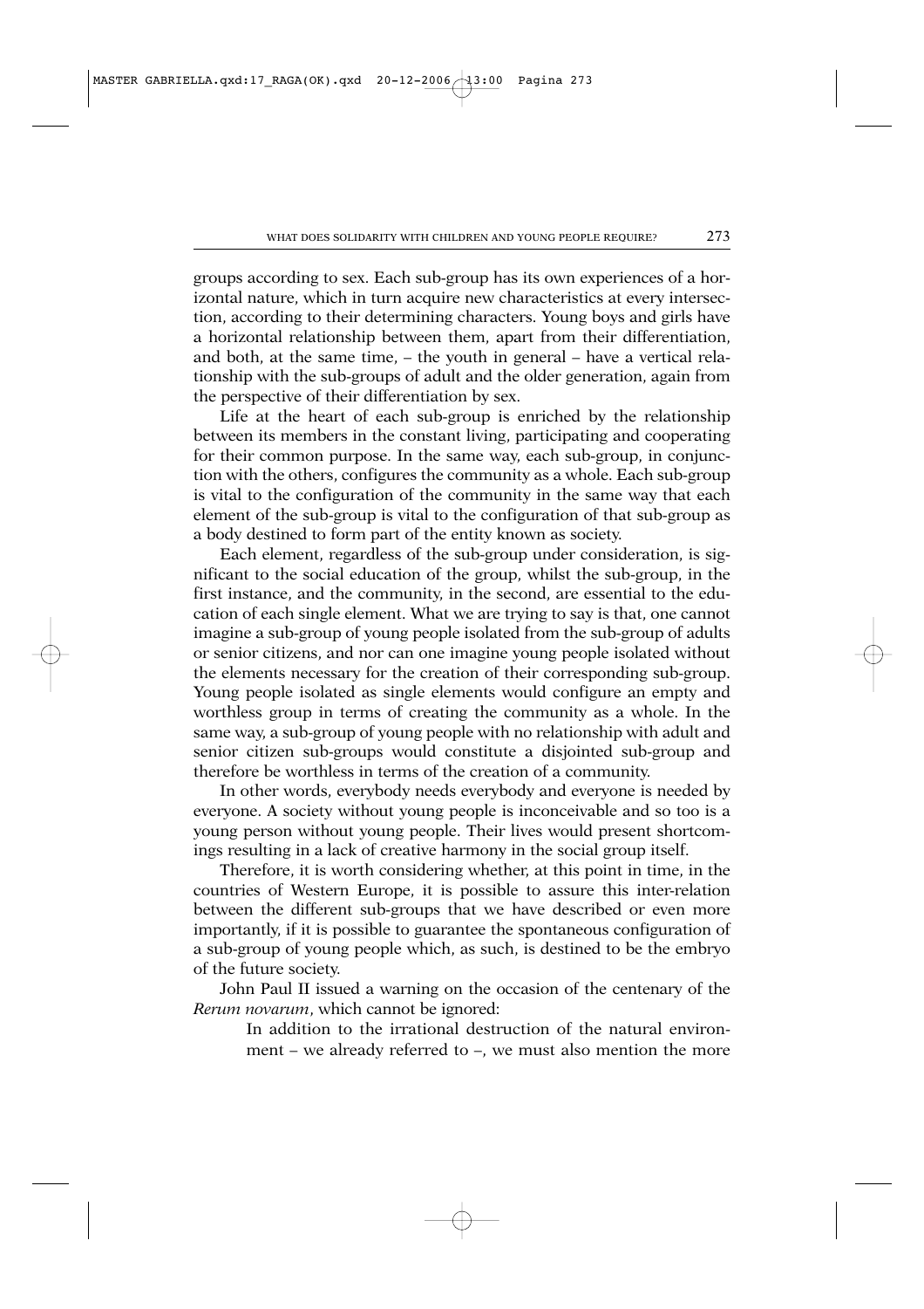groups according to sex. Each sub-group has its own experiences of a horizontal nature, which in turn acquire new characteristics at every intersection, according to their determining characters. Young boys and girls have a horizontal relationship between them, apart from their differentiation, and both, at the same time, – the youth in general – have a vertical relationship with the sub-groups of adult and the older generation, again from the perspective of their differentiation by sex.

Life at the heart of each sub-group is enriched by the relationship between its members in the constant living, participating and cooperating for their common purpose. In the same way, each sub-group, in conjunction with the others, configures the community as a whole. Each sub-group is vital to the configuration of the community in the same way that each element of the sub-group is vital to the configuration of that sub-group as a body destined to form part of the entity known as society.

Each element, regardless of the sub-group under consideration, is significant to the social education of the group, whilst the sub-group, in the first instance, and the community, in the second, are essential to the education of each single element. What we are trying to say is that, one cannot imagine a sub-group of young people isolated from the sub-group of adults or senior citizens, and nor can one imagine young people isolated without the elements necessary for the creation of their corresponding sub-group. Young people isolated as single elements would configure an empty and worthless group in terms of creating the community as a whole. In the same way, a sub-group of young people with no relationship with adult and senior citizen sub-groups would constitute a disjointed sub-group and therefore be worthless in terms of the creation of a community.

In other words, everybody needs everybody and everyone is needed by everyone. A society without young people is inconceivable and so too is a young person without young people. Their lives would present shortcomings resulting in a lack of creative harmony in the social group itself.

Therefore, it is worth considering whether, at this point in time, in the countries of Western Europe, it is possible to assure this inter-relation between the different sub-groups that we have described or even more importantly, if it is possible to guarantee the spontaneous configuration of a sub-group of young people which, as such, is destined to be the embryo of the future society.

John Paul II issued a warning on the occasion of the centenary of the *Rerum novarum*, which cannot be ignored:

> In addition to the irrational destruction of the natural environment – we already referred to –, we must also mention the more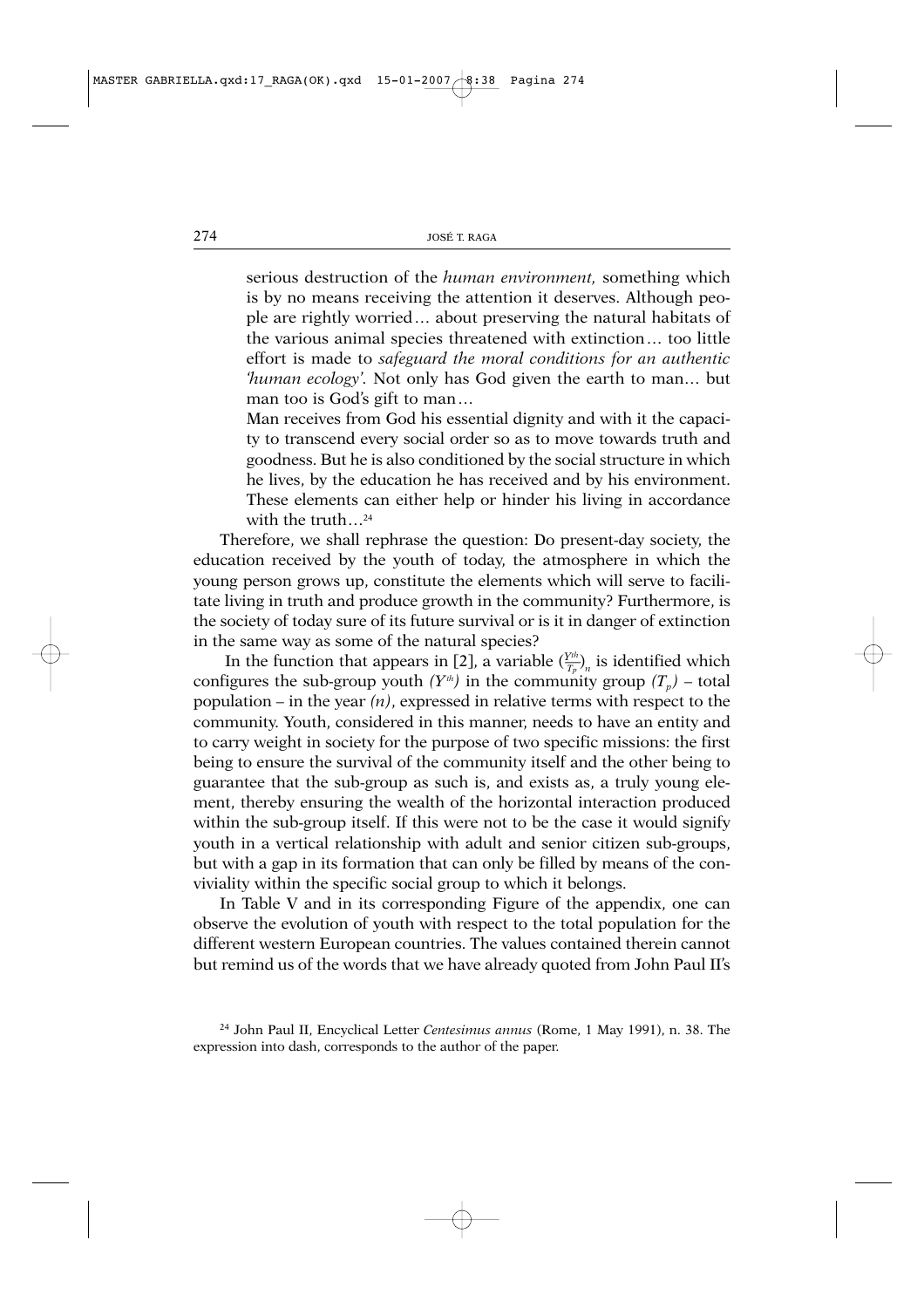> serious destruction of the *human environment*, something which is by no means receiving the attention it deserves. Although people are rightly worried… about preserving the natural habitats of the various animal species threatened with extinction… too little effort is made to *safeguard the moral conditions for an authentic 'human ecology'*. Not only has God given the earth to man… but man too is God's gift to man…
>
> Man receives from God his essential dignity and with it the capacity to transcend every social order so as to move towards truth and goodness. But he is also conditioned by the social structure in which he lives, by the education he has received and by his environment. These elements can either help or hinder his living in accordance with the truth…[24]

Therefore, we shall rephrase the question: Do present-day society, the education received by the youth of today, the atmosphere in which the young person grows up, constitute the elements which will serve to facilitate living in truth and produce growth in the community? Furthermore, is the society of today sure of its future survival or is it in danger of extinction in the same way as some of the natural species?

In the function that appears in [2], a variable $(\frac{Y^{th}}{T_p})_n$ is identified which configures the sub-group youth *($Y^{th}$)* in the community group *($T_p$)* – total population – in the year *(n)*, expressed in relative terms with respect to the community. Youth, considered in this manner, needs to have an entity and to carry weight in society for the purpose of two specific missions: the first being to ensure the survival of the community itself and the other being to guarantee that the sub-group as such is, and exists as, a truly young element, thereby ensuring the wealth of the horizontal interaction produced within the sub-group itself. If this were not to be the case it would signify youth in a vertical relationship with adult and senior citizen sub-groups, but with a gap in its formation that can only be filled by means of the conviviality within the specific social group to which it belongs.

In Table V and in its corresponding Figure of the appendix, one can observe the evolution of youth with respect to the total population for the different western European countries. The values contained therein cannot but remind us of the words that we have already quoted from John Paul II's

[24] John Paul II, Encyclical Letter *Centesimus annus* (Rome, 1 May 1991), n. 38. The expression into dash, corresponds to the author of the paper.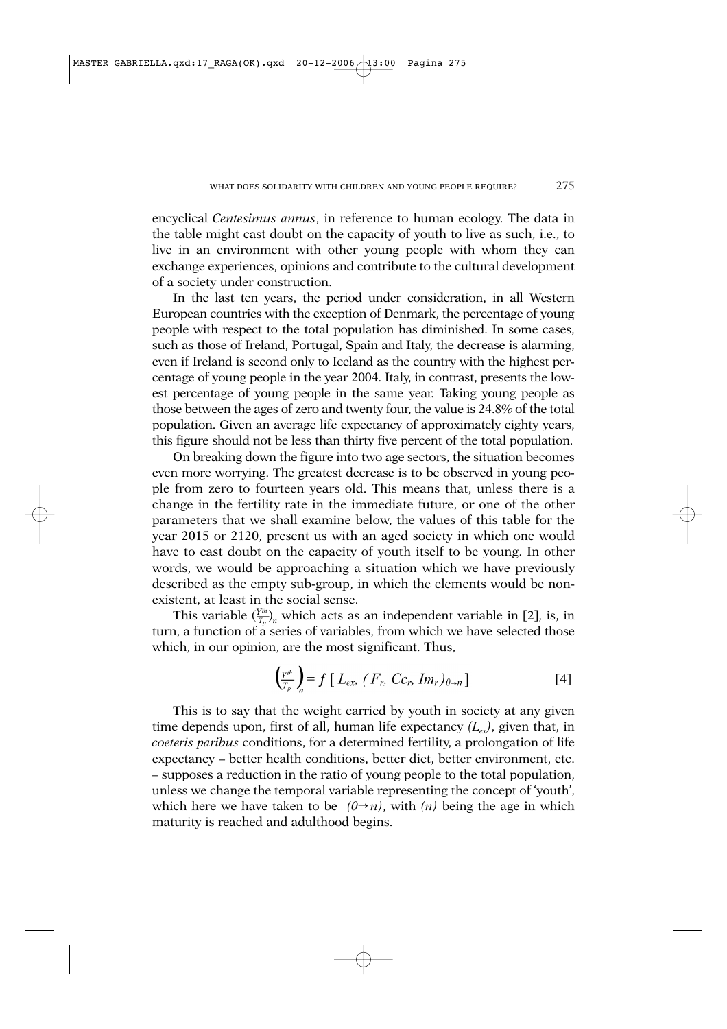encyclical *Centesimus annus*, in reference to human ecology. The data in the table might cast doubt on the capacity of youth to live as such, i.e., to live in an environment with other young people with whom they can exchange experiences, opinions and contribute to the cultural development of a society under construction.

In the last ten years, the period under consideration, in all Western European countries with the exception of Denmark, the percentage of young people with respect to the total population has diminished. In some cases, such as those of Ireland, Portugal, Spain and Italy, the decrease is alarming, even if Ireland is second only to Iceland as the country with the highest percentage of young people in the year 2004. Italy, in contrast, presents the lowest percentage of young people in the same year. Taking young people as those between the ages of zero and twenty four, the value is 24.8% of the total population. Given an average life expectancy of approximately eighty years, this figure should not be less than thirty five percent of the total population.

On breaking down the figure into two age sectors, the situation becomes even more worrying. The greatest decrease is to be observed in young people from zero to fourteen years old. This means that, unless there is a change in the fertility rate in the immediate future, or one of the other parameters that we shall examine below, the values of this table for the year 2015 or 2120, present us with an aged society in which one would have to cast doubt on the capacity of youth itself to be young. In other words, we would be approaching a situation which we have previously described as the empty sub-group, in which the elements would be nonexistent, at least in the social sense.

This variable $(\frac{Y^{th}}{T_p})_n$ which acts as an independent variable in [2], is, in turn, a function of a series of variables, from which we have selected those which, in our opinion, are the most significant. Thus,

$$\left(\frac{Y^{th}}{T_p}\right)_n = f\,[\,L_{ex},\,(F_r,\,Cc_r,\,Im_r)_{0\to n}\,] \qquad [4]$$

This is to say that the weight carried by youth in society at any given time depends upon, first of all, human life expectancy $(L_{ex})$, given that, in *coeteris paribus* conditions, for a determined fertility, a prolongation of life expectancy – better health conditions, better diet, better environment, etc. – supposes a reduction in the ratio of young people to the total population, unless we change the temporal variable representing the concept of 'youth', which here we have taken to be $(0\to n)$, with $(n)$ being the age in which maturity is reached and adulthood begins.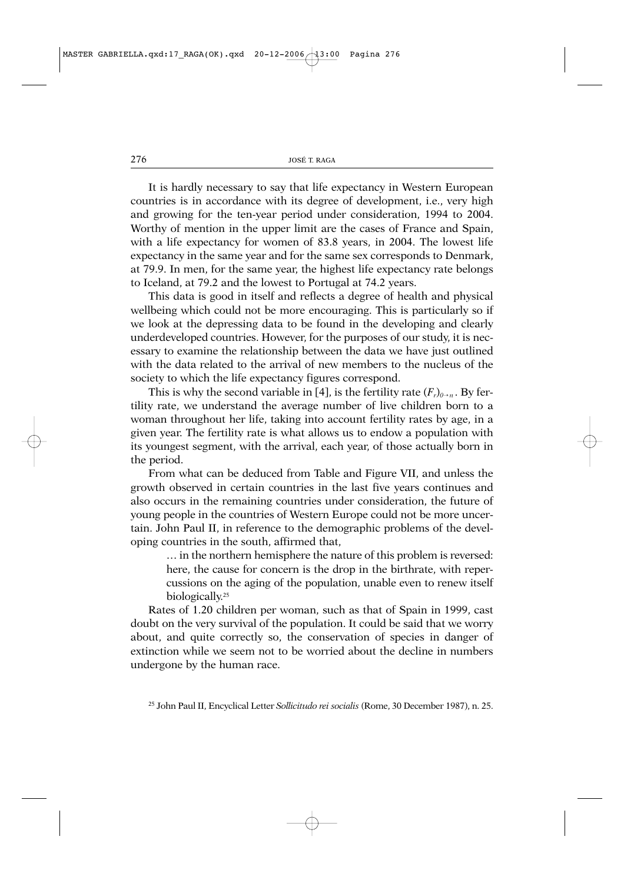It is hardly necessary to say that life expectancy in Western European countries is in accordance with its degree of development, i.e., very high and growing for the ten-year period under consideration, 1994 to 2004. Worthy of mention in the upper limit are the cases of France and Spain, with a life expectancy for women of 83.8 years, in 2004. The lowest life expectancy in the same year and for the same sex corresponds to Denmark, at 79.9. In men, for the same year, the highest life expectancy rate belongs to Iceland, at 79.2 and the lowest to Portugal at 74.2 years.

This data is good in itself and reflects a degree of health and physical wellbeing which could not be more encouraging. This is particularly so if we look at the depressing data to be found in the developing and clearly underdeveloped countries. However, for the purposes of our study, it is necessary to examine the relationship between the data we have just outlined with the data related to the arrival of new members to the nucleus of the society to which the life expectancy figures correspond.

This is why the second variable in [4], is the fertility rate $(F_r)_{0 \to n}$. By fertility rate, we understand the average number of live children born to a woman throughout her life, taking into account fertility rates by age, in a given year. The fertility rate is what allows us to endow a population with its youngest segment, with the arrival, each year, of those actually born in the period.

From what can be deduced from Table and Figure VII, and unless the growth observed in certain countries in the last five years continues and also occurs in the remaining countries under consideration, the future of young people in the countries of Western Europe could not be more uncertain. John Paul II, in reference to the demographic problems of the developing countries in the south, affirmed that,

> … in the northern hemisphere the nature of this problem is reversed: here, the cause for concern is the drop in the birthrate, with repercussions on the aging of the population, unable even to renew itself biologically.[25]

Rates of 1.20 children per woman, such as that of Spain in 1999, cast doubt on the very survival of the population. It could be said that we worry about, and quite correctly so, the conservation of species in danger of extinction while we seem not to be worried about the decline in numbers undergone by the human race.

[25] John Paul II, Encyclical Letter *Sollicitudo rei socialis* (Rome, 30 December 1987), n. 25.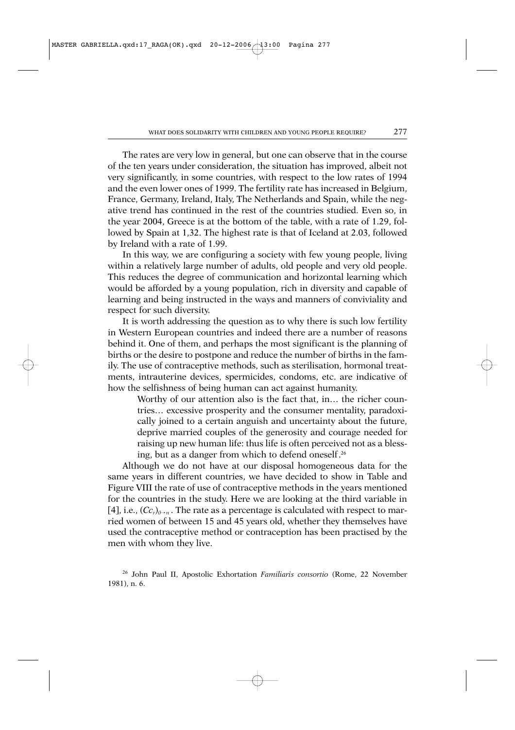The rates are very low in general, but one can observe that in the course of the ten years under consideration, the situation has improved, albeit not very significantly, in some countries, with respect to the low rates of 1994 and the even lower ones of 1999. The fertility rate has increased in Belgium, France, Germany, Ireland, Italy, The Netherlands and Spain, while the negative trend has continued in the rest of the countries studied. Even so, in the year 2004, Greece is at the bottom of the table, with a rate of 1.29, followed by Spain at 1,32. The highest rate is that of Iceland at 2.03, followed by Ireland with a rate of 1.99.

In this way, we are configuring a society with few young people, living within a relatively large number of adults, old people and very old people. This reduces the degree of communication and horizontal learning which would be afforded by a young population, rich in diversity and capable of learning and being instructed in the ways and manners of conviviality and respect for such diversity.

It is worth addressing the question as to why there is such low fertility in Western European countries and indeed there are a number of reasons behind it. One of them, and perhaps the most significant is the planning of births or the desire to postpone and reduce the number of births in the family. The use of contraceptive methods, such as sterilisation, hormonal treatments, intrauterine devices, spermicides, condoms, etc. are indicative of how the selfishness of being human can act against humanity.

> Worthy of our attention also is the fact that, in… the richer countries… excessive prosperity and the consumer mentality, paradoxically joined to a certain anguish and uncertainty about the future, deprive married couples of the generosity and courage needed for raising up new human life: thus life is often perceived not as a blessing, but as a danger from which to defend oneself.[26]

Although we do not have at our disposal homogeneous data for the same years in different countries, we have decided to show in Table and Figure VIII the rate of use of contraceptive methods in the years mentioned for the countries in the study. Here we are looking at the third variable in [4], i.e., $(Cc_r)_{0 \to n}$. The rate as a percentage is calculated with respect to married women of between 15 and 45 years old, whether they themselves have used the contraceptive method or contraception has been practised by the men with whom they live.

[26] John Paul II, Apostolic Exhortation *Familiaris consortio* (Rome, 22 November 1981), n. 6.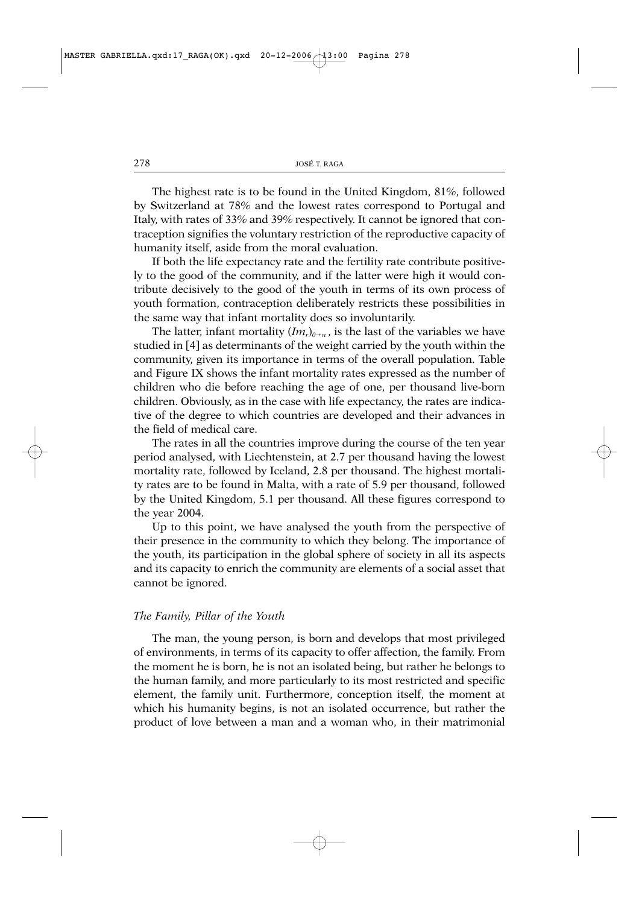The highest rate is to be found in the United Kingdom, 81%, followed by Switzerland at 78% and the lowest rates correspond to Portugal and Italy, with rates of 33% and 39% respectively. It cannot be ignored that contraception signifies the voluntary restriction of the reproductive capacity of humanity itself, aside from the moral evaluation.

If both the life expectancy rate and the fertility rate contribute positively to the good of the community, and if the latter were high it would contribute decisively to the good of the youth in terms of its own process of youth formation, contraception deliberately restricts these possibilities in the same way that infant mortality does so involuntarily.

The latter, infant mortality $(Im_r)_{0 \to n}$, is the last of the variables we have studied in [4] as determinants of the weight carried by the youth within the community, given its importance in terms of the overall population. Table and Figure IX shows the infant mortality rates expressed as the number of children who die before reaching the age of one, per thousand live-born children. Obviously, as in the case with life expectancy, the rates are indicative of the degree to which countries are developed and their advances in the field of medical care.

The rates in all the countries improve during the course of the ten year period analysed, with Liechtenstein, at 2.7 per thousand having the lowest mortality rate, followed by Iceland, 2.8 per thousand. The highest mortality rates are to be found in Malta, with a rate of 5.9 per thousand, followed by the United Kingdom, 5.1 per thousand. All these figures correspond to the year 2004.

Up to this point, we have analysed the youth from the perspective of their presence in the community to which they belong. The importance of the youth, its participation in the global sphere of society in all its aspects and its capacity to enrich the community are elements of a social asset that cannot be ignored.

### *The Family, Pillar of the Youth*

The man, the young person, is born and develops that most privileged of environments, in terms of its capacity to offer affection, the family. From the moment he is born, he is not an isolated being, but rather he belongs to the human family, and more particularly to its most restricted and specific element, the family unit. Furthermore, conception itself, the moment at which his humanity begins, is not an isolated occurrence, but rather the product of love between a man and a woman who, in their matrimonial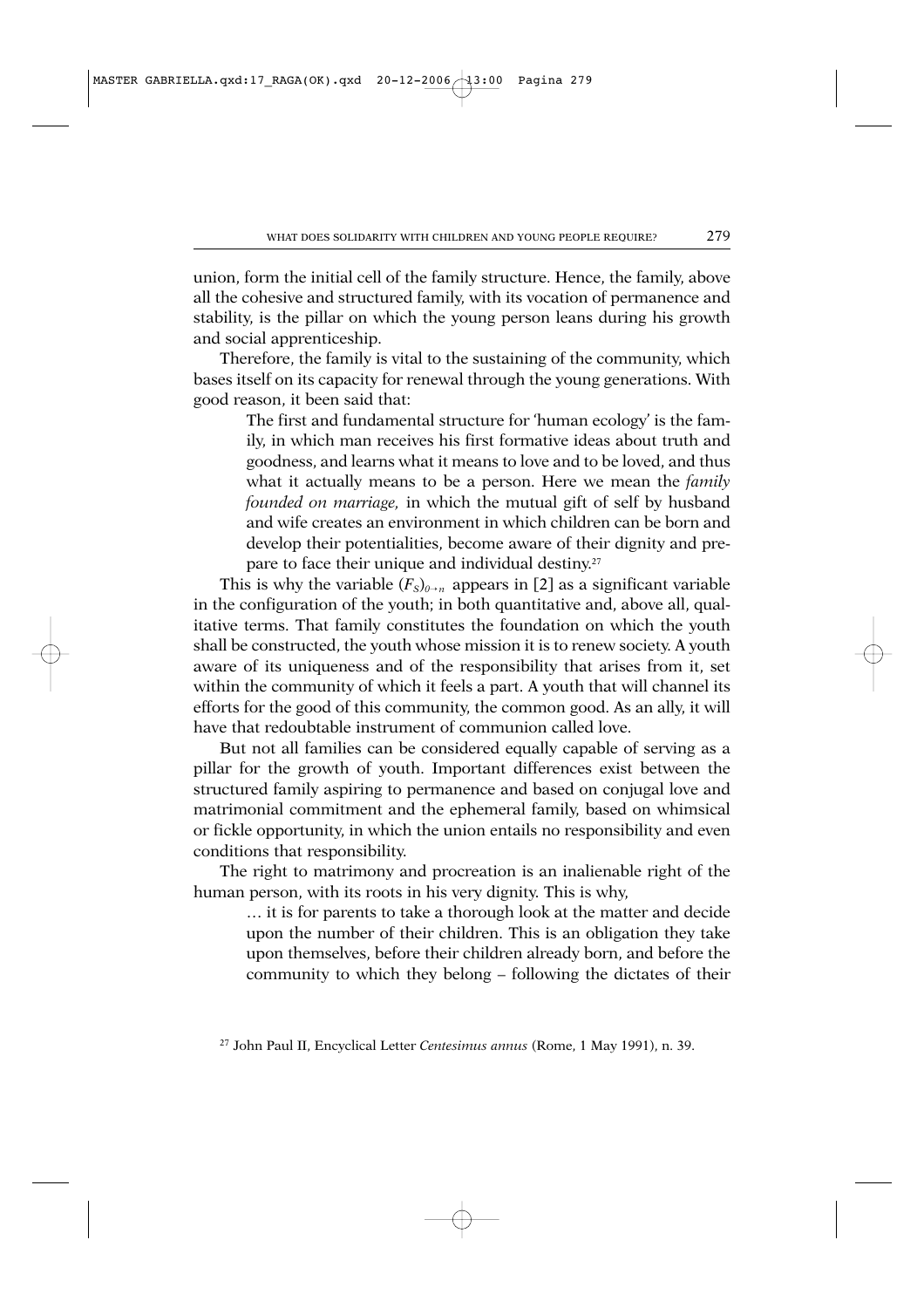union, form the initial cell of the family structure. Hence, the family, above all the cohesive and structured family, with its vocation of permanence and stability, is the pillar on which the young person leans during his growth and social apprenticeship.

Therefore, the family is vital to the sustaining of the community, which bases itself on its capacity for renewal through the young generations. With good reason, it been said that:

> The first and fundamental structure for 'human ecology' is the family, in which man receives his first formative ideas about truth and goodness, and learns what it means to love and to be loved, and thus what it actually means to be a person. Here we mean the *family founded on marriage,* in which the mutual gift of self by husband and wife creates an environment in which children can be born and develop their potentialities, become aware of their dignity and prepare to face their unique and individual destiny.[27]

This is why the variable $(F_S)_{0 \to n}$ appears in [2] as a significant variable in the configuration of the youth; in both quantitative and, above all, qualitative terms. That family constitutes the foundation on which the youth shall be constructed, the youth whose mission it is to renew society. A youth aware of its uniqueness and of the responsibility that arises from it, set within the community of which it feels a part. A youth that will channel its efforts for the good of this community, the common good. As an ally, it will have that redoubtable instrument of communion called love.

But not all families can be considered equally capable of serving as a pillar for the growth of youth. Important differences exist between the structured family aspiring to permanence and based on conjugal love and matrimonial commitment and the ephemeral family, based on whimsical or fickle opportunity, in which the union entails no responsibility and even conditions that responsibility.

The right to matrimony and procreation is an inalienable right of the human person, with its roots in his very dignity. This is why,

> … it is for parents to take a thorough look at the matter and decide upon the number of their children. This is an obligation they take upon themselves, before their children already born, and before the community to which they belong – following the dictates of their

[27] John Paul II, Encyclical Letter *Centesimus annus* (Rome, 1 May 1991), n. 39.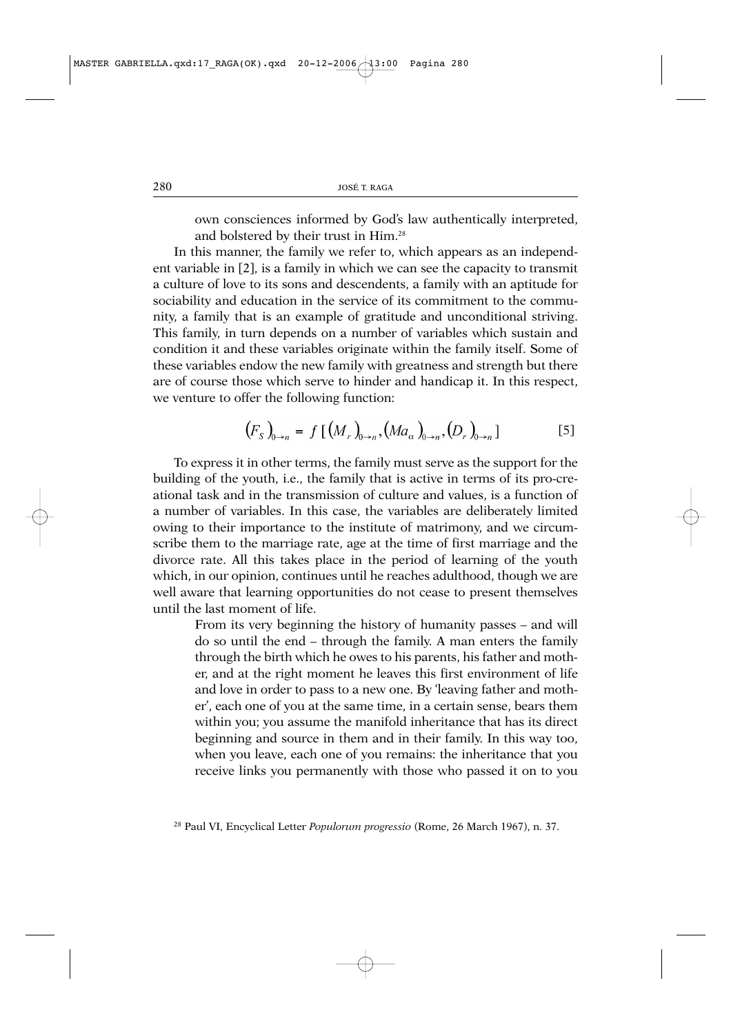> own consciences informed by God's law authentically interpreted, and bolstered by their trust in Him.[28]

In this manner, the family we refer to, which appears as an independent variable in [2], is a family in which we can see the capacity to transmit a culture of love to its sons and descendents, a family with an aptitude for sociability and education in the service of its commitment to the community, a family that is an example of gratitude and unconditional striving. This family, in turn depends on a number of variables which sustain and condition it and these variables originate within the family itself. Some of these variables endow the new family with greatness and strength but there are of course those which serve to hinder and handicap it. In this respect, we venture to offer the following function:

$$(F_S)_{0\to n} = f\,[(M_r)_{0\to n}, (Ma_\alpha)_{0\to n}, (D_r)_{0\to n}] \qquad [5]$$

To express it in other terms, the family must serve as the support for the building of the youth, i.e., the family that is active in terms of its pro-creational task and in the transmission of culture and values, is a function of a number of variables. In this case, the variables are deliberately limited owing to their importance to the institute of matrimony, and we circumscribe them to the marriage rate, age at the time of first marriage and the divorce rate. All this takes place in the period of learning of the youth which, in our opinion, continues until he reaches adulthood, though we are well aware that learning opportunities do not cease to present themselves until the last moment of life.

> From its very beginning the history of humanity passes – and will do so until the end – through the family. A man enters the family through the birth which he owes to his parents, his father and mother, and at the right moment he leaves this first environment of life and love in order to pass to a new one. By 'leaving father and mother', each one of you at the same time, in a certain sense, bears them within you; you assume the manifold inheritance that has its direct beginning and source in them and in their family. In this way too, when you leave, each one of you remains: the inheritance that you receive links you permanently with those who passed it on to you

[28] Paul VI, Encyclical Letter *Populorum progressio* (Rome, 26 March 1967), n. 37.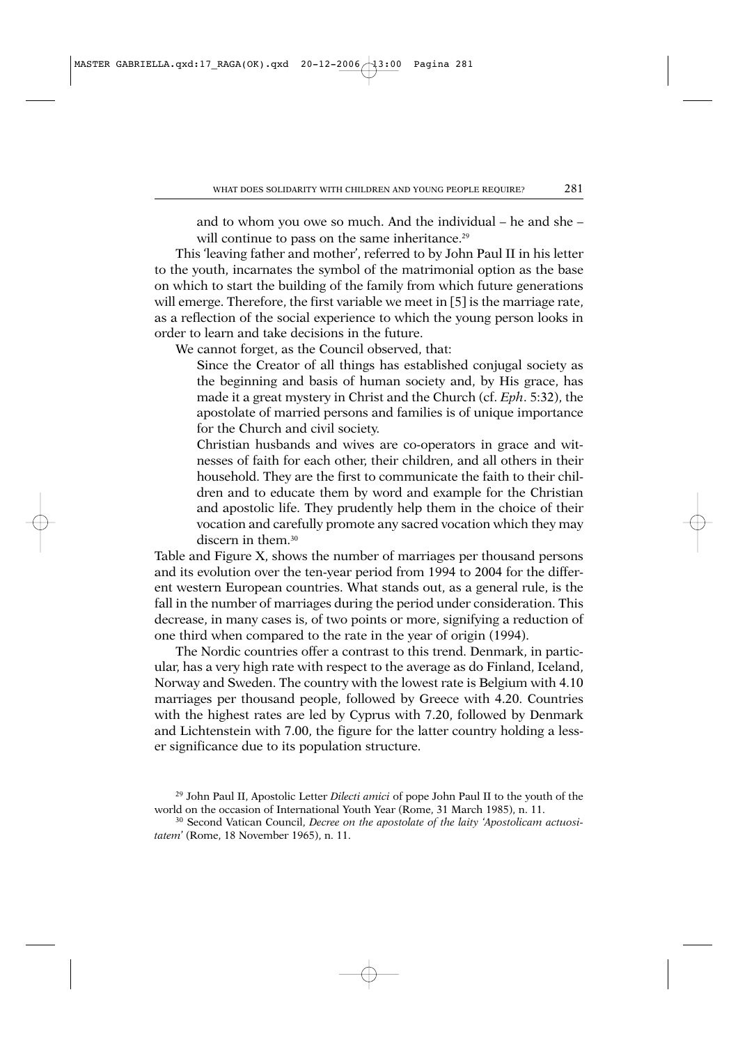> and to whom you owe so much. And the individual – he and she – will continue to pass on the same inheritance.[29]

This 'leaving father and mother', referred to by John Paul II in his letter to the youth, incarnates the symbol of the matrimonial option as the base on which to start the building of the family from which future generations will emerge. Therefore, the first variable we meet in [5] is the marriage rate, as a reflection of the social experience to which the young person looks in order to learn and take decisions in the future.

We cannot forget, as the Council observed, that:

> Since the Creator of all things has established conjugal society as the beginning and basis of human society and, by His grace, has made it a great mystery in Christ and the Church (cf. *Eph*. 5:32), the apostolate of married persons and families is of unique importance for the Church and civil society.
>
> Christian husbands and wives are co-operators in grace and witnesses of faith for each other, their children, and all others in their household. They are the first to communicate the faith to their children and to educate them by word and example for the Christian and apostolic life. They prudently help them in the choice of their vocation and carefully promote any sacred vocation which they may discern in them.[30]

Table and Figure X, shows the number of marriages per thousand persons and its evolution over the ten-year period from 1994 to 2004 for the different western European countries. What stands out, as a general rule, is the fall in the number of marriages during the period under consideration. This decrease, in many cases is, of two points or more, signifying a reduction of one third when compared to the rate in the year of origin (1994).

The Nordic countries offer a contrast to this trend. Denmark, in particular, has a very high rate with respect to the average as do Finland, Iceland, Norway and Sweden. The country with the lowest rate is Belgium with 4.10 marriages per thousand people, followed by Greece with 4.20. Countries with the highest rates are led by Cyprus with 7.20, followed by Denmark and Lichtenstein with 7.00, the figure for the latter country holding a lesser significance due to its population structure.

---

[29] John Paul II, Apostolic Letter *Dilecti amici* of pope John Paul II to the youth of the world on the occasion of International Youth Year (Rome, 31 March 1985), n. 11.

[30] Second Vatican Council, *Decree on the apostolate of the laity 'Apostolicam actuositatem'* (Rome, 18 November 1965), n. 11.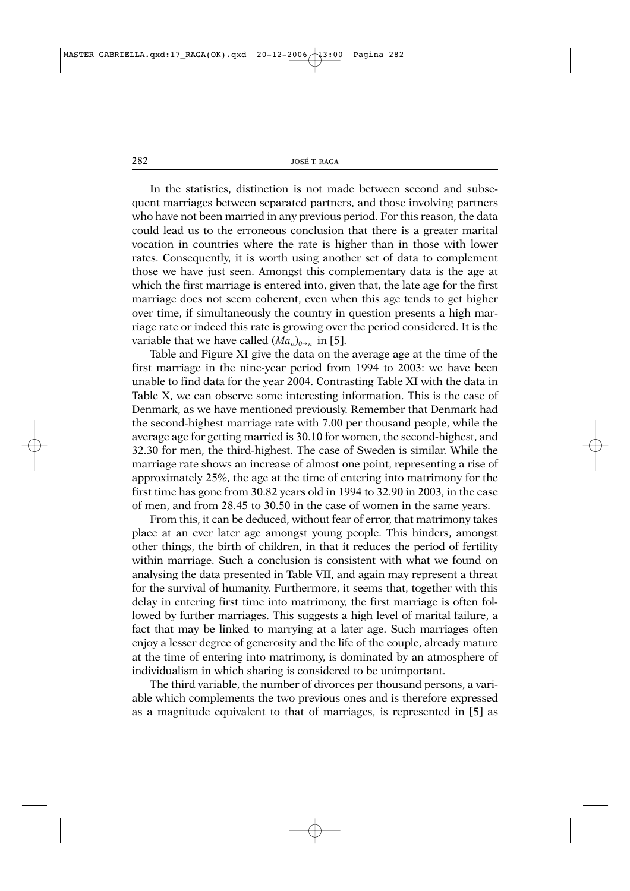In the statistics, distinction is not made between second and subsequent marriages between separated partners, and those involving partners who have not been married in any previous period. For this reason, the data could lead us to the erroneous conclusion that there is a greater marital vocation in countries where the rate is higher than in those with lower rates. Consequently, it is worth using another set of data to complement those we have just seen. Amongst this complementary data is the age at which the first marriage is entered into, given that, the late age for the first marriage does not seem coherent, even when this age tends to get higher over time, if simultaneously the country in question presents a high marriage rate or indeed this rate is growing over the period considered. It is the variable that we have called $(Ma_a)_{0\to n}$ in [5].

Table and Figure XI give the data on the average age at the time of the first marriage in the nine-year period from 1994 to 2003: we have been unable to find data for the year 2004. Contrasting Table XI with the data in Table X, we can observe some interesting information. This is the case of Denmark, as we have mentioned previously. Remember that Denmark had the second-highest marriage rate with 7.00 per thousand people, while the average age for getting married is 30.10 for women, the second-highest, and 32.30 for men, the third-highest. The case of Sweden is similar. While the marriage rate shows an increase of almost one point, representing a rise of approximately 25%, the age at the time of entering into matrimony for the first time has gone from 30.82 years old in 1994 to 32.90 in 2003, in the case of men, and from 28.45 to 30.50 in the case of women in the same years.

From this, it can be deduced, without fear of error, that matrimony takes place at an ever later age amongst young people. This hinders, amongst other things, the birth of children, in that it reduces the period of fertility within marriage. Such a conclusion is consistent with what we found on analysing the data presented in Table VII, and again may represent a threat for the survival of humanity. Furthermore, it seems that, together with this delay in entering first time into matrimony, the first marriage is often followed by further marriages. This suggests a high level of marital failure, a fact that may be linked to marrying at a later age. Such marriages often enjoy a lesser degree of generosity and the life of the couple, already mature at the time of entering into matrimony, is dominated by an atmosphere of individualism in which sharing is considered to be unimportant.

The third variable, the number of divorces per thousand persons, a variable which complements the two previous ones and is therefore expressed as a magnitude equivalent to that of marriages, is represented in [5] as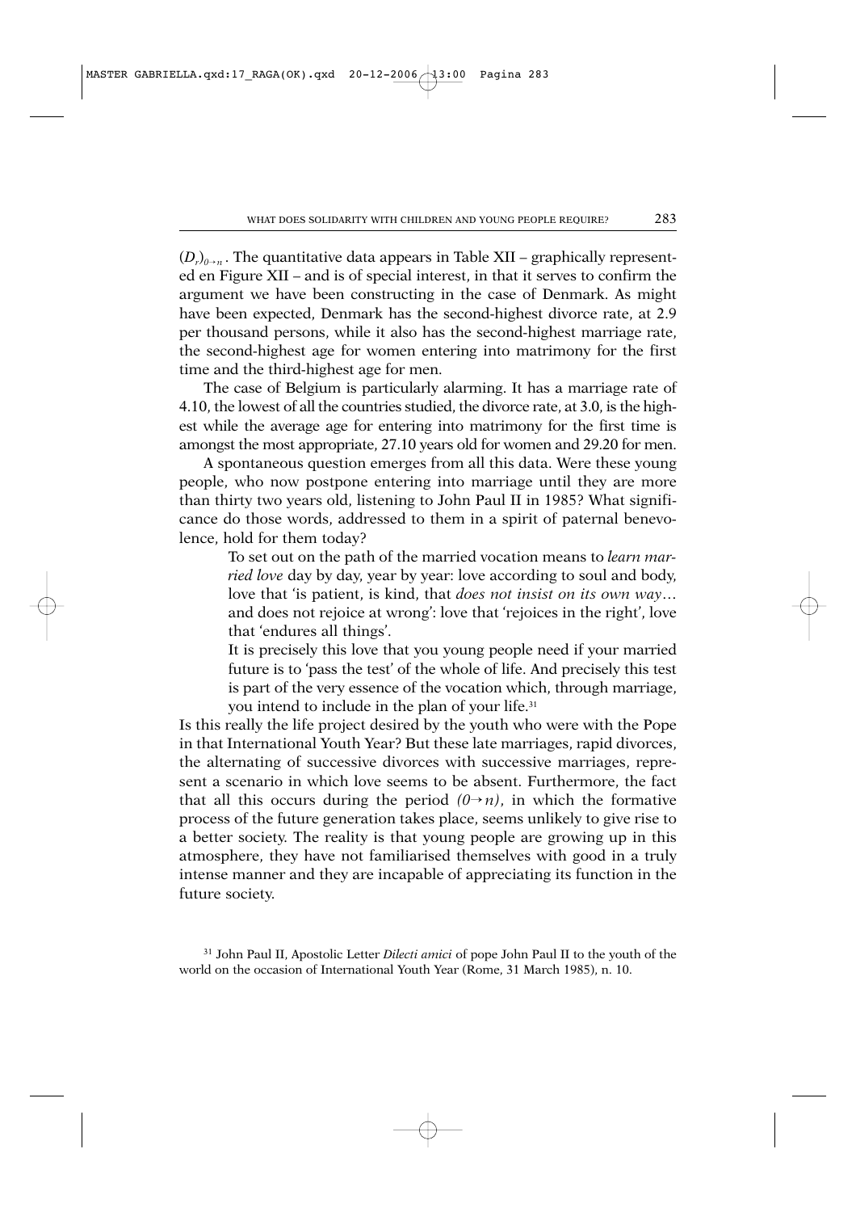$(D_r)_{0\rightarrow n}$. The quantitative data appears in Table XII – graphically represented en Figure XII – and is of special interest, in that it serves to confirm the argument we have been constructing in the case of Denmark. As might have been expected, Denmark has the second-highest divorce rate, at 2.9 per thousand persons, while it also has the second-highest marriage rate, the second-highest age for women entering into matrimony for the first time and the third-highest age for men.

The case of Belgium is particularly alarming. It has a marriage rate of 4.10, the lowest of all the countries studied, the divorce rate, at 3.0, is the highest while the average age for entering into matrimony for the first time is amongst the most appropriate, 27.10 years old for women and 29.20 for men.

A spontaneous question emerges from all this data. Were these young people, who now postpone entering into marriage until they are more than thirty two years old, listening to John Paul II in 1985? What significance do those words, addressed to them in a spirit of paternal benevolence, hold for them today?

> To set out on the path of the married vocation means to *learn married love* day by day, year by year: love according to soul and body, love that 'is patient, is kind, that *does not insist on its own way*… and does not rejoice at wrong': love that 'rejoices in the right', love that 'endures all things'.
>
> It is precisely this love that you young people need if your married future is to 'pass the test' of the whole of life. And precisely this test is part of the very essence of the vocation which, through marriage, you intend to include in the plan of your life.[31]

Is this really the life project desired by the youth who were with the Pope in that International Youth Year? But these late marriages, rapid divorces, the alternating of successive divorces with successive marriages, represent a scenario in which love seems to be absent. Furthermore, the fact that all this occurs during the period $(0\rightarrow n)$, in which the formative process of the future generation takes place, seems unlikely to give rise to a better society. The reality is that young people are growing up in this atmosphere, they have not familiarised themselves with good in a truly intense manner and they are incapable of appreciating its function in the future society.

[31] John Paul II, Apostolic Letter *Dilecti amici* of pope John Paul II to the youth of the world on the occasion of International Youth Year (Rome, 31 March 1985), n. 10.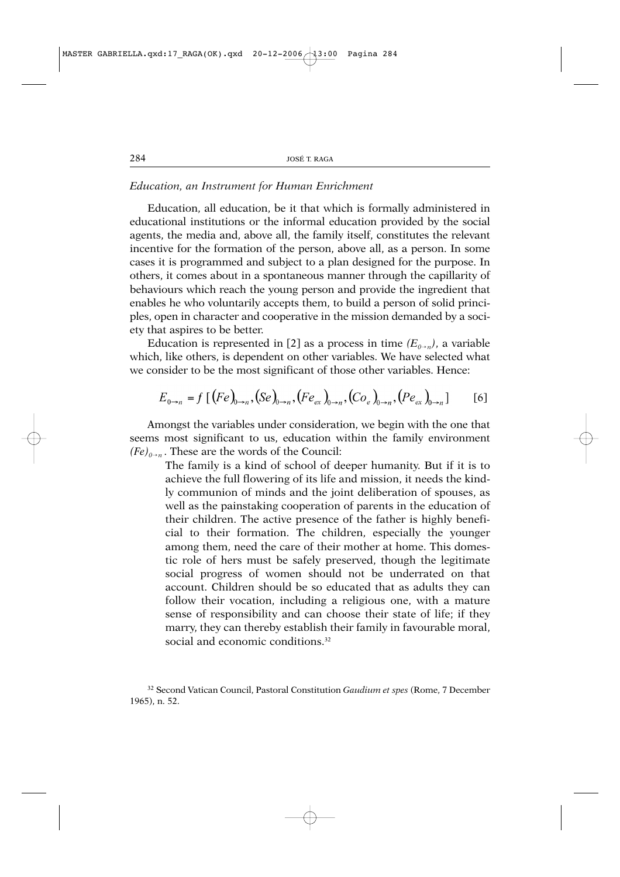*Education, an Instrument for Human Enrichment*

Education, all education, be it that which is formally administered in educational institutions or the informal education provided by the social agents, the media and, above all, the family itself, constitutes the relevant incentive for the formation of the person, above all, as a person. In some cases it is programmed and subject to a plan designed for the purpose. In others, it comes about in a spontaneous manner through the capillarity of behaviours which reach the young person and provide the ingredient that enables he who voluntarily accepts them, to build a person of solid principles, open in character and cooperative in the mission demanded by a society that aspires to be better.

Education is represented in [2] as a process in time $(E_{0\rightarrow n})$, a variable which, like others, is dependent on other variables. We have selected what we consider to be the most significant of those other variables. Hence:

$$E_{0\rightarrow n} = f\,[\,(Fe)_{0\rightarrow n},(Se)_{0\rightarrow n},(Fe_{ex})_{0\rightarrow n},(Co_{e})_{0\rightarrow n},(Pe_{ex})_{0\rightarrow n}] \qquad [6]$$

Amongst the variables under consideration, we begin with the one that seems most significant to us, education within the family environment $(Fe)_{0\rightarrow n}$. These are the words of the Council:

> The family is a kind of school of deeper humanity. But if it is to achieve the full flowering of its life and mission, it needs the kindly communion of minds and the joint deliberation of spouses, as well as the painstaking cooperation of parents in the education of their children. The active presence of the father is highly beneficial to their formation. The children, especially the younger among them, need the care of their mother at home. This domestic role of hers must be safely preserved, though the legitimate social progress of women should not be underrated on that account. Children should be so educated that as adults they can follow their vocation, including a religious one, with a mature sense of responsibility and can choose their state of life; if they marry, they can thereby establish their family in favourable moral, social and economic conditions.[32]

[32] Second Vatican Council, Pastoral Constitution *Gaudium et spes* (Rome, 7 December 1965), n. 52.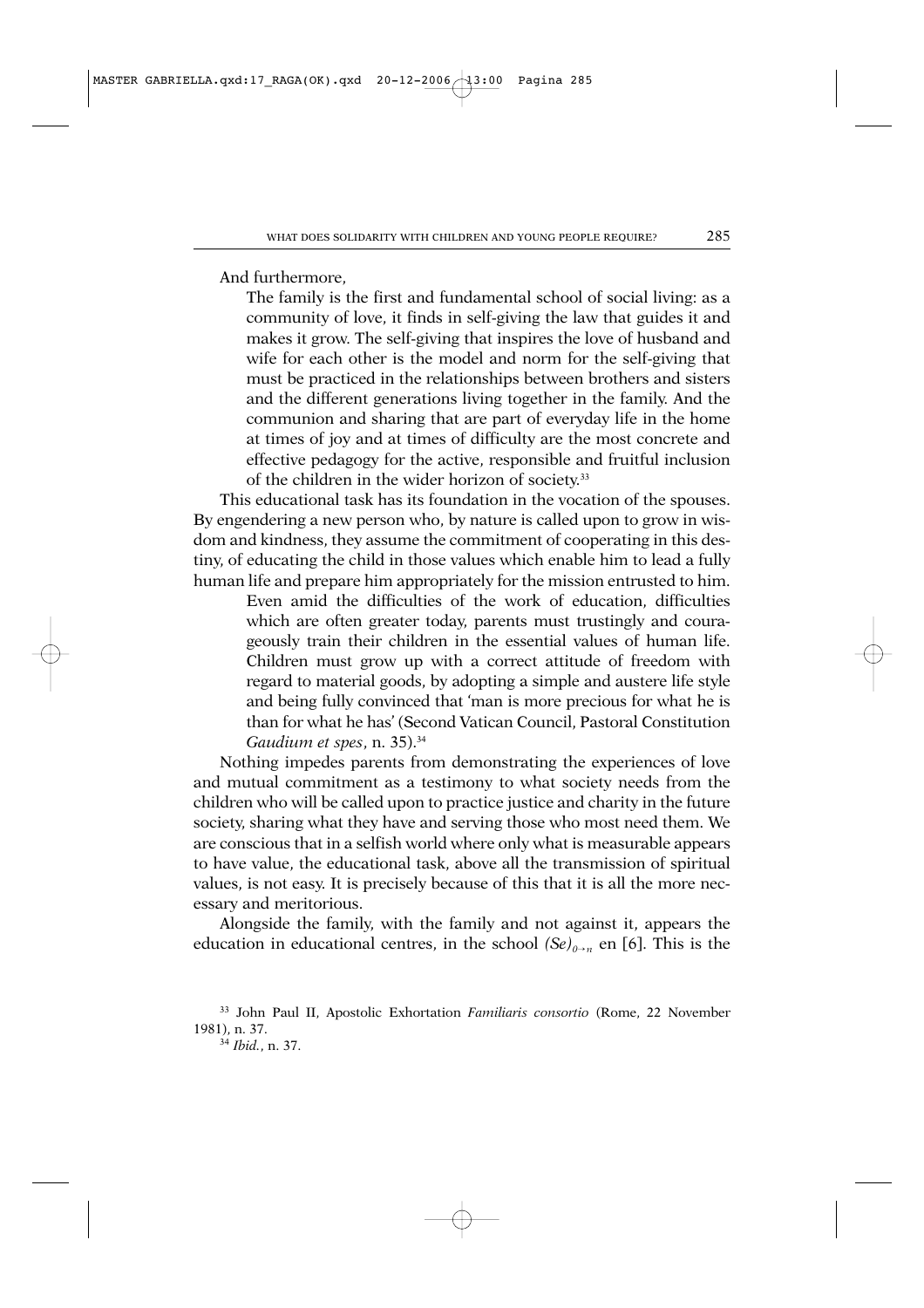And furthermore,

> The family is the first and fundamental school of social living: as a community of love, it finds in self-giving the law that guides it and makes it grow. The self-giving that inspires the love of husband and wife for each other is the model and norm for the self-giving that must be practiced in the relationships between brothers and sisters and the different generations living together in the family. And the communion and sharing that are part of everyday life in the home at times of joy and at times of difficulty are the most concrete and effective pedagogy for the active, responsible and fruitful inclusion of the children in the wider horizon of society.[33]

This educational task has its foundation in the vocation of the spouses. By engendering a new person who, by nature is called upon to grow in wisdom and kindness, they assume the commitment of cooperating in this destiny, of educating the child in those values which enable him to lead a fully human life and prepare him appropriately for the mission entrusted to him.

> Even amid the difficulties of the work of education, difficulties which are often greater today, parents must trustingly and courageously train their children in the essential values of human life. Children must grow up with a correct attitude of freedom with regard to material goods, by adopting a simple and austere life style and being fully convinced that 'man is more precious for what he is than for what he has' (Second Vatican Council, Pastoral Constitution *Gaudium et spes*, n. 35).[34]

Nothing impedes parents from demonstrating the experiences of love and mutual commitment as a testimony to what society needs from the children who will be called upon to practice justice and charity in the future society, sharing what they have and serving those who most need them. We are conscious that in a selfish world where only what is measurable appears to have value, the educational task, above all the transmission of spiritual values, is not easy. It is precisely because of this that it is all the more necessary and meritorious.

Alongside the family, with the family and not against it, appears the education in educational centres, in the school $(Se)_{0 \to n}$ en [6]. This is the

---

[33] John Paul II, Apostolic Exhortation *Familiaris consortio* (Rome, 22 November 1981), n. 37.

[34] *Ibid.*, n. 37.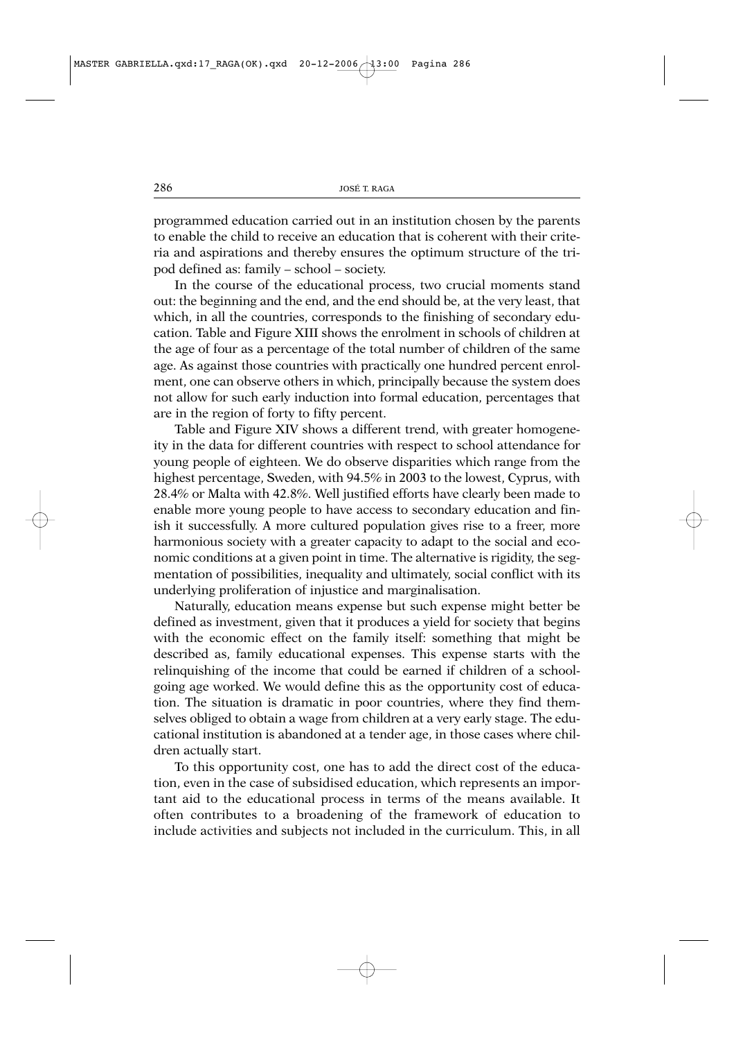programmed education carried out in an institution chosen by the parents to enable the child to receive an education that is coherent with their criteria and aspirations and thereby ensures the optimum structure of the tripod defined as: family – school – society.

In the course of the educational process, two crucial moments stand out: the beginning and the end, and the end should be, at the very least, that which, in all the countries, corresponds to the finishing of secondary education. Table and Figure XIII shows the enrolment in schools of children at the age of four as a percentage of the total number of children of the same age. As against those countries with practically one hundred percent enrolment, one can observe others in which, principally because the system does not allow for such early induction into formal education, percentages that are in the region of forty to fifty percent.

Table and Figure XIV shows a different trend, with greater homogeneity in the data for different countries with respect to school attendance for young people of eighteen. We do observe disparities which range from the highest percentage, Sweden, with 94.5% in 2003 to the lowest, Cyprus, with 28.4% or Malta with 42.8%. Well justified efforts have clearly been made to enable more young people to have access to secondary education and finish it successfully. A more cultured population gives rise to a freer, more harmonious society with a greater capacity to adapt to the social and economic conditions at a given point in time. The alternative is rigidity, the segmentation of possibilities, inequality and ultimately, social conflict with its underlying proliferation of injustice and marginalisation.

Naturally, education means expense but such expense might better be defined as investment, given that it produces a yield for society that begins with the economic effect on the family itself: something that might be described as, family educational expenses. This expense starts with the relinquishing of the income that could be earned if children of a school-going age worked. We would define this as the opportunity cost of education. The situation is dramatic in poor countries, where they find themselves obliged to obtain a wage from children at a very early stage. The educational institution is abandoned at a tender age, in those cases where children actually start.

To this opportunity cost, one has to add the direct cost of the education, even in the case of subsidised education, which represents an important aid to the educational process in terms of the means available. It often contributes to a broadening of the framework of education to include activities and subjects not included in the curriculum. This, in all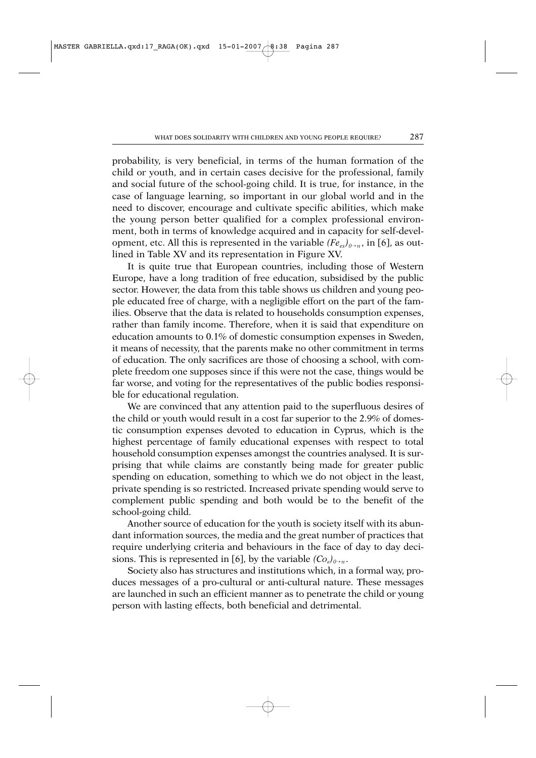probability, is very beneficial, in terms of the human formation of the child or youth, and in certain cases decisive for the professional, family and social future of the school-going child. It is true, for instance, in the case of language learning, so important in our global world and in the need to discover, encourage and cultivate specific abilities, which make the young person better qualified for a complex professional environment, both in terms of knowledge acquired and in capacity for self-development, etc. All this is represented in the variable $(Fe_{ex})_{0 \to n}$, in [6], as outlined in Table XV and its representation in Figure XV.

It is quite true that European countries, including those of Western Europe, have a long tradition of free education, subsidised by the public sector. However, the data from this table shows us children and young people educated free of charge, with a negligible effort on the part of the families. Observe that the data is related to households consumption expenses, rather than family income. Therefore, when it is said that expenditure on education amounts to 0.1% of domestic consumption expenses in Sweden, it means of necessity, that the parents make no other commitment in terms of education. The only sacrifices are those of choosing a school, with complete freedom one supposes since if this were not the case, things would be far worse, and voting for the representatives of the public bodies responsible for educational regulation.

We are convinced that any attention paid to the superfluous desires of the child or youth would result in a cost far superior to the 2.9% of domestic consumption expenses devoted to education in Cyprus, which is the highest percentage of family educational expenses with respect to total household consumption expenses amongst the countries analysed. It is surprising that while claims are constantly being made for greater public spending on education, something to which we do not object in the least, private spending is so restricted. Increased private spending would serve to complement public spending and both would be to the benefit of the school-going child.

Another source of education for the youth is society itself with its abundant information sources, the media and the great number of practices that require underlying criteria and behaviours in the face of day to day decisions. This is represented in [6], by the variable $(Co_e)_{0 \to n}$.

Society also has structures and institutions which, in a formal way, produces messages of a pro-cultural or anti-cultural nature. These messages are launched in such an efficient manner as to penetrate the child or young person with lasting effects, both beneficial and detrimental.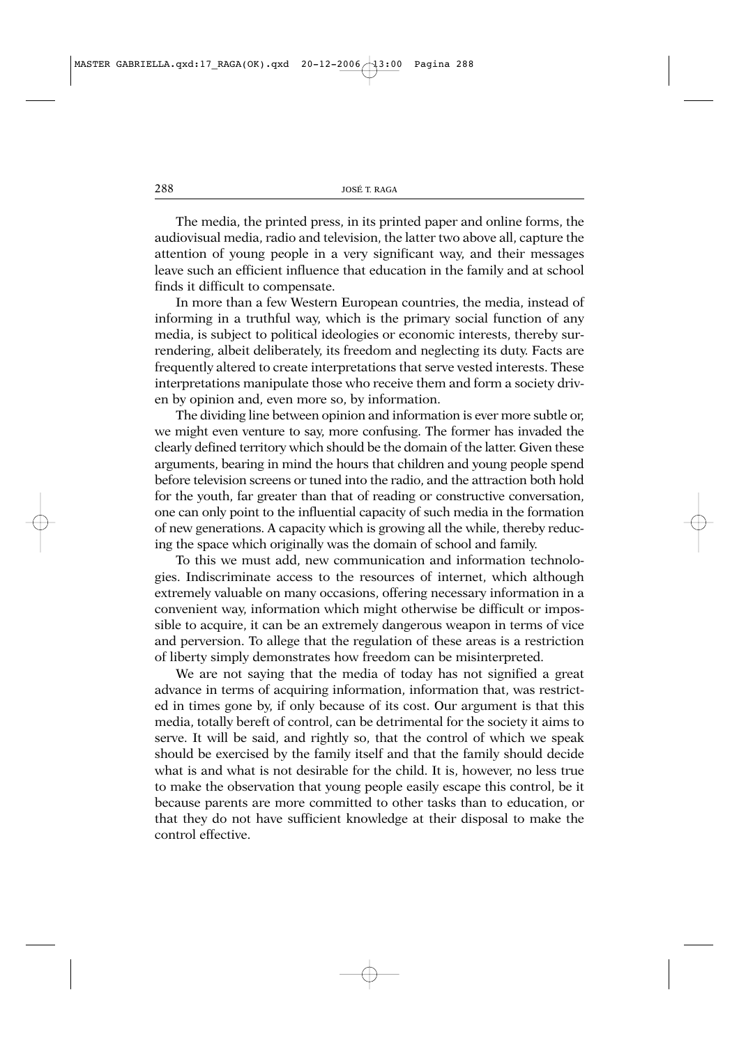The media, the printed press, in its printed paper and online forms, the audiovisual media, radio and television, the latter two above all, capture the attention of young people in a very significant way, and their messages leave such an efficient influence that education in the family and at school finds it difficult to compensate.

In more than a few Western European countries, the media, instead of informing in a truthful way, which is the primary social function of any media, is subject to political ideologies or economic interests, thereby surrendering, albeit deliberately, its freedom and neglecting its duty. Facts are frequently altered to create interpretations that serve vested interests. These interpretations manipulate those who receive them and form a society driven by opinion and, even more so, by information.

The dividing line between opinion and information is ever more subtle or, we might even venture to say, more confusing. The former has invaded the clearly defined territory which should be the domain of the latter. Given these arguments, bearing in mind the hours that children and young people spend before television screens or tuned into the radio, and the attraction both hold for the youth, far greater than that of reading or constructive conversation, one can only point to the influential capacity of such media in the formation of new generations. A capacity which is growing all the while, thereby reducing the space which originally was the domain of school and family.

To this we must add, new communication and information technologies. Indiscriminate access to the resources of internet, which although extremely valuable on many occasions, offering necessary information in a convenient way, information which might otherwise be difficult or impossible to acquire, it can be an extremely dangerous weapon in terms of vice and perversion. To allege that the regulation of these areas is a restriction of liberty simply demonstrates how freedom can be misinterpreted.

We are not saying that the media of today has not signified a great advance in terms of acquiring information, information that, was restricted in times gone by, if only because of its cost. Our argument is that this media, totally bereft of control, can be detrimental for the society it aims to serve. It will be said, and rightly so, that the control of which we speak should be exercised by the family itself and that the family should decide what is and what is not desirable for the child. It is, however, no less true to make the observation that young people easily escape this control, be it because parents are more committed to other tasks than to education, or that they do not have sufficient knowledge at their disposal to make the control effective.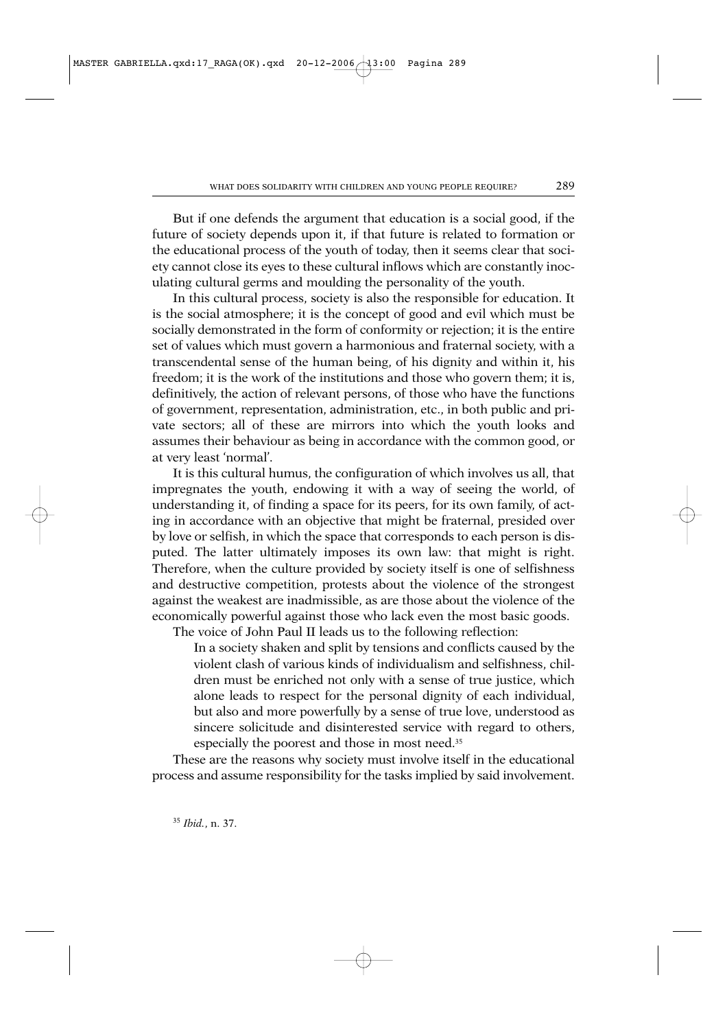But if one defends the argument that education is a social good, if the future of society depends upon it, if that future is related to formation or the educational process of the youth of today, then it seems clear that society cannot close its eyes to these cultural inflows which are constantly inoculating cultural germs and moulding the personality of the youth.

In this cultural process, society is also the responsible for education. It is the social atmosphere; it is the concept of good and evil which must be socially demonstrated in the form of conformity or rejection; it is the entire set of values which must govern a harmonious and fraternal society, with a transcendental sense of the human being, of his dignity and within it, his freedom; it is the work of the institutions and those who govern them; it is, definitively, the action of relevant persons, of those who have the functions of government, representation, administration, etc., in both public and private sectors; all of these are mirrors into which the youth looks and assumes their behaviour as being in accordance with the common good, or at very least 'normal'.

It is this cultural humus, the configuration of which involves us all, that impregnates the youth, endowing it with a way of seeing the world, of understanding it, of finding a space for its peers, for its own family, of acting in accordance with an objective that might be fraternal, presided over by love or selfish, in which the space that corresponds to each person is disputed. The latter ultimately imposes its own law: that might is right. Therefore, when the culture provided by society itself is one of selfishness and destructive competition, protests about the violence of the strongest against the weakest are inadmissible, as are those about the violence of the economically powerful against those who lack even the most basic goods.

The voice of John Paul II leads us to the following reflection:

> In a society shaken and split by tensions and conflicts caused by the violent clash of various kinds of individualism and selfishness, children must be enriched not only with a sense of true justice, which alone leads to respect for the personal dignity of each individual, but also and more powerfully by a sense of true love, understood as sincere solicitude and disinterested service with regard to others, especially the poorest and those in most need.[35]

These are the reasons why society must involve itself in the educational process and assume responsibility for the tasks implied by said involvement.

[35] *Ibid.*, n. 37.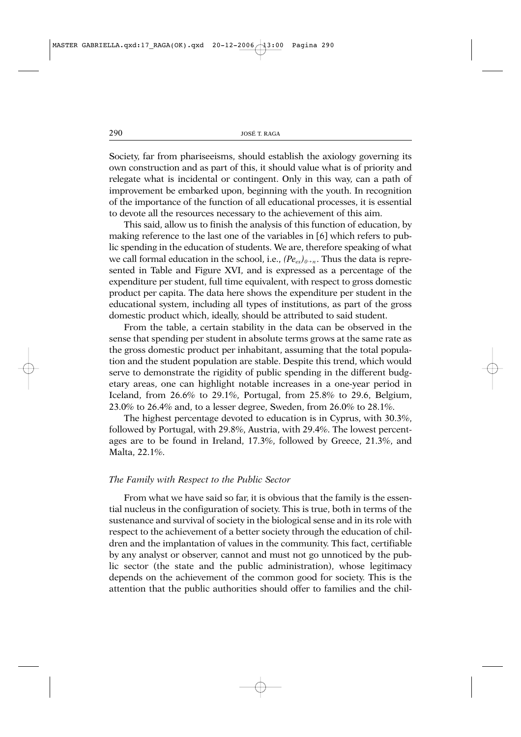Society, far from phariseeisms, should establish the axiology governing its own construction and as part of this, it should value what is of priority and relegate what is incidental or contingent. Only in this way, can a path of improvement be embarked upon, beginning with the youth. In recognition of the importance of the function of all educational processes, it is essential to devote all the resources necessary to the achievement of this aim.

This said, allow us to finish the analysis of this function of education, by making reference to the last one of the variables in [6] which refers to public spending in the education of students. We are, therefore speaking of what we call formal education in the school, i.e., $(Pe_{ex})_{0 \rightarrow n}$. Thus the data is represented in Table and Figure XVI, and is expressed as a percentage of the expenditure per student, full time equivalent, with respect to gross domestic product per capita. The data here shows the expenditure per student in the educational system, including all types of institutions, as part of the gross domestic product which, ideally, should be attributed to said student.

From the table, a certain stability in the data can be observed in the sense that spending per student in absolute terms grows at the same rate as the gross domestic product per inhabitant, assuming that the total population and the student population are stable. Despite this trend, which would serve to demonstrate the rigidity of public spending in the different budgetary areas, one can highlight notable increases in a one-year period in Iceland, from 26.6% to 29.1%, Portugal, from 25.8% to 29.6, Belgium, 23.0% to 26.4% and, to a lesser degree, Sweden, from 26.0% to 28.1%.

The highest percentage devoted to education is in Cyprus, with 30.3%, followed by Portugal, with 29.8%, Austria, with 29.4%. The lowest percentages are to be found in Ireland, 17.3%, followed by Greece, 21.3%, and Malta, 22.1%.

### *The Family with Respect to the Public Sector*

From what we have said so far, it is obvious that the family is the essential nucleus in the configuration of society. This is true, both in terms of the sustenance and survival of society in the biological sense and in its role with respect to the achievement of a better society through the education of children and the implantation of values in the community. This fact, certifiable by any analyst or observer, cannot and must not go unnoticed by the public sector (the state and the public administration), whose legitimacy depends on the achievement of the common good for society. This is the attention that the public authorities should offer to families and the chil-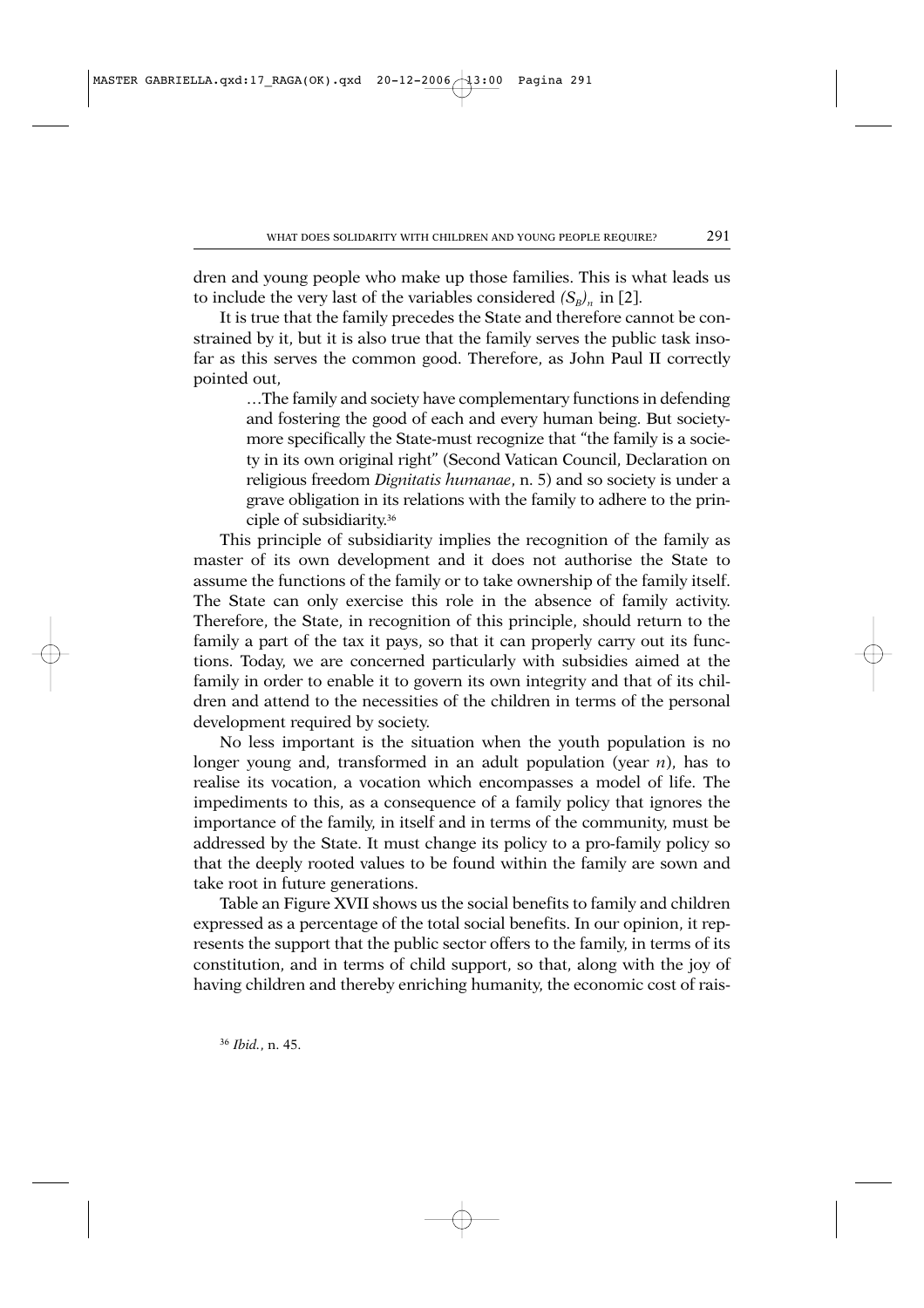dren and young people who make up those families. This is what leads us to include the very last of the variables considered $(S_B)_n$ in [2].

It is true that the family precedes the State and therefore cannot be constrained by it, but it is also true that the family serves the public task insofar as this serves the common good. Therefore, as John Paul II correctly pointed out,

> …The family and society have complementary functions in defending and fostering the good of each and every human being. But society-more specifically the State-must recognize that "the family is a society in its own original right" (Second Vatican Council, Declaration on religious freedom *Dignitatis humanae*, n. 5) and so society is under a grave obligation in its relations with the family to adhere to the principle of subsidiarity.[36]

This principle of subsidiarity implies the recognition of the family as master of its own development and it does not authorise the State to assume the functions of the family or to take ownership of the family itself. The State can only exercise this role in the absence of family activity. Therefore, the State, in recognition of this principle, should return to the family a part of the tax it pays, so that it can properly carry out its functions. Today, we are concerned particularly with subsidies aimed at the family in order to enable it to govern its own integrity and that of its children and attend to the necessities of the children in terms of the personal development required by society.

No less important is the situation when the youth population is no longer young and, transformed in an adult population (year $n$), has to realise its vocation, a vocation which encompasses a model of life. The impediments to this, as a consequence of a family policy that ignores the importance of the family, in itself and in terms of the community, must be addressed by the State. It must change its policy to a pro-family policy so that the deeply rooted values to be found within the family are sown and take root in future generations.

Table an Figure XVII shows us the social benefits to family and children expressed as a percentage of the total social benefits. In our opinion, it represents the support that the public sector offers to the family, in terms of its constitution, and in terms of child support, so that, along with the joy of having children and thereby enriching humanity, the economic cost of rais-

[36] *Ibid.*, n. 45.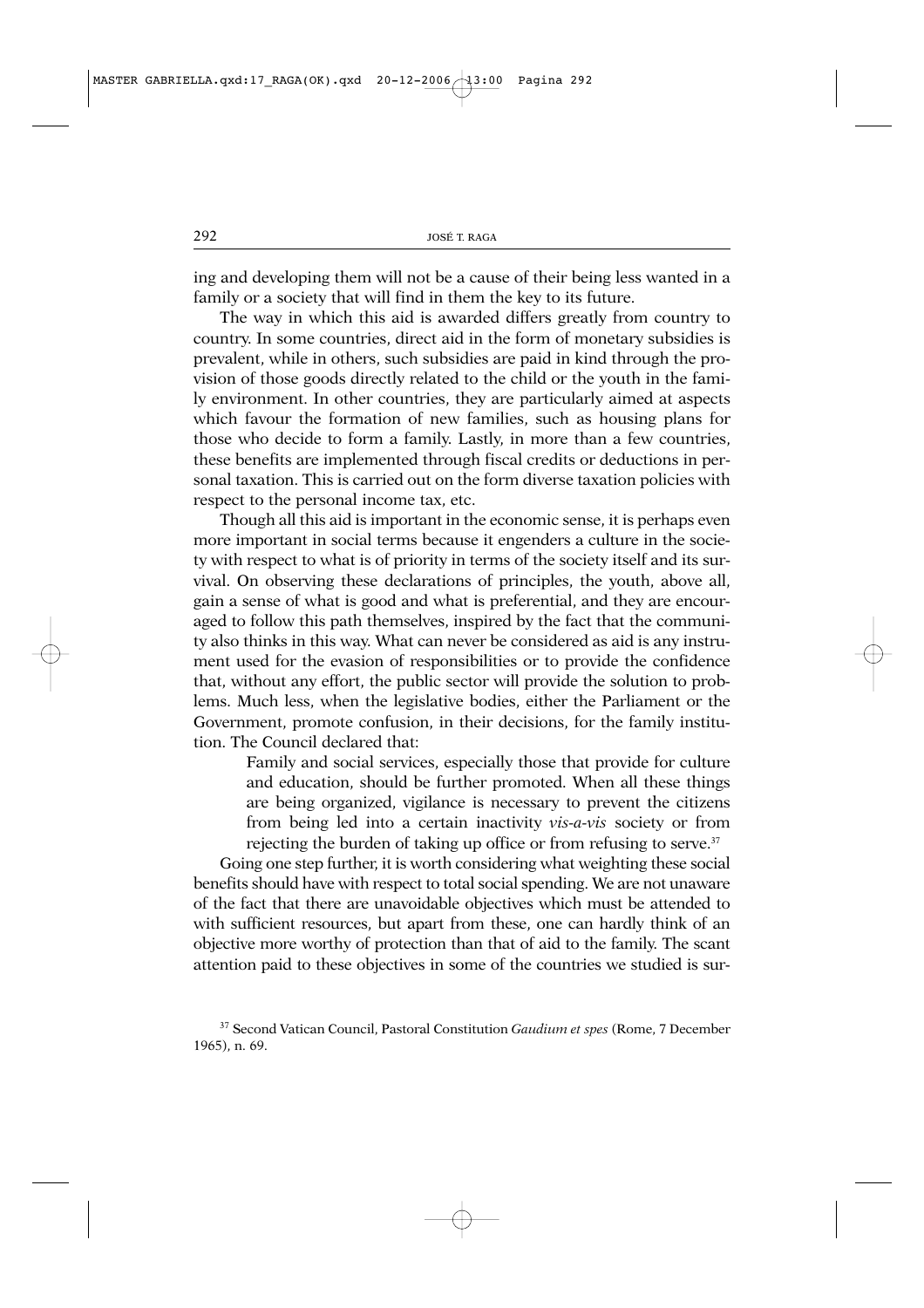ing and developing them will not be a cause of their being less wanted in a family or a society that will find in them the key to its future.

The way in which this aid is awarded differs greatly from country to country. In some countries, direct aid in the form of monetary subsidies is prevalent, while in others, such subsidies are paid in kind through the provision of those goods directly related to the child or the youth in the family environment. In other countries, they are particularly aimed at aspects which favour the formation of new families, such as housing plans for those who decide to form a family. Lastly, in more than a few countries, these benefits are implemented through fiscal credits or deductions in personal taxation. This is carried out on the form diverse taxation policies with respect to the personal income tax, etc.

Though all this aid is important in the economic sense, it is perhaps even more important in social terms because it engenders a culture in the society with respect to what is of priority in terms of the society itself and its survival. On observing these declarations of principles, the youth, above all, gain a sense of what is good and what is preferential, and they are encouraged to follow this path themselves, inspired by the fact that the community also thinks in this way. What can never be considered as aid is any instrument used for the evasion of responsibilities or to provide the confidence that, without any effort, the public sector will provide the solution to problems. Much less, when the legislative bodies, either the Parliament or the Government, promote confusion, in their decisions, for the family institution. The Council declared that:

> Family and social services, especially those that provide for culture and education, should be further promoted. When all these things are being organized, vigilance is necessary to prevent the citizens from being led into a certain inactivity *vis-a-vis* society or from rejecting the burden of taking up office or from refusing to serve.[37]

Going one step further, it is worth considering what weighting these social benefits should have with respect to total social spending. We are not unaware of the fact that there are unavoidable objectives which must be attended to with sufficient resources, but apart from these, one can hardly think of an objective more worthy of protection than that of aid to the family. The scant attention paid to these objectives in some of the countries we studied is sur-

[37] Second Vatican Council, Pastoral Constitution *Gaudium et spes* (Rome, 7 December 1965), n. 69.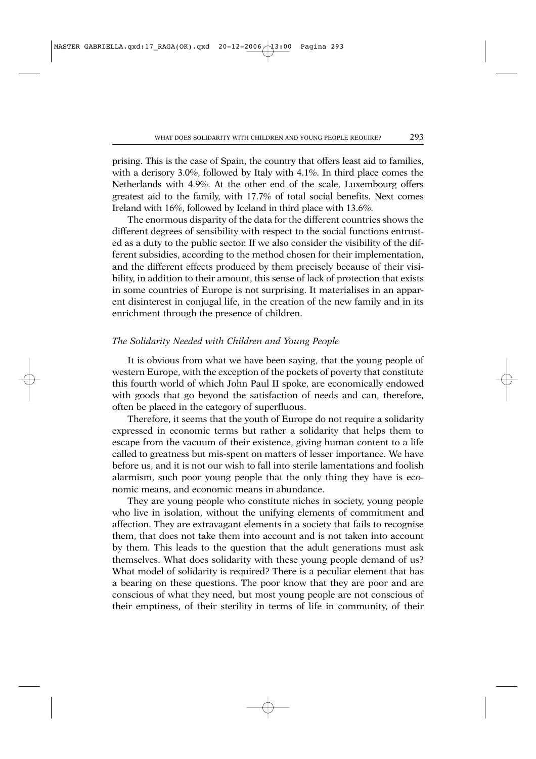prising. This is the case of Spain, the country that offers least aid to families, with a derisory 3.0%, followed by Italy with 4.1%. In third place comes the Netherlands with 4.9%. At the other end of the scale, Luxembourg offers greatest aid to the family, with 17.7% of total social benefits. Next comes Ireland with 16%, followed by Iceland in third place with 13.6%.

The enormous disparity of the data for the different countries shows the different degrees of sensibility with respect to the social functions entrusted as a duty to the public sector. If we also consider the visibility of the different subsidies, according to the method chosen for their implementation, and the different effects produced by them precisely because of their visibility, in addition to their amount, this sense of lack of protection that exists in some countries of Europe is not surprising. It materialises in an apparent disinterest in conjugal life, in the creation of the new family and in its enrichment through the presence of children.

### *The Solidarity Needed with Children and Young People*

It is obvious from what we have been saying, that the young people of western Europe, with the exception of the pockets of poverty that constitute this fourth world of which John Paul II spoke, are economically endowed with goods that go beyond the satisfaction of needs and can, therefore, often be placed in the category of superfluous.

Therefore, it seems that the youth of Europe do not require a solidarity expressed in economic terms but rather a solidarity that helps them to escape from the vacuum of their existence, giving human content to a life called to greatness but mis-spent on matters of lesser importance. We have before us, and it is not our wish to fall into sterile lamentations and foolish alarmism, such poor young people that the only thing they have is economic means, and economic means in abundance.

They are young people who constitute niches in society, young people who live in isolation, without the unifying elements of commitment and affection. They are extravagant elements in a society that fails to recognise them, that does not take them into account and is not taken into account by them. This leads to the question that the adult generations must ask themselves. What does solidarity with these young people demand of us? What model of solidarity is required? There is a peculiar element that has a bearing on these questions. The poor know that they are poor and are conscious of what they need, but most young people are not conscious of their emptiness, of their sterility in terms of life in community, of their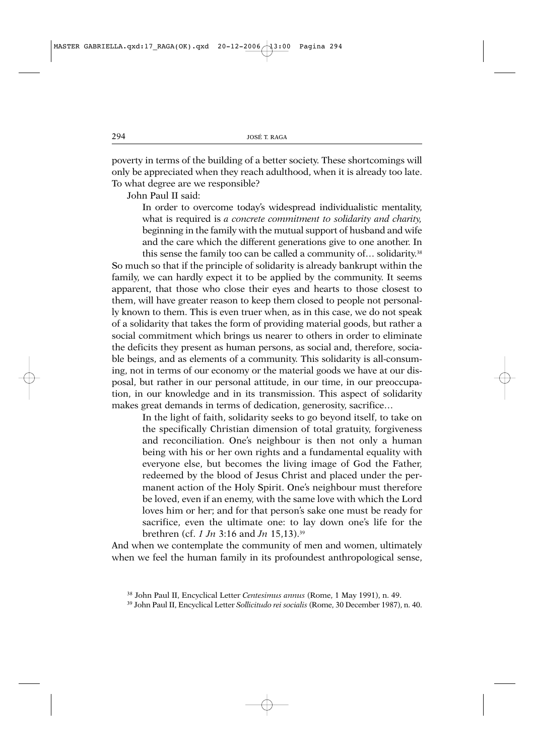poverty in terms of the building of a better society. These shortcomings will only be appreciated when they reach adulthood, when it is already too late. To what degree are we responsible?

John Paul II said:

> In order to overcome today's widespread individualistic mentality, what is required is *a concrete commitment to solidarity and charity,* beginning in the family with the mutual support of husband and wife and the care which the different generations give to one another. In this sense the family too can be called a community of… solidarity.[38]

So much so that if the principle of solidarity is already bankrupt within the family, we can hardly expect it to be applied by the community. It seems apparent, that those who close their eyes and hearts to those closest to them, will have greater reason to keep them closed to people not personally known to them. This is even truer when, as in this case, we do not speak of a solidarity that takes the form of providing material goods, but rather a social commitment which brings us nearer to others in order to eliminate the deficits they present as human persons, as social and, therefore, sociable beings, and as elements of a community. This solidarity is all-consuming, not in terms of our economy or the material goods we have at our disposal, but rather in our personal attitude, in our time, in our preoccupation, in our knowledge and in its transmission. This aspect of solidarity makes great demands in terms of dedication, generosity, sacrifice…

> In the light of faith, solidarity seeks to go beyond itself, to take on the specifically Christian dimension of total gratuity, forgiveness and reconciliation. One's neighbour is then not only a human being with his or her own rights and a fundamental equality with everyone else, but becomes the living image of God the Father, redeemed by the blood of Jesus Christ and placed under the permanent action of the Holy Spirit. One's neighbour must therefore be loved, even if an enemy, with the same love with which the Lord loves him or her; and for that person's sake one must be ready for sacrifice, even the ultimate one: to lay down one's life for the brethren (cf. *1 Jn* 3:16 and *Jn* 15,13).[39]

And when we contemplate the community of men and women, ultimately when we feel the human family in its profoundest anthropological sense,

[38] John Paul II, Encyclical Letter *Centesimus annus* (Rome, 1 May 1991), n. 49.

[39] John Paul II, Encyclical Letter *Sollicitudo rei socialis* (Rome, 30 December 1987), n. 40.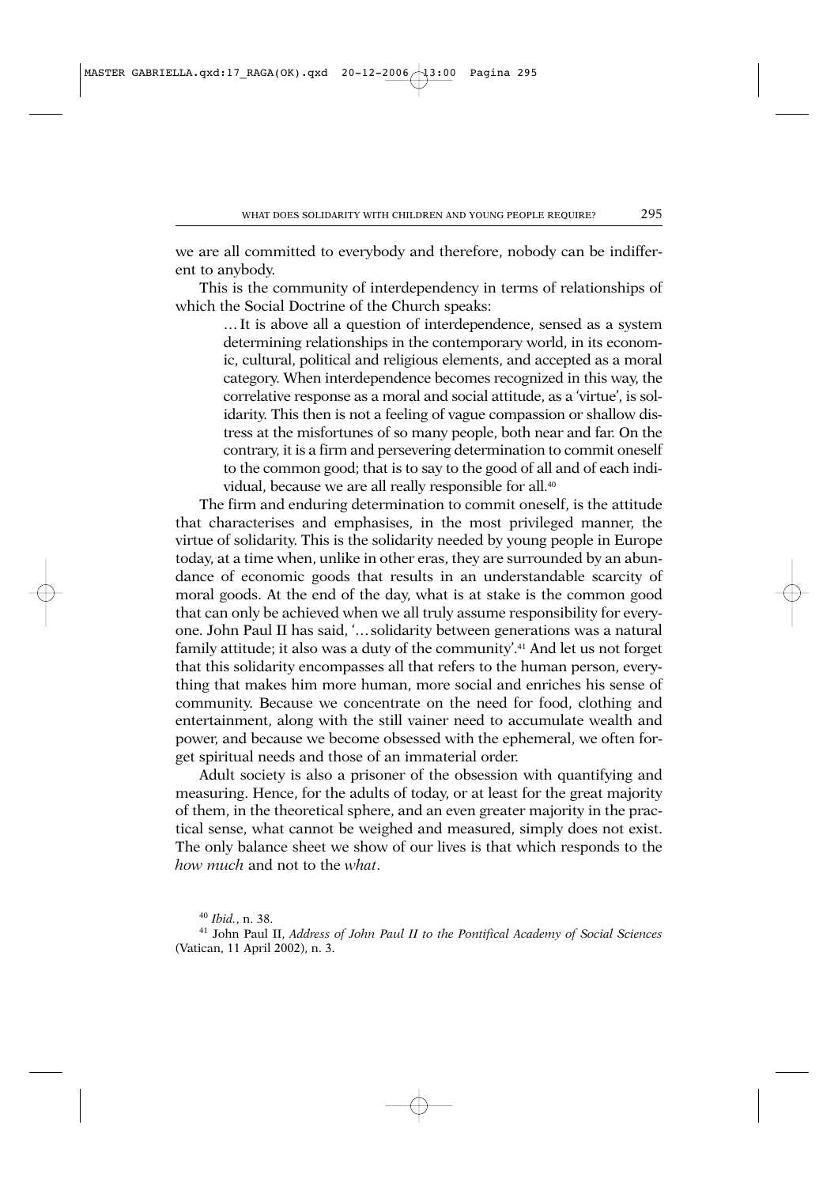we are all committed to everybody and therefore, nobody can be indifferent to anybody.

This is the community of interdependency in terms of relationships of which the Social Doctrine of the Church speaks:

> … It is above all a question of interdependence, sensed as a system determining relationships in the contemporary world, in its economic, cultural, political and religious elements, and accepted as a moral category. When interdependence becomes recognized in this way, the correlative response as a moral and social attitude, as a 'virtue', is solidarity. This then is not a feeling of vague compassion or shallow distress at the misfortunes of so many people, both near and far. On the contrary, it is a firm and persevering determination to commit oneself to the common good; that is to say to the good of all and of each individual, because we are all really responsible for all.[40]

The firm and enduring determination to commit oneself, is the attitude that characterises and emphasises, in the most privileged manner, the virtue of solidarity. This is the solidarity needed by young people in Europe today, at a time when, unlike in other eras, they are surrounded by an abundance of economic goods that results in an understandable scarcity of moral goods. At the end of the day, what is at stake is the common good that can only be achieved when we all truly assume responsibility for everyone. John Paul II has said, '… solidarity between generations was a natural family attitude; it also was a duty of the community'.[41] And let us not forget that this solidarity encompasses all that refers to the human person, everything that makes him more human, more social and enriches his sense of community. Because we concentrate on the need for food, clothing and entertainment, along with the still vainer need to accumulate wealth and power, and because we become obsessed with the ephemeral, we often forget spiritual needs and those of an immaterial order.

Adult society is also a prisoner of the obsession with quantifying and measuring. Hence, for the adults of today, or at least for the great majority of them, in the theoretical sphere, and an even greater majority in the practical sense, what cannot be weighed and measured, simply does not exist. The only balance sheet we show of our lives is that which responds to the *how much* and not to the *what*.

[40] *Ibid.*, n. 38.

[41] John Paul II, *Address of John Paul II to the Pontifical Academy of Social Sciences* (Vatican, 11 April 2002), n. 3.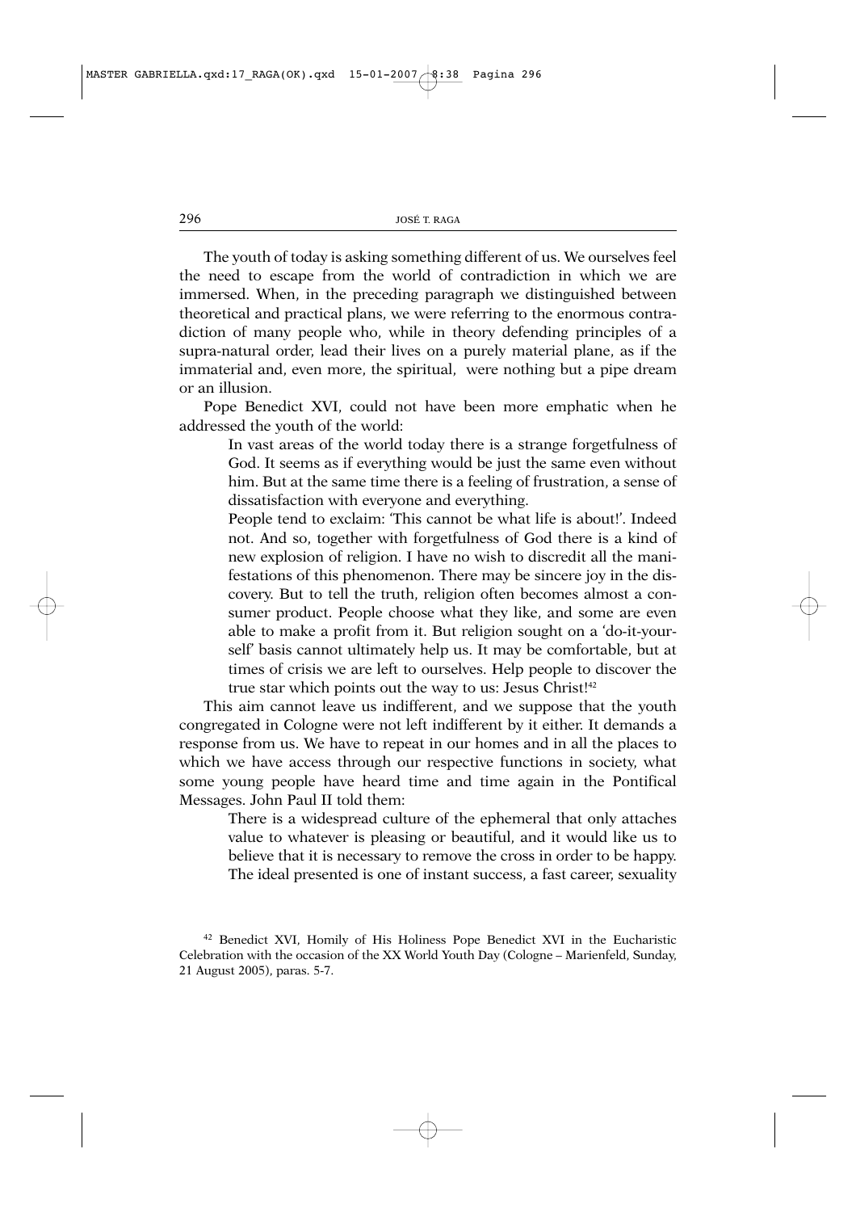The youth of today is asking something different of us. We ourselves feel the need to escape from the world of contradiction in which we are immersed. When, in the preceding paragraph we distinguished between theoretical and practical plans, we were referring to the enormous contradiction of many people who, while in theory defending principles of a supra-natural order, lead their lives on a purely material plane, as if the immaterial and, even more, the spiritual, were nothing but a pipe dream or an illusion.

Pope Benedict XVI, could not have been more emphatic when he addressed the youth of the world:

> In vast areas of the world today there is a strange forgetfulness of God. It seems as if everything would be just the same even without him. But at the same time there is a feeling of frustration, a sense of dissatisfaction with everyone and everything.
>
> People tend to exclaim: 'This cannot be what life is about!'. Indeed not. And so, together with forgetfulness of God there is a kind of new explosion of religion. I have no wish to discredit all the manifestations of this phenomenon. There may be sincere joy in the discovery. But to tell the truth, religion often becomes almost a consumer product. People choose what they like, and some are even able to make a profit from it. But religion sought on a 'do-it-yourself' basis cannot ultimately help us. It may be comfortable, but at times of crisis we are left to ourselves. Help people to discover the true star which points out the way to us: Jesus Christ![42]

This aim cannot leave us indifferent, and we suppose that the youth congregated in Cologne were not left indifferent by it either. It demands a response from us. We have to repeat in our homes and in all the places to which we have access through our respective functions in society, what some young people have heard time and time again in the Pontifical Messages. John Paul II told them:

> There is a widespread culture of the ephemeral that only attaches value to whatever is pleasing or beautiful, and it would like us to believe that it is necessary to remove the cross in order to be happy. The ideal presented is one of instant success, a fast career, sexuality

[42] Benedict XVI, Homily of His Holiness Pope Benedict XVI in the Eucharistic Celebration with the occasion of the XX World Youth Day (Cologne – Marienfeld, Sunday, 21 August 2005), paras. 5-7.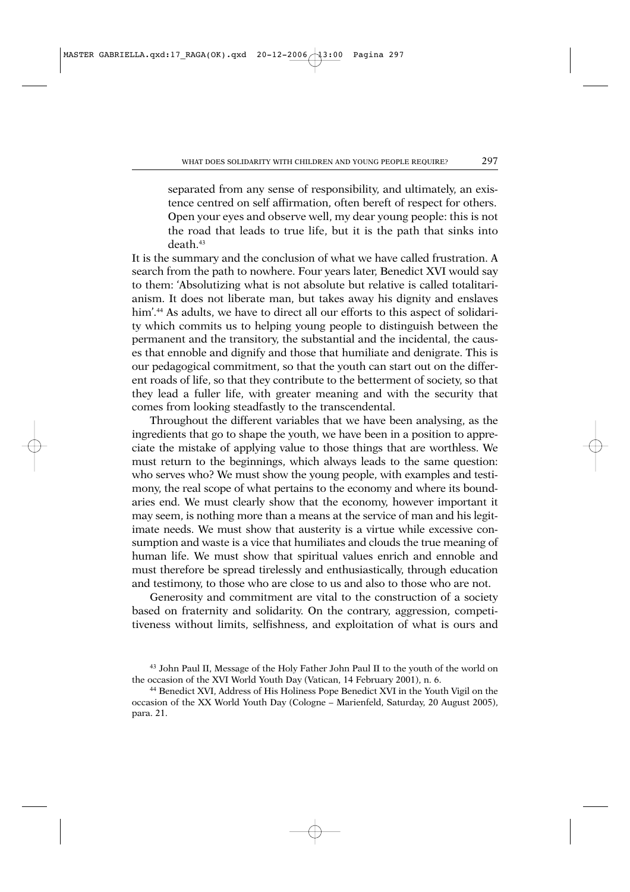> separated from any sense of responsibility, and ultimately, an existence centred on self affirmation, often bereft of respect for others. Open your eyes and observe well, my dear young people: this is not the road that leads to true life, but it is the path that sinks into death.[43]

It is the summary and the conclusion of what we have called frustration. A search from the path to nowhere. Four years later, Benedict XVI would say to them: 'Absolutizing what is not absolute but relative is called totalitarianism. It does not liberate man, but takes away his dignity and enslaves him'.[44] As adults, we have to direct all our efforts to this aspect of solidarity which commits us to helping young people to distinguish between the permanent and the transitory, the substantial and the incidental, the causes that ennoble and dignify and those that humiliate and denigrate. This is our pedagogical commitment, so that the youth can start out on the different roads of life, so that they contribute to the betterment of society, so that they lead a fuller life, with greater meaning and with the security that comes from looking steadfastly to the transcendental.

Throughout the different variables that we have been analysing, as the ingredients that go to shape the youth, we have been in a position to appreciate the mistake of applying value to those things that are worthless. We must return to the beginnings, which always leads to the same question: who serves who? We must show the young people, with examples and testimony, the real scope of what pertains to the economy and where its boundaries end. We must clearly show that the economy, however important it may seem, is nothing more than a means at the service of man and his legitimate needs. We must show that austerity is a virtue while excessive consumption and waste is a vice that humiliates and clouds the true meaning of human life. We must show that spiritual values enrich and ennoble and must therefore be spread tirelessly and enthusiastically, through education and testimony, to those who are close to us and also to those who are not.

Generosity and commitment are vital to the construction of a society based on fraternity and solidarity. On the contrary, aggression, competitiveness without limits, selfishness, and exploitation of what is ours and

---

[43] John Paul II, Message of the Holy Father John Paul II to the youth of the world on the occasion of the XVI World Youth Day (Vatican, 14 February 2001), n. 6.

[44] Benedict XVI, Address of His Holiness Pope Benedict XVI in the Youth Vigil on the occasion of the XX World Youth Day (Cologne – Marienfeld, Saturday, 20 August 2005), para. 21.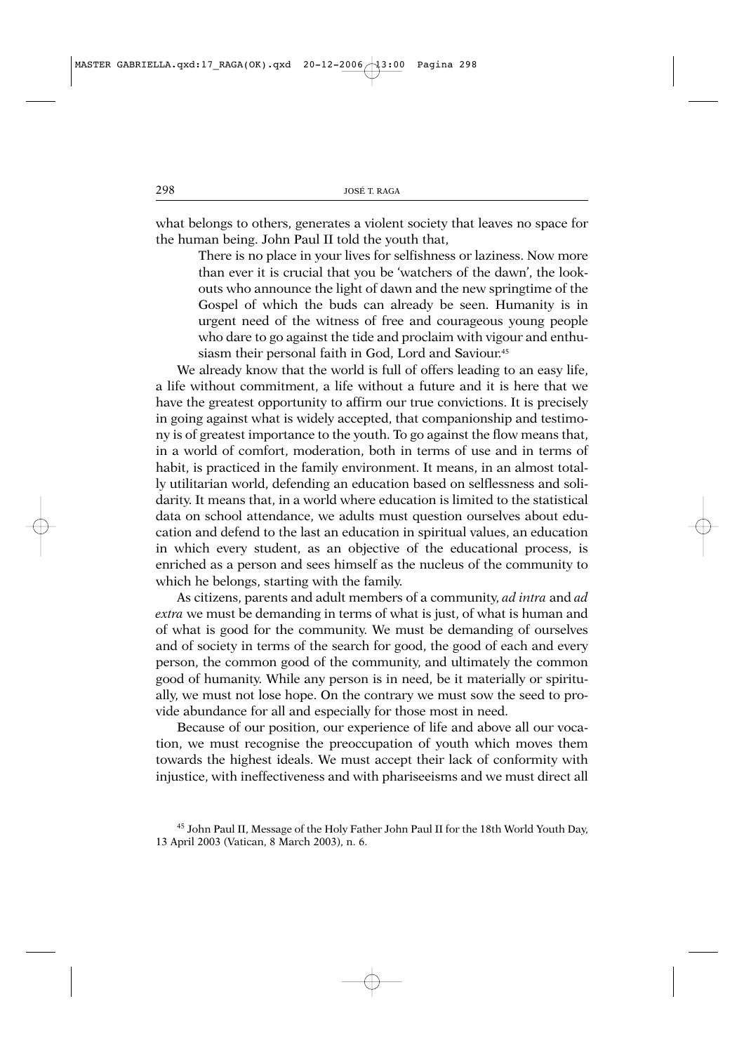what belongs to others, generates a violent society that leaves no space for the human being. John Paul II told the youth that,

> There is no place in your lives for selfishness or laziness. Now more than ever it is crucial that you be 'watchers of the dawn', the lookouts who announce the light of dawn and the new springtime of the Gospel of which the buds can already be seen. Humanity is in urgent need of the witness of free and courageous young people who dare to go against the tide and proclaim with vigour and enthusiasm their personal faith in God, Lord and Saviour.[45]

We already know that the world is full of offers leading to an easy life, a life without commitment, a life without a future and it is here that we have the greatest opportunity to affirm our true convictions. It is precisely in going against what is widely accepted, that companionship and testimony is of greatest importance to the youth. To go against the flow means that, in a world of comfort, moderation, both in terms of use and in terms of habit, is practiced in the family environment. It means, in an almost totally utilitarian world, defending an education based on selflessness and solidarity. It means that, in a world where education is limited to the statistical data on school attendance, we adults must question ourselves about education and defend to the last an education in spiritual values, an education in which every student, as an objective of the educational process, is enriched as a person and sees himself as the nucleus of the community to which he belongs, starting with the family.

As citizens, parents and adult members of a community, *ad intra* and *ad extra* we must be demanding in terms of what is just, of what is human and of what is good for the community. We must be demanding of ourselves and of society in terms of the search for good, the good of each and every person, the common good of the community, and ultimately the common good of humanity. While any person is in need, be it materially or spiritually, we must not lose hope. On the contrary we must sow the seed to provide abundance for all and especially for those most in need.

Because of our position, our experience of life and above all our vocation, we must recognise the preoccupation of youth which moves them towards the highest ideals. We must accept their lack of conformity with injustice, with ineffectiveness and with phariseeisms and we must direct all

[45] John Paul II, Message of the Holy Father John Paul II for the 18th World Youth Day, 13 April 2003 (Vatican, 8 March 2003), n. 6.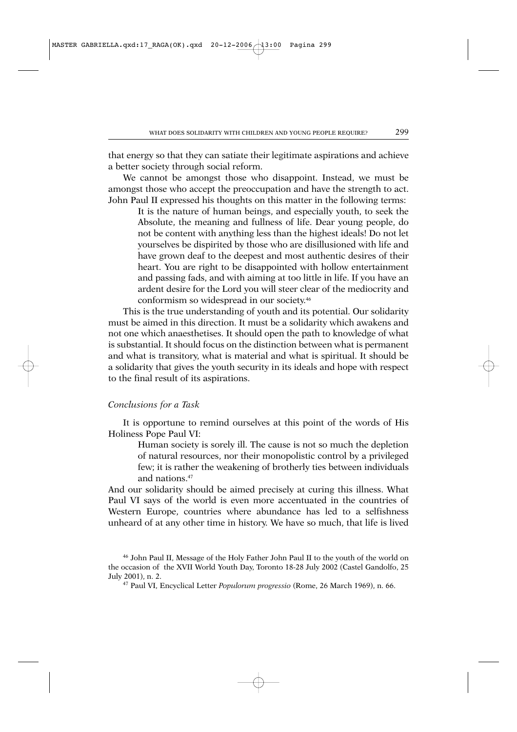that energy so that they can satiate their legitimate aspirations and achieve a better society through social reform.

We cannot be amongst those who disappoint. Instead, we must be amongst those who accept the preoccupation and have the strength to act. John Paul II expressed his thoughts on this matter in the following terms:

> It is the nature of human beings, and especially youth, to seek the Absolute, the meaning and fullness of life. Dear young people, do not be content with anything less than the highest ideals! Do not let yourselves be dispirited by those who are disillusioned with life and have grown deaf to the deepest and most authentic desires of their heart. You are right to be disappointed with hollow entertainment and passing fads, and with aiming at too little in life. If you have an ardent desire for the Lord you will steer clear of the mediocrity and conformism so widespread in our society.[46]

This is the true understanding of youth and its potential. Our solidarity must be aimed in this direction. It must be a solidarity which awakens and not one which anaesthetises. It should open the path to knowledge of what is substantial. It should focus on the distinction between what is permanent and what is transitory, what is material and what is spiritual. It should be a solidarity that gives the youth security in its ideals and hope with respect to the final result of its aspirations.

### *Conclusions for a Task*

It is opportune to remind ourselves at this point of the words of His Holiness Pope Paul VI:

> Human society is sorely ill. The cause is not so much the depletion of natural resources, nor their monopolistic control by a privileged few; it is rather the weakening of brotherly ties between individuals and nations.[47]

And our solidarity should be aimed precisely at curing this illness. What Paul VI says of the world is even more accentuated in the countries of Western Europe, countries where abundance has led to a selfishness unheard of at any other time in history. We have so much, that life is lived

[46] John Paul II, Message of the Holy Father John Paul II to the youth of the world on the occasion of the XVII World Youth Day, Toronto 18-28 July 2002 (Castel Gandolfo, 25 July 2001), n. 2.

[47] Paul VI, Encyclical Letter *Populorum progressio* (Rome, 26 March 1969), n. 66.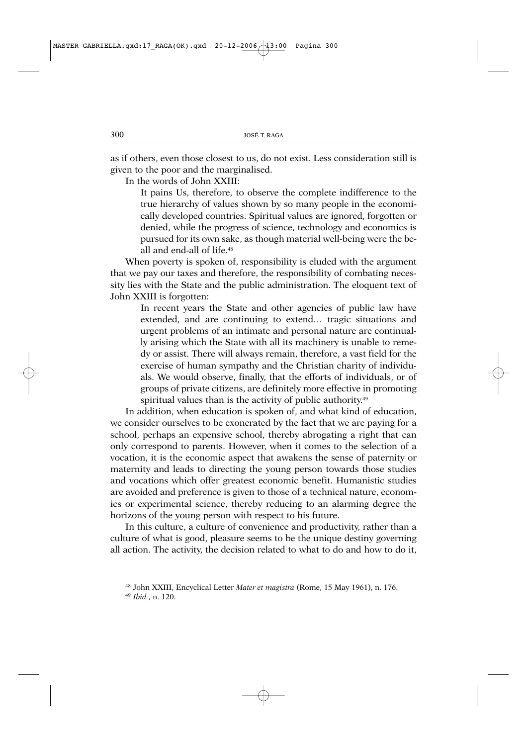as if others, even those closest to us, do not exist. Less consideration still is given to the poor and the marginalised.

In the words of John XXIII:

> It pains Us, therefore, to observe the complete indifference to the true hierarchy of values shown by so many people in the economically developed countries. Spiritual values are ignored, forgotten or denied, while the progress of science, technology and economics is pursued for its own sake, as though material well-being were the be-all and end-all of life.[48]

When poverty is spoken of, responsibility is eluded with the argument that we pay our taxes and therefore, the responsibility of combating necessity lies with the State and the public administration. The eloquent text of John XXIII is forgotten:

> In recent years the State and other agencies of public law have extended, and are continuing to extend… tragic situations and urgent problems of an intimate and personal nature are continually arising which the State with all its machinery is unable to remedy or assist. There will always remain, therefore, a vast field for the exercise of human sympathy and the Christian charity of individuals. We would observe, finally, that the efforts of individuals, or of groups of private citizens, are definitely more effective in promoting spiritual values than is the activity of public authority.[49]

In addition, when education is spoken of, and what kind of education, we consider ourselves to be exonerated by the fact that we are paying for a school, perhaps an expensive school, thereby abrogating a right that can only correspond to parents. However, when it comes to the selection of a vocation, it is the economic aspect that awakens the sense of paternity or maternity and leads to directing the young person towards those studies and vocations which offer greatest economic benefit. Humanistic studies are avoided and preference is given to those of a technical nature, economics or experimental science, thereby reducing to an alarming degree the horizons of the young person with respect to his future.

In this culture, a culture of convenience and productivity, rather than a culture of what is good, pleasure seems to be the unique destiny governing all action. The activity, the decision related to what to do and how to do it,

[48] John XXIII, Encyclical Letter *Mater et magistra* (Rome, 15 May 1961), n. 176.

[49] *Ibid.*, n. 120.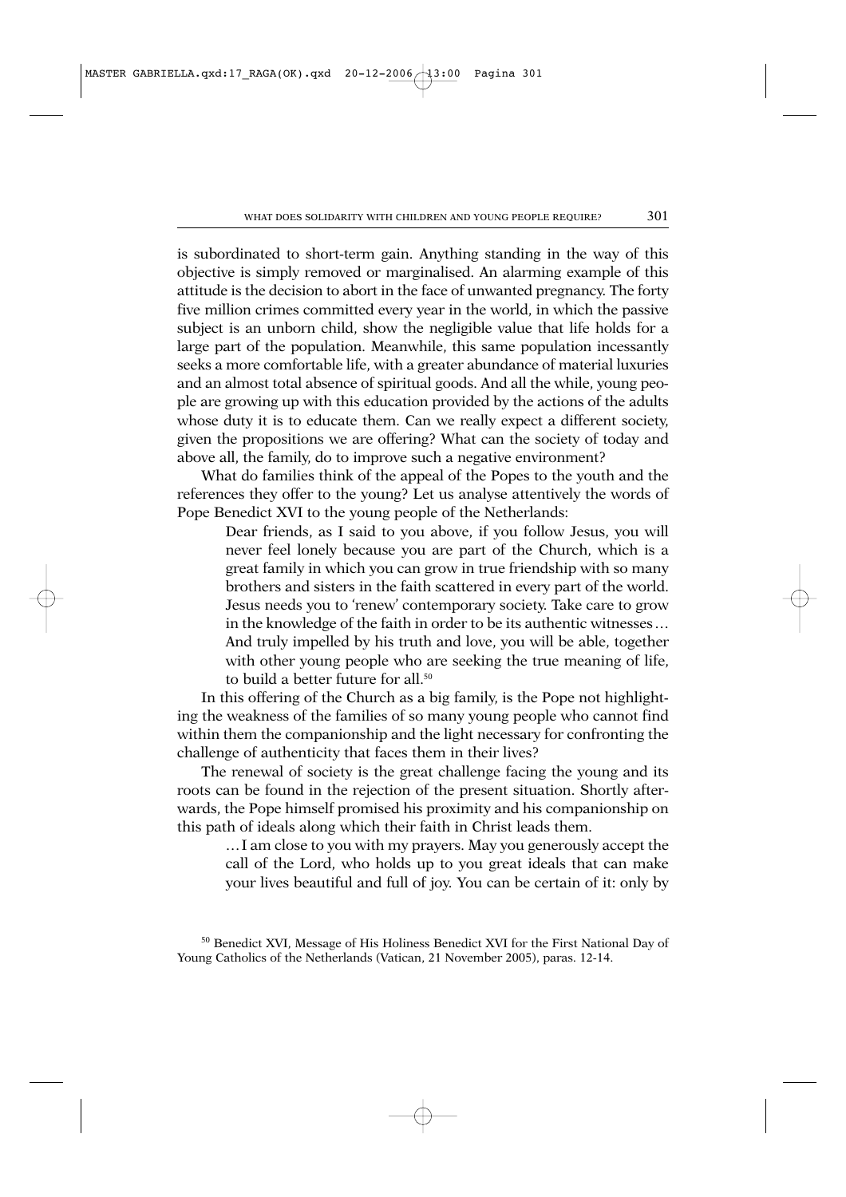is subordinated to short-term gain. Anything standing in the way of this objective is simply removed or marginalised. An alarming example of this attitude is the decision to abort in the face of unwanted pregnancy. The forty five million crimes committed every year in the world, in which the passive subject is an unborn child, show the negligible value that life holds for a large part of the population. Meanwhile, this same population incessantly seeks a more comfortable life, with a greater abundance of material luxuries and an almost total absence of spiritual goods. And all the while, young people are growing up with this education provided by the actions of the adults whose duty it is to educate them. Can we really expect a different society, given the propositions we are offering? What can the society of today and above all, the family, do to improve such a negative environment?

What do families think of the appeal of the Popes to the youth and the references they offer to the young? Let us analyse attentively the words of Pope Benedict XVI to the young people of the Netherlands:

> Dear friends, as I said to you above, if you follow Jesus, you will never feel lonely because you are part of the Church, which is a great family in which you can grow in true friendship with so many brothers and sisters in the faith scattered in every part of the world. Jesus needs you to 'renew' contemporary society. Take care to grow in the knowledge of the faith in order to be its authentic witnesses… And truly impelled by his truth and love, you will be able, together with other young people who are seeking the true meaning of life, to build a better future for all.[50]

In this offering of the Church as a big family, is the Pope not highlighting the weakness of the families of so many young people who cannot find within them the companionship and the light necessary for confronting the challenge of authenticity that faces them in their lives?

The renewal of society is the great challenge facing the young and its roots can be found in the rejection of the present situation. Shortly afterwards, the Pope himself promised his proximity and his companionship on this path of ideals along which their faith in Christ leads them.

> …I am close to you with my prayers. May you generously accept the call of the Lord, who holds up to you great ideals that can make your lives beautiful and full of joy. You can be certain of it: only by

[50] Benedict XVI, Message of His Holiness Benedict XVI for the First National Day of Young Catholics of the Netherlands (Vatican, 21 November 2005), paras. 12-14.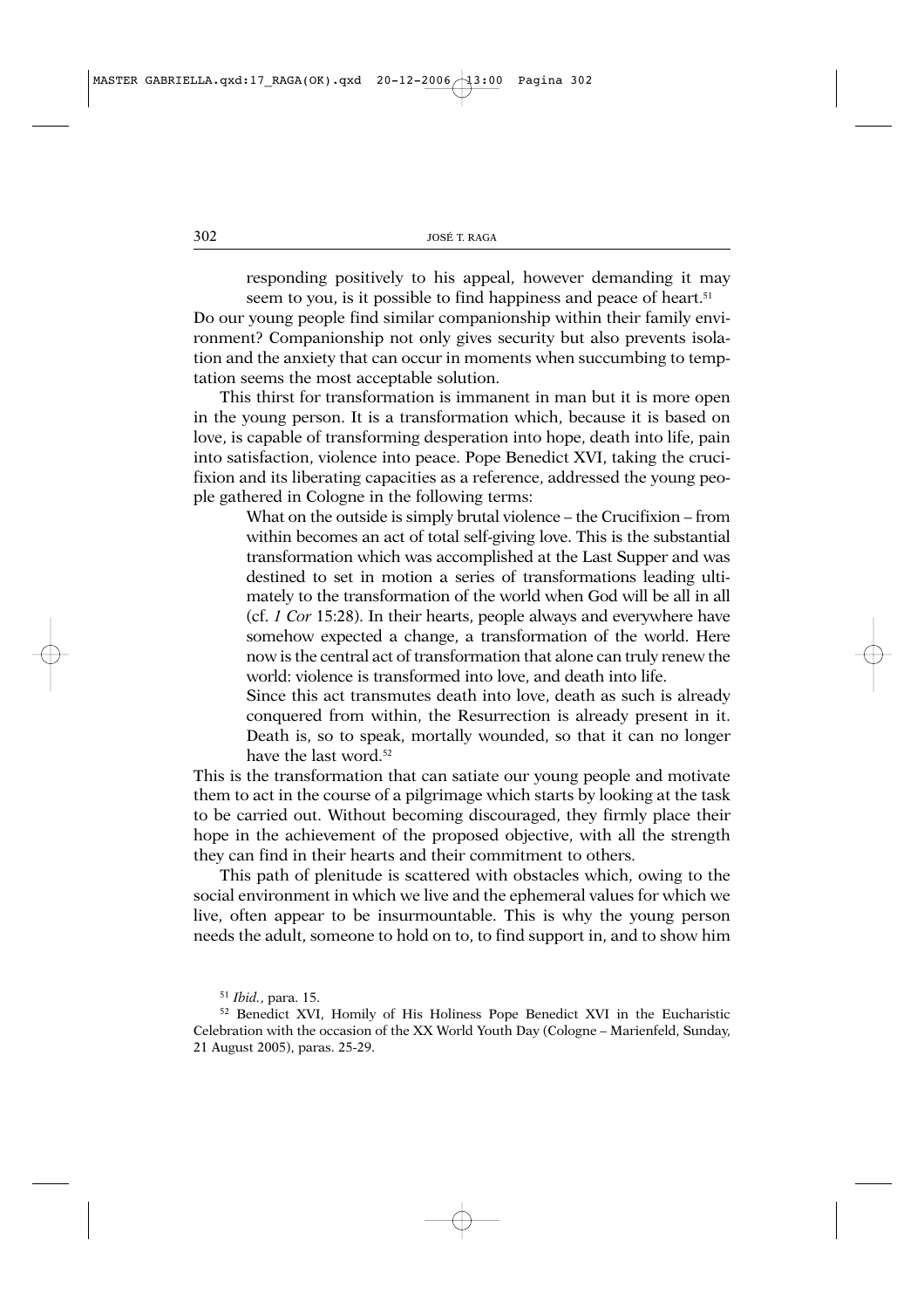> responding positively to his appeal, however demanding it may seem to you, is it possible to find happiness and peace of heart.[51]

Do our young people find similar companionship within their family environment? Companionship not only gives security but also prevents isolation and the anxiety that can occur in moments when succumbing to temptation seems the most acceptable solution.

This thirst for transformation is immanent in man but it is more open in the young person. It is a transformation which, because it is based on love, is capable of transforming desperation into hope, death into life, pain into satisfaction, violence into peace. Pope Benedict XVI, taking the crucifixion and its liberating capacities as a reference, addressed the young people gathered in Cologne in the following terms:

> What on the outside is simply brutal violence – the Crucifixion – from within becomes an act of total self-giving love. This is the substantial transformation which was accomplished at the Last Supper and was destined to set in motion a series of transformations leading ultimately to the transformation of the world when God will be all in all (cf. *1 Cor* 15:28). In their hearts, people always and everywhere have somehow expected a change, a transformation of the world. Here now is the central act of transformation that alone can truly renew the world: violence is transformed into love, and death into life.
>
> Since this act transmutes death into love, death as such is already conquered from within, the Resurrection is already present in it. Death is, so to speak, mortally wounded, so that it can no longer have the last word.[52]

This is the transformation that can satiate our young people and motivate them to act in the course of a pilgrimage which starts by looking at the task to be carried out. Without becoming discouraged, they firmly place their hope in the achievement of the proposed objective, with all the strength they can find in their hearts and their commitment to others.

This path of plenitude is scattered with obstacles which, owing to the social environment in which we live and the ephemeral values for which we live, often appear to be insurmountable. This is why the young person needs the adult, someone to hold on to, to find support in, and to show him

---

[51] *Ibid.*, para. 15.

[52] Benedict XVI, Homily of His Holiness Pope Benedict XVI in the Eucharistic Celebration with the occasion of the XX World Youth Day (Cologne – Marienfeld, Sunday, 21 August 2005), paras. 25-29.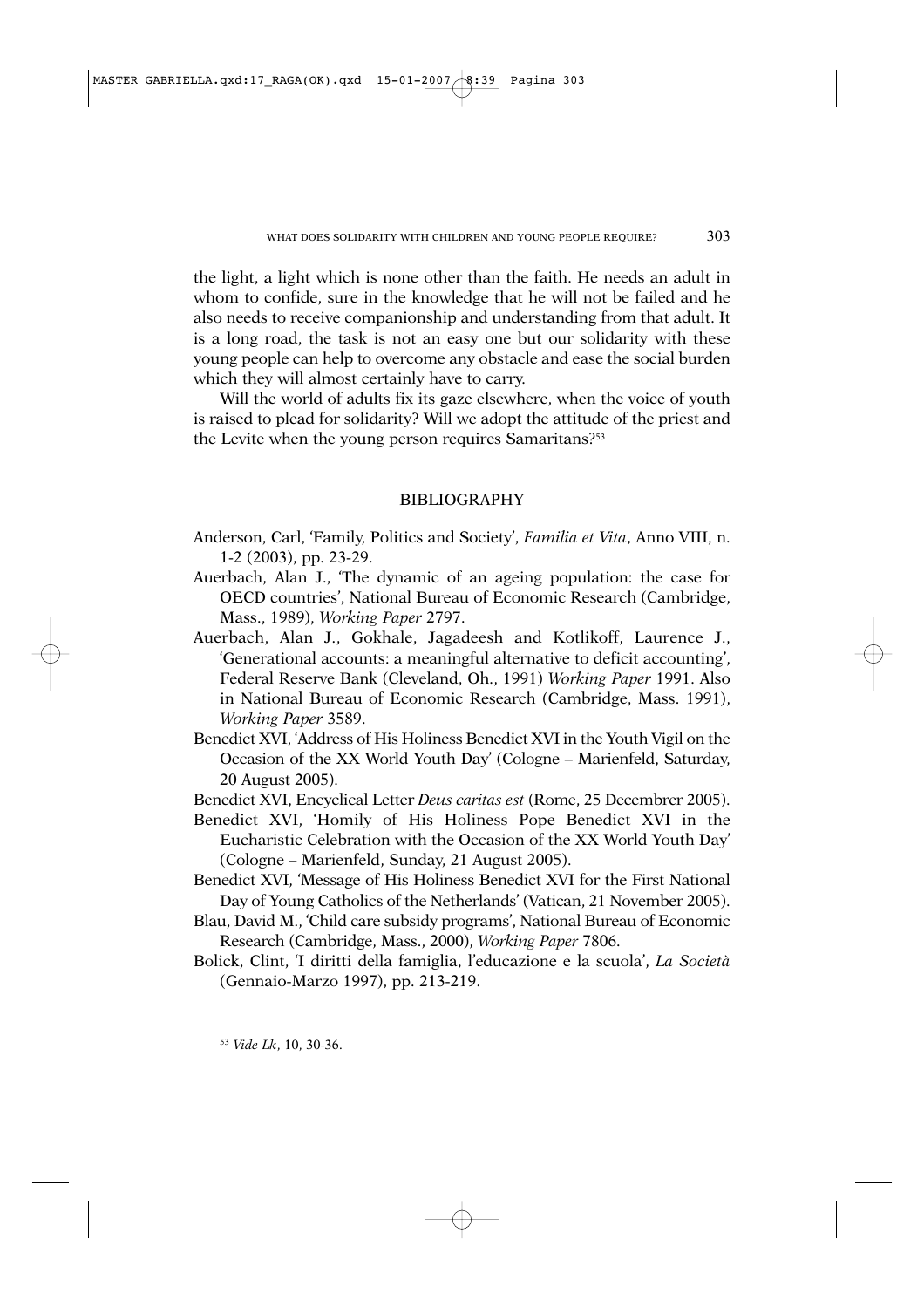the light, a light which is none other than the faith. He needs an adult in whom to confide, sure in the knowledge that he will not be failed and he also needs to receive companionship and understanding from that adult. It is a long road, the task is not an easy one but our solidarity with these young people can help to overcome any obstacle and ease the social burden which they will almost certainly have to carry.

Will the world of adults fix its gaze elsewhere, when the voice of youth is raised to plead for solidarity? Will we adopt the attitude of the priest and the Levite when the young person requires Samaritans?[53]

## BIBLIOGRAPHY

Anderson, Carl, 'Family, Politics and Society', *Familia et Vita*, Anno VIII, n. 1-2 (2003), pp. 23-29.

Auerbach, Alan J., 'The dynamic of an ageing population: the case for OECD countries', National Bureau of Economic Research (Cambridge, Mass., 1989), *Working Paper* 2797.

Auerbach, Alan J., Gokhale, Jagadeesh and Kotlikoff, Laurence J., 'Generational accounts: a meaningful alternative to deficit accounting', Federal Reserve Bank (Cleveland, Oh., 1991) *Working Paper* 1991. Also in National Bureau of Economic Research (Cambridge, Mass. 1991), *Working Paper* 3589.

Benedict XVI, 'Address of His Holiness Benedict XVI in the Youth Vigil on the Occasion of the XX World Youth Day' (Cologne – Marienfeld, Saturday, 20 August 2005).

Benedict XVI, Encyclical Letter *Deus caritas est* (Rome, 25 Decembrer 2005).

Benedict XVI, 'Homily of His Holiness Pope Benedict XVI in the Eucharistic Celebration with the Occasion of the XX World Youth Day' (Cologne – Marienfeld, Sunday, 21 August 2005).

Benedict XVI, 'Message of His Holiness Benedict XVI for the First National Day of Young Catholics of the Netherlands' (Vatican, 21 November 2005).

Blau, David M., 'Child care subsidy programs', National Bureau of Economic Research (Cambridge, Mass., 2000), *Working Paper* 7806.

Bolick, Clint, 'I diritti della famiglia, l'educazione e la scuola', *La Società* (Gennaio-Marzo 1997), pp. 213-219.

[53] *Vide Lk*, 10, 30-36.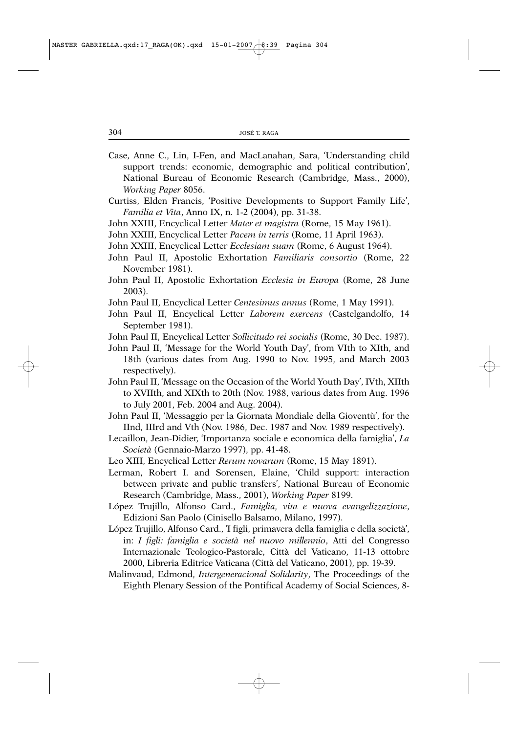Case, Anne C., Lin, I-Fen, and MacLanahan, Sara, 'Understanding child support trends: economic, demographic and political contribution', National Bureau of Economic Research (Cambridge, Mass., 2000), *Working Paper* 8056.

Curtiss, Elden Francis, 'Positive Developments to Support Family Life', *Familia et Vita*, Anno IX, n. 1-2 (2004), pp. 31-38.

John XXIII, Encyclical Letter *Mater et magistra* (Rome, 15 May 1961).

John XXIII, Encyclical Letter *Pacem in terris* (Rome, 11 April 1963).

John XXIII, Encyclical Letter *Ecclesiam suam* (Rome, 6 August 1964).

John Paul II, Apostolic Exhortation *Familiaris consortio* (Rome, 22 November 1981).

John Paul II, Apostolic Exhortation *Ecclesia in Europa* (Rome, 28 June 2003).

John Paul II, Encyclical Letter *Centesimus annus* (Rome, 1 May 1991).

John Paul II, Encyclical Letter *Laborem exercens* (Castelgandolfo, 14 September 1981).

John Paul II, Encyclical Letter *Sollicitudo rei socialis* (Rome, 30 Dec. 1987).

John Paul II, 'Message for the World Youth Day', from VIth to XIth, and 18th (various dates from Aug. 1990 to Nov. 1995, and March 2003 respectively).

John Paul II, 'Message on the Occasion of the World Youth Day', IVth, XIIth to XVIIth, and XIXth to 20th (Nov. 1988, various dates from Aug. 1996 to July 2001, Feb. 2004 and Aug. 2004).

John Paul II, 'Messaggio per la Giornata Mondiale della Gioventù', for the IInd, IIIrd and Vth (Nov. 1986, Dec. 1987 and Nov. 1989 respectively).

Lecaillon, Jean-Didier, 'Importanza sociale e economica della famiglia', *La Società* (Gennaio-Marzo 1997), pp. 41-48.

Leo XIII, Encyclical Letter *Rerum novarum* (Rome, 15 May 1891).

Lerman, Robert I. and Sorensen, Elaine, 'Child support: interaction between private and public transfers', National Bureau of Economic Research (Cambridge, Mass., 2001), *Working Paper* 8199.

López Trujillo, Alfonso Card., *Famiglia, vita e nuova evangelizzazione*, Edizioni San Paolo (Cinisello Balsamo, Milano, 1997).

López Trujillo, Alfonso Card., 'I figli, primavera della famiglia e della società', in: *I figli: famiglia e società nel nuovo millennio*, Atti del Congresso Internazionale Teologico-Pastorale, Città del Vaticano, 11-13 ottobre 2000, Libreria Editrice Vaticana (Città del Vaticano, 2001), pp. 19-39.

Malinvaud, Edmond, *Intergeneracional Solidarity*, The Proceedings of the Eighth Plenary Session of the Pontifical Academy of Social Sciences, 8-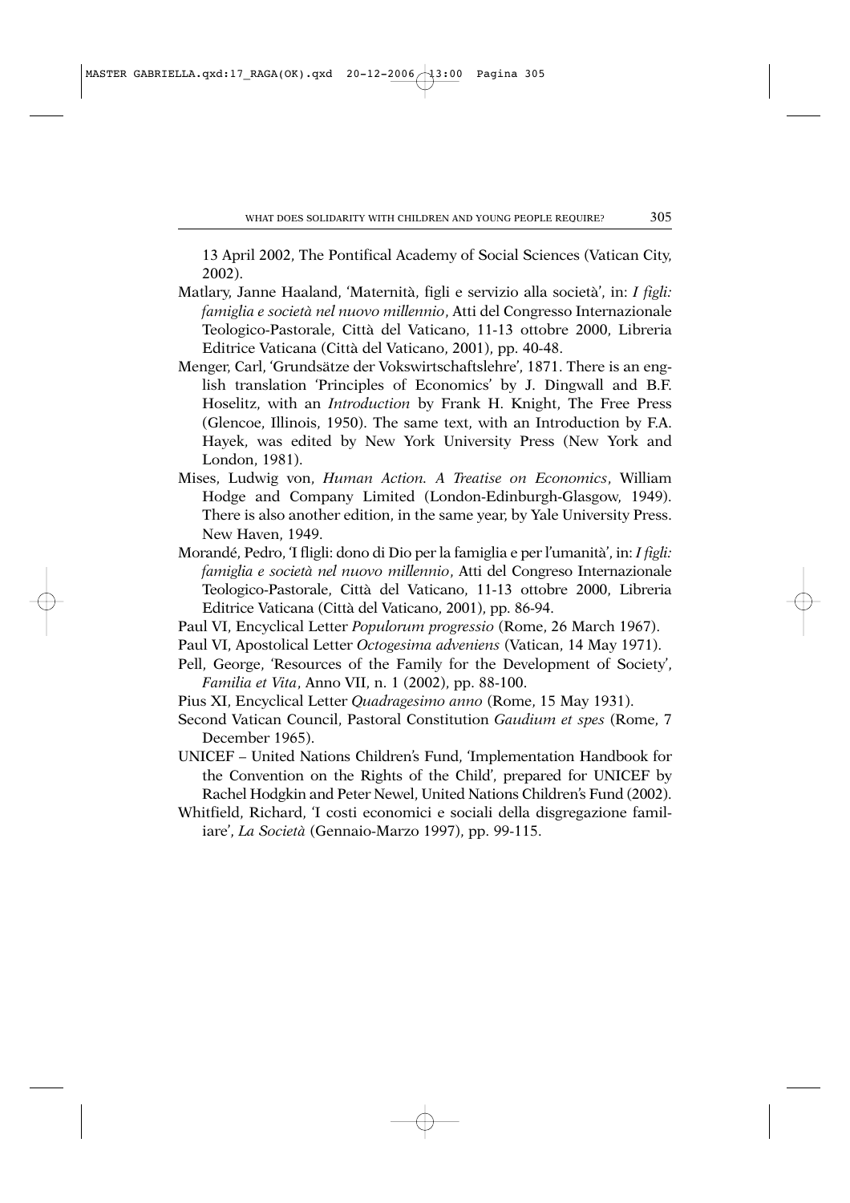13 April 2002, The Pontifical Academy of Social Sciences (Vatican City, 2002).

Matlary, Janne Haaland, 'Maternità, figli e servizio alla società', in: *I figli: famiglia e società nel nuovo millennio*, Atti del Congresso Internazionale Teologico-Pastorale, Città del Vaticano, 11-13 ottobre 2000, Libreria Editrice Vaticana (Città del Vaticano, 2001), pp. 40-48.

Menger, Carl, 'Grundsätze der Vokswirtschaftslehre', 1871. There is an english translation 'Principles of Economics' by J. Dingwall and B.F. Hoselitz, with an *Introduction* by Frank H. Knight, The Free Press (Glencoe, Illinois, 1950). The same text, with an Introduction by F.A. Hayek, was edited by New York University Press (New York and London, 1981).

Mises, Ludwig von, *Human Action. A Treatise on Economics*, William Hodge and Company Limited (London-Edinburgh-Glasgow, 1949). There is also another edition, in the same year, by Yale University Press. New Haven, 1949.

Morandé, Pedro, 'I flgli: dono di Dio per la famiglia e per l'umanità', in: *I figli: famiglia e società nel nuovo millennio*, Atti del Congreso Internazionale Teologico-Pastorale, Città del Vaticano, 11-13 ottobre 2000, Libreria Editrice Vaticana (Città del Vaticano, 2001), pp. 86-94.

Paul VI, Encyclical Letter *Populorum progressio* (Rome, 26 March 1967).

Paul VI, Apostolical Letter *Octogesima adveniens* (Vatican, 14 May 1971).

Pell, George, 'Resources of the Family for the Development of Society', *Familia et Vita*, Anno VII, n. 1 (2002), pp. 88-100.

Pius XI, Encyclical Letter *Quadragesimo anno* (Rome, 15 May 1931).

Second Vatican Council, Pastoral Constitution *Gaudium et spes* (Rome, 7 December 1965).

UNICEF – United Nations Children's Fund, 'Implementation Handbook for the Convention on the Rights of the Child', prepared for UNICEF by Rachel Hodgkin and Peter Newel, United Nations Children's Fund (2002).

Whitfield, Richard, 'I costi economici e sociali della disgregazione familiare', *La Società* (Gennaio-Marzo 1997), pp. 99-115.